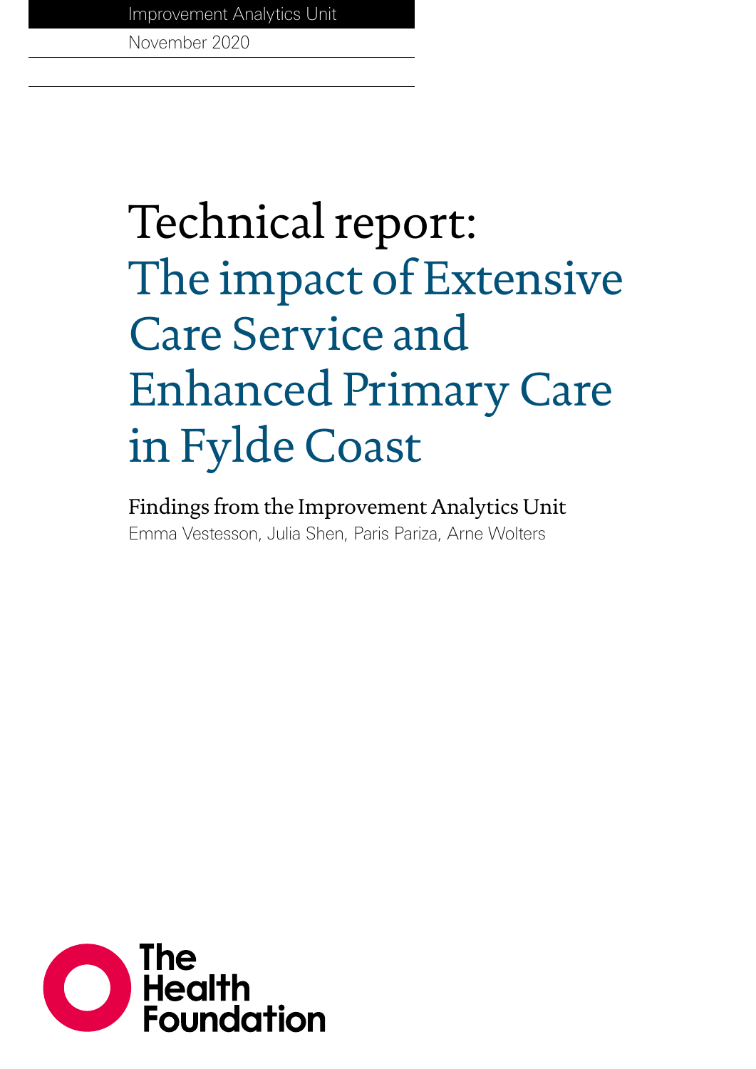Improvement Analytics Unit

November 2020

# Technical report: The impact of Extensive Care Service and Enhanced Primary Care in Fylde Coast

Findings from the Improvement Analytics Unit

Emma Vestesson, Julia Shen, Paris Pariza, Arne Wolters

The Health Foundation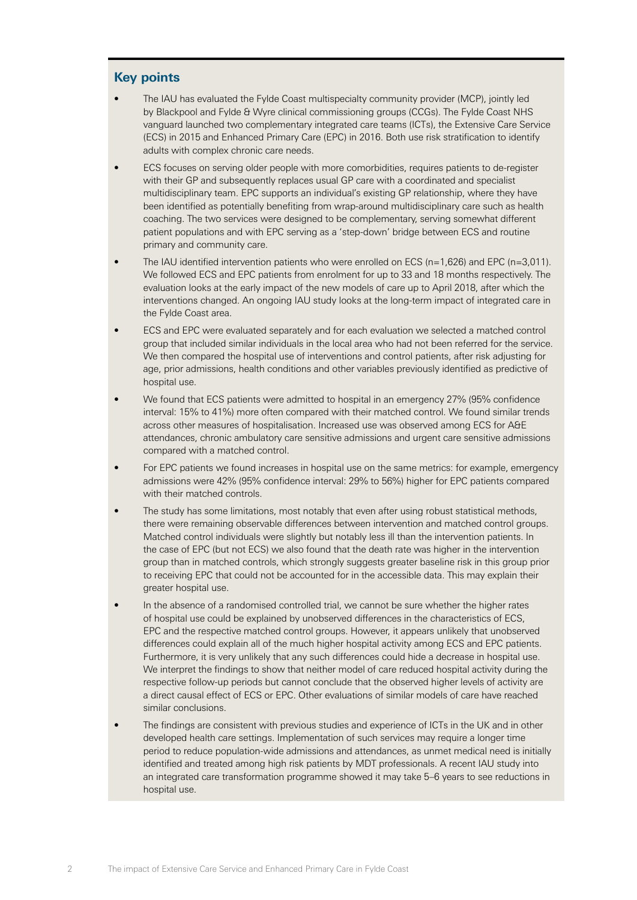## Key points

- The IAU has evaluated the Fylde Coast multispecialty community provider (MCP), jointly led by Blackpool and Fylde & Wyre clinical commissioning groups (CCGs). The Fylde Coast NHS vanguard launched two complementary integrated care teams (ICTs), the Extensive Care Service (ECS) in 2015 and Enhanced Primary Care (EPC) in 2016. Both use risk stratification to identify adults with complex chronic care needs.
- ECS focuses on serving older people with more comorbidities, requires patients to de-register with their GP and subsequently replaces usual GP care with a coordinated and specialist multidisciplinary team. EPC supports an individual's existing GP relationship, where they have been identified as potentially benefiting from wrap-around multidisciplinary care such as health coaching. The two services were designed to be complementary, serving somewhat different patient populations and with EPC serving as a 'step-down' bridge between ECS and routine primary and community care.
- The IAU identified intervention patients who were enrolled on ECS (n=1,626) and EPC (n=3,011). We followed ECS and EPC patients from enrolment for up to 33 and 18 months respectively. The evaluation looks at the early impact of the new models of care up to April 2018, after which the interventions changed. An ongoing IAU study looks at the long-term impact of integrated care in the Fylde Coast area.
- ECS and EPC were evaluated separately and for each evaluation we selected a matched control group that included similar individuals in the local area who had not been referred for the service. We then compared the hospital use of interventions and control patients, after risk adjusting for age, prior admissions, health conditions and other variables previously identified as predictive of hospital use.
- We found that ECS patients were admitted to hospital in an emergency 27% (95% confidence interval: 15% to 41%) more often compared with their matched control. We found similar trends across other measures of hospitalisation. Increased use was observed among ECS for A&E attendances, chronic ambulatory care sensitive admissions and urgent care sensitive admissions compared with a matched control.
- For EPC patients we found increases in hospital use on the same metrics: for example, emergency admissions were 42% (95% confidence interval: 29% to 56%) higher for EPC patients compared with their matched controls.
- The study has some limitations, most notably that even after using robust statistical methods, there were remaining observable differences between intervention and matched control groups. Matched control individuals were slightly but notably less ill than the intervention patients. In the case of EPC (but not ECS) we also found that the death rate was higher in the intervention group than in matched controls, which strongly suggests greater baseline risk in this group prior to receiving EPC that could not be accounted for in the accessible data. This may explain their greater hospital use.
- In the absence of a randomised controlled trial, we cannot be sure whether the higher rates of hospital use could be explained by unobserved differences in the characteristics of ECS, EPC and the respective matched control groups. However, it appears unlikely that unobserved differences could explain all of the much higher hospital activity among ECS and EPC patients. Furthermore, it is very unlikely that any such differences could hide a decrease in hospital use. We interpret the findings to show that neither model of care reduced hospital activity during the respective follow-up periods but cannot conclude that the observed higher levels of activity are a direct causal effect of ECS or EPC. Other evaluations of similar models of care have reached similar conclusions.
- The findings are consistent with previous studies and experience of ICTs in the UK and in other developed health care settings. Implementation of such services may require a longer time period to reduce population-wide admissions and attendances, as unmet medical need is initially identified and treated among high risk patients by MDT professionals. A recent IAU study into an integrated care transformation programme showed it may take 5–6 years to see reductions in hospital use.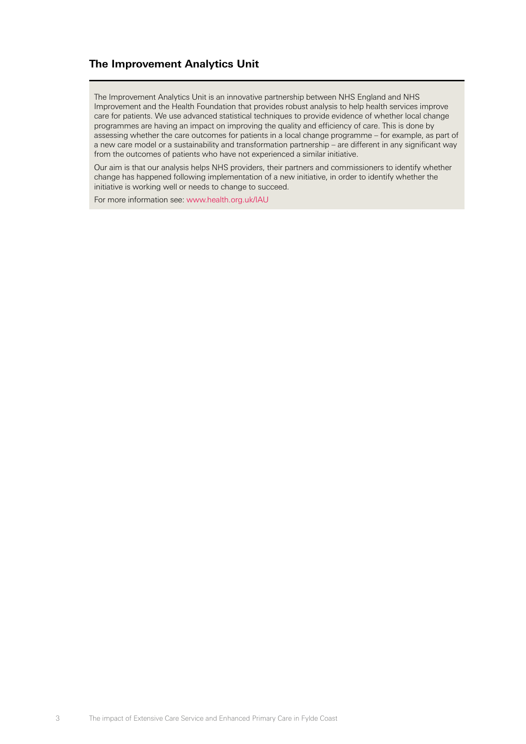## The Improvement Analytics Unit

The Improvement Analytics Unit is an innovative partnership between NHS England and NHS Improvement and the Health Foundation that provides robust analysis to help health services improve care for patients. We use advanced statistical techniques to provide evidence of whether local change programmes are having an impact on improving the quality and efficiency of care. This is done by assessing whether the care outcomes for patients in a local change programme – for example, as part of a new care model or a sustainability and transformation partnership – are different in any significant way from the outcomes of patients who have not experienced a similar initiative.

Our aim is that our analysis helps NHS providers, their partners and commissioners to identify whether change has happened following implementation of a new initiative, in order to identify whether the initiative is working well or needs to change to succeed.

For more information see: www.health.org.uk/IAU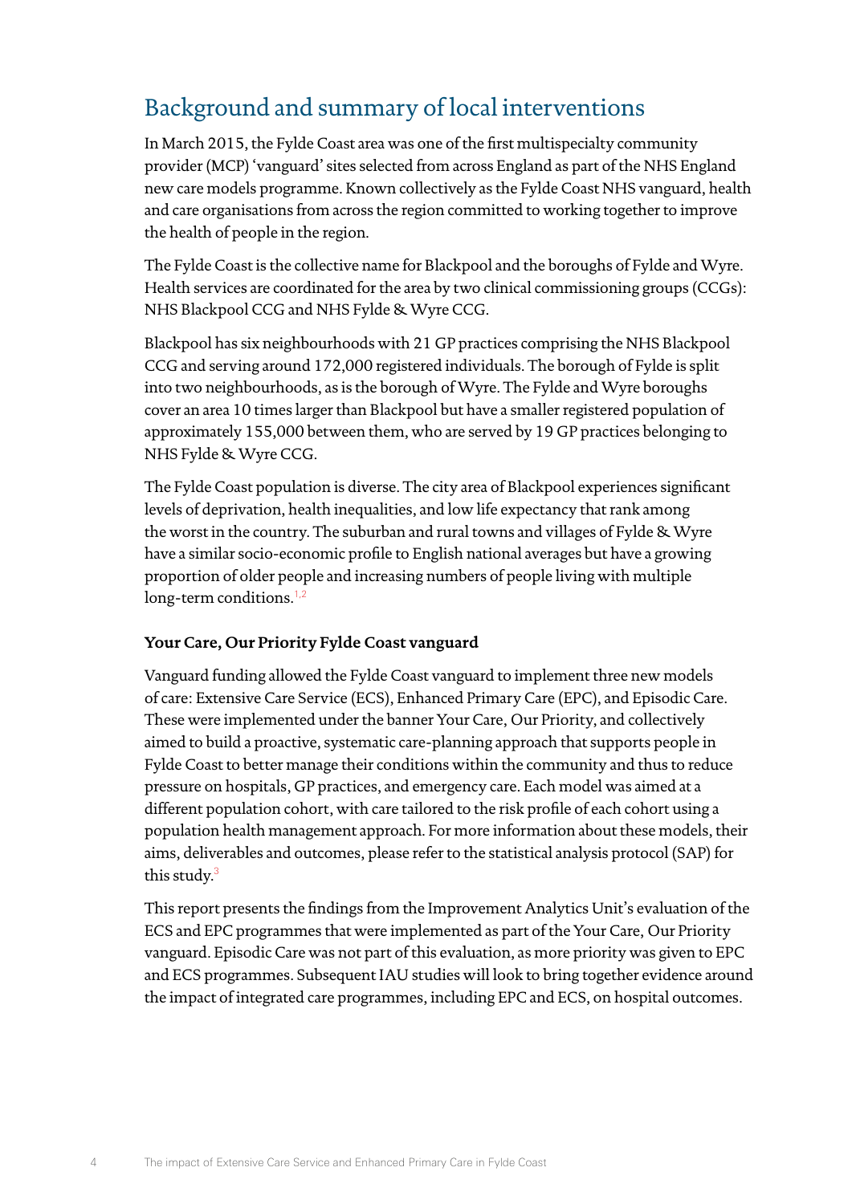## Background and summary of local interventions

In March 2015, the Fylde Coast area was one of the first multispecialty community provider (MCP) 'vanguard' sites selected from across England as part of the NHS England new care models programme. Known collectively as the Fylde Coast NHS vanguard, health and care organisations from across the region committed to working together to improve the health of people in the region.

The Fylde Coast is the collective name for Blackpool and the boroughs of Fylde and Wyre. Health services are coordinated for the area by two clinical commissioning groups (CCGs): NHS Blackpool CCG and NHS Fylde & Wyre CCG.

Blackpool has six neighbourhoods with 21 GP practices comprising the NHS Blackpool CCG and serving around 172,000 registered individuals. The borough of Fylde is split into two neighbourhoods, as is the borough of Wyre. The Fylde and Wyre boroughs cover an area 10 times larger than Blackpool but have a smaller registered population of approximately 155,000 between them, who are served by 19 GP practices belonging to NHS Fylde & Wyre CCG.

The Fylde Coast population is diverse. The city area of Blackpool experiences significant levels of deprivation, health inequalities, and low life expectancy that rank among the worst in the country. The suburban and rural towns and villages of Fylde & Wyre have a similar socio-economic profile to English national averages but have a growing proportion of older people and increasing numbers of people living with multiple long-term conditions.[1,2]

### Your Care, Our Priority Fylde Coast vanguard

Vanguard funding allowed the Fylde Coast vanguard to implement three new models of care: Extensive Care Service (ECS), Enhanced Primary Care (EPC), and Episodic Care. These were implemented under the banner Your Care, Our Priority, and collectively aimed to build a proactive, systematic care-planning approach that supports people in Fylde Coast to better manage their conditions within the community and thus to reduce pressure on hospitals, GP practices, and emergency care. Each model was aimed at a different population cohort, with care tailored to the risk profile of each cohort using a population health management approach. For more information about these models, their aims, deliverables and outcomes, please refer to the statistical analysis protocol (SAP) for this study.[3]

This report presents the findings from the Improvement Analytics Unit's evaluation of the ECS and EPC programmes that were implemented as part of the Your Care, Our Priority vanguard. Episodic Care was not part of this evaluation, as more priority was given to EPC and ECS programmes. Subsequent IAU studies will look to bring together evidence around the impact of integrated care programmes, including EPC and ECS, on hospital outcomes.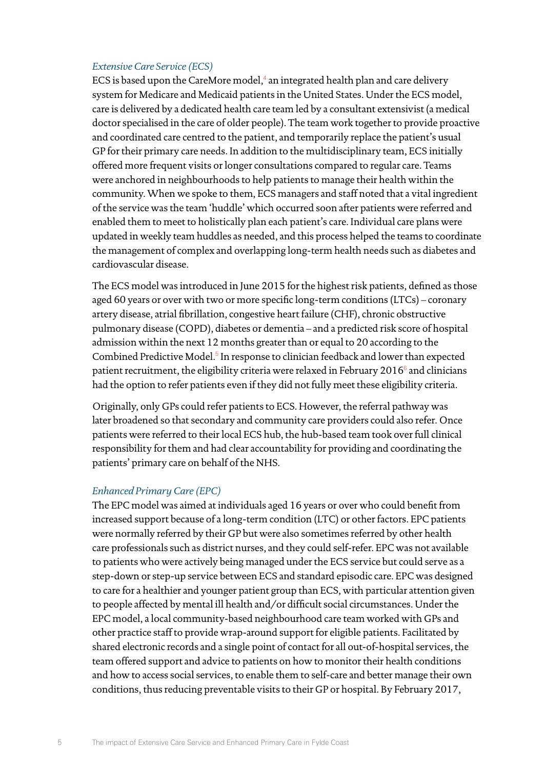*Extensive Care Service (ECS)*

ECS is based upon the CareMore model,[4] an integrated health plan and care delivery system for Medicare and Medicaid patients in the United States. Under the ECS model, care is delivered by a dedicated health care team led by a consultant extensivist (a medical doctor specialised in the care of older people). The team work together to provide proactive and coordinated care centred to the patient, and temporarily replace the patient's usual GP for their primary care needs. In addition to the multidisciplinary team, ECS initially offered more frequent visits or longer consultations compared to regular care. Teams were anchored in neighbourhoods to help patients to manage their health within the community. When we spoke to them, ECS managers and staff noted that a vital ingredient of the service was the team 'huddle' which occurred soon after patients were referred and enabled them to meet to holistically plan each patient's care. Individual care plans were updated in weekly team huddles as needed, and this process helped the teams to coordinate the management of complex and overlapping long-term health needs such as diabetes and cardiovascular disease.

The ECS model was introduced in June 2015 for the highest risk patients, defined as those aged 60 years or over with two or more specific long-term conditions (LTCs) – coronary artery disease, atrial fibrillation, congestive heart failure (CHF), chronic obstructive pulmonary disease (COPD), diabetes or dementia – and a predicted risk score of hospital admission within the next 12 months greater than or equal to 20 according to the Combined Predictive Model.[5] In response to clinician feedback and lower than expected patient recruitment, the eligibility criteria were relaxed in February 2016[6] and clinicians had the option to refer patients even if they did not fully meet these eligibility criteria.

Originally, only GPs could refer patients to ECS. However, the referral pathway was later broadened so that secondary and community care providers could also refer. Once patients were referred to their local ECS hub, the hub-based team took over full clinical responsibility for them and had clear accountability for providing and coordinating the patients' primary care on behalf of the NHS.

*Enhanced Primary Care (EPC)*

The EPC model was aimed at individuals aged 16 years or over who could benefit from increased support because of a long-term condition (LTC) or other factors. EPC patients were normally referred by their GP but were also sometimes referred by other health care professionals such as district nurses, and they could self-refer. EPC was not available to patients who were actively being managed under the ECS service but could serve as a step-down or step-up service between ECS and standard episodic care. EPC was designed to care for a healthier and younger patient group than ECS, with particular attention given to people affected by mental ill health and/or difficult social circumstances. Under the EPC model, a local community-based neighbourhood care team worked with GPs and other practice staff to provide wrap-around support for eligible patients. Facilitated by shared electronic records and a single point of contact for all out-of-hospital services, the team offered support and advice to patients on how to monitor their health conditions and how to access social services, to enable them to self-care and better manage their own conditions, thus reducing preventable visits to their GP or hospital. By February 2017,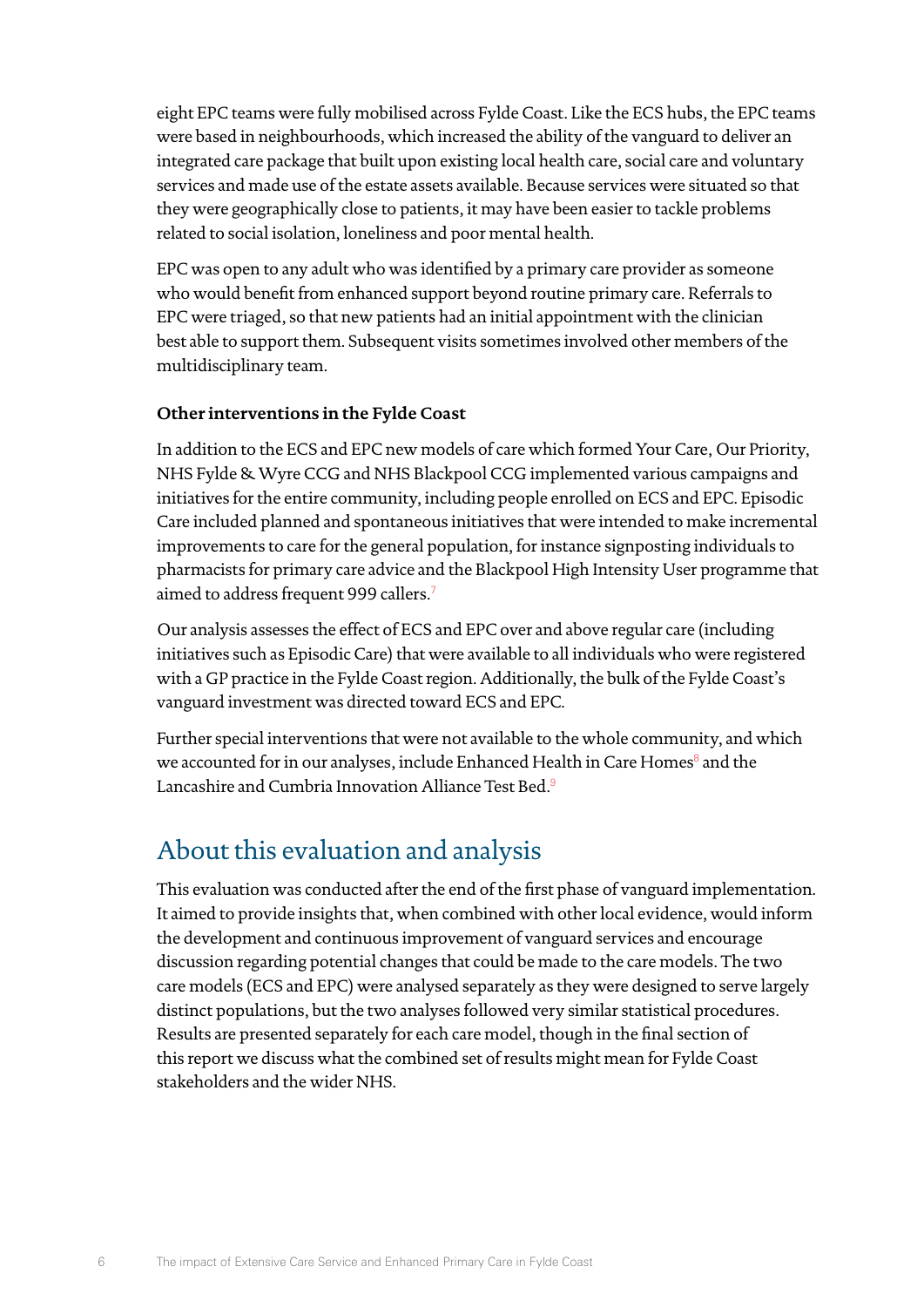eight EPC teams were fully mobilised across Fylde Coast. Like the ECS hubs, the EPC teams were based in neighbourhoods, which increased the ability of the vanguard to deliver an integrated care package that built upon existing local health care, social care and voluntary services and made use of the estate assets available. Because services were situated so that they were geographically close to patients, it may have been easier to tackle problems related to social isolation, loneliness and poor mental health.

EPC was open to any adult who was identified by a primary care provider as someone who would benefit from enhanced support beyond routine primary care. Referrals to EPC were triaged, so that new patients had an initial appointment with the clinician best able to support them. Subsequent visits sometimes involved other members of the multidisciplinary team.

### Other interventions in the Fylde Coast

In addition to the ECS and EPC new models of care which formed Your Care, Our Priority, NHS Fylde & Wyre CCG and NHS Blackpool CCG implemented various campaigns and initiatives for the entire community, including people enrolled on ECS and EPC. Episodic Care included planned and spontaneous initiatives that were intended to make incremental improvements to care for the general population, for instance signposting individuals to pharmacists for primary care advice and the Blackpool High Intensity User programme that aimed to address frequent 999 callers.[7]

Our analysis assesses the effect of ECS and EPC over and above regular care (including initiatives such as Episodic Care) that were available to all individuals who were registered with a GP practice in the Fylde Coast region. Additionally, the bulk of the Fylde Coast's vanguard investment was directed toward ECS and EPC.

Further special interventions that were not available to the whole community, and which we accounted for in our analyses, include Enhanced Health in Care Homes[8] and the Lancashire and Cumbria Innovation Alliance Test Bed.[9]

## About this evaluation and analysis

This evaluation was conducted after the end of the first phase of vanguard implementation. It aimed to provide insights that, when combined with other local evidence, would inform the development and continuous improvement of vanguard services and encourage discussion regarding potential changes that could be made to the care models. The two care models (ECS and EPC) were analysed separately as they were designed to serve largely distinct populations, but the two analyses followed very similar statistical procedures. Results are presented separately for each care model, though in the final section of this report we discuss what the combined set of results might mean for Fylde Coast stakeholders and the wider NHS.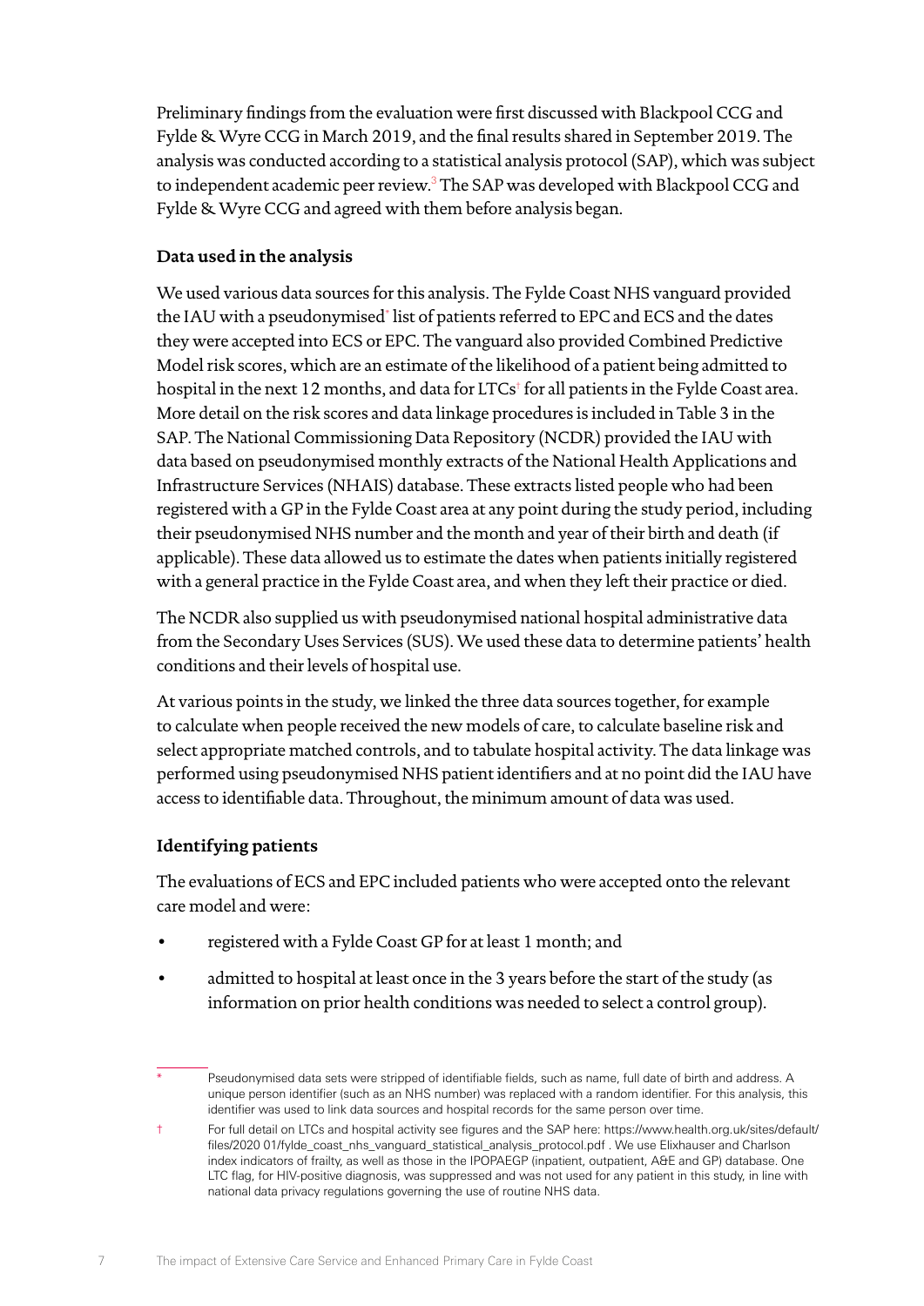Preliminary findings from the evaluation were first discussed with Blackpool CCG and Fylde & Wyre CCG in March 2019, and the final results shared in September 2019. The analysis was conducted according to a statistical analysis protocol (SAP), which was subject to independent academic peer review.[3] The SAP was developed with Blackpool CCG and Fylde & Wyre CCG and agreed with them before analysis began.

### Data used in the analysis

We used various data sources for this analysis. The Fylde Coast NHS vanguard provided the IAU with a pseudonymised[*] list of patients referred to EPC and ECS and the dates they were accepted into ECS or EPC. The vanguard also provided Combined Predictive Model risk scores, which are an estimate of the likelihood of a patient being admitted to hospital in the next 12 months, and data for LTCs[†] for all patients in the Fylde Coast area. More detail on the risk scores and data linkage procedures is included in Table 3 in the SAP. The National Commissioning Data Repository (NCDR) provided the IAU with data based on pseudonymised monthly extracts of the National Health Applications and Infrastructure Services (NHAIS) database. These extracts listed people who had been registered with a GP in the Fylde Coast area at any point during the study period, including their pseudonymised NHS number and the month and year of their birth and death (if applicable). These data allowed us to estimate the dates when patients initially registered with a general practice in the Fylde Coast area, and when they left their practice or died.

The NCDR also supplied us with pseudonymised national hospital administrative data from the Secondary Uses Services (SUS). We used these data to determine patients' health conditions and their levels of hospital use.

At various points in the study, we linked the three data sources together, for example to calculate when people received the new models of care, to calculate baseline risk and select appropriate matched controls, and to tabulate hospital activity. The data linkage was performed using pseudonymised NHS patient identifiers and at no point did the IAU have access to identifiable data. Throughout, the minimum amount of data was used.

### Identifying patients

The evaluations of ECS and EPC included patients who were accepted onto the relevant care model and were:

- registered with a Fylde Coast GP for at least 1 month; and
- admitted to hospital at least once in the 3 years before the start of the study (as information on prior health conditions was needed to select a control group).

---

[*] Pseudonymised data sets were stripped of identifiable fields, such as name, full date of birth and address. A unique person identifier (such as an NHS number) was replaced with a random identifier. For this analysis, this identifier was used to link data sources and hospital records for the same person over time.

[†] For full detail on LTCs and hospital activity see figures and the SAP here: https://www.health.org.uk/sites/default/files/2020 01/fylde_coast_nhs_vanguard_statistical_analysis_protocol.pdf . We use Elixhauser and Charlson index indicators of frailty, as well as those in the IPOPAEGP (inpatient, outpatient, A&E and GP) database. One LTC flag, for HIV-positive diagnosis, was suppressed and was not used for any patient in this study, in line with national data privacy regulations governing the use of routine NHS data.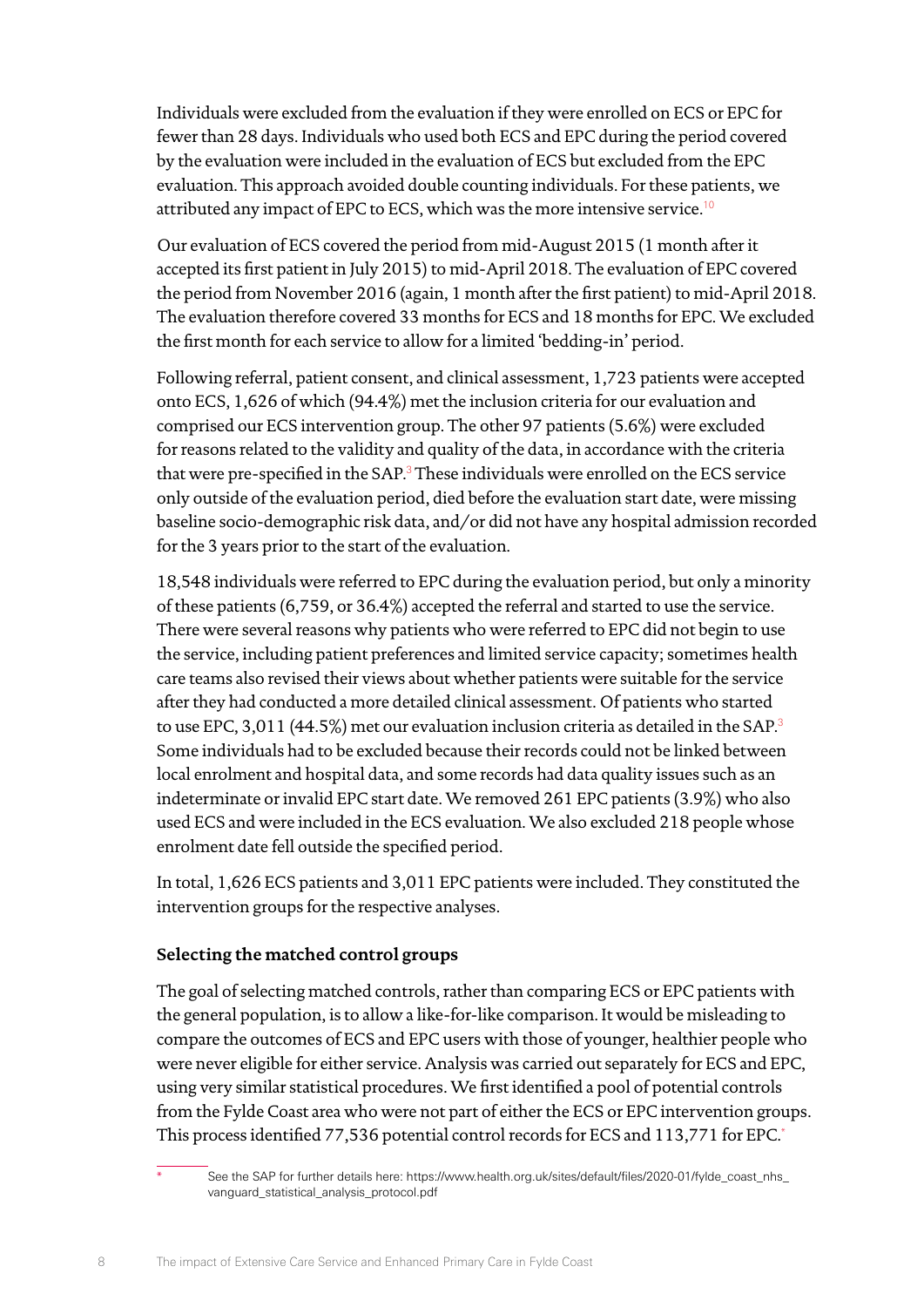Individuals were excluded from the evaluation if they were enrolled on ECS or EPC for fewer than 28 days. Individuals who used both ECS and EPC during the period covered by the evaluation were included in the evaluation of ECS but excluded from the EPC evaluation. This approach avoided double counting individuals. For these patients, we attributed any impact of EPC to ECS, which was the more intensive service.[10]

Our evaluation of ECS covered the period from mid-August 2015 (1 month after it accepted its first patient in July 2015) to mid-April 2018. The evaluation of EPC covered the period from November 2016 (again, 1 month after the first patient) to mid-April 2018. The evaluation therefore covered 33 months for ECS and 18 months for EPC. We excluded the first month for each service to allow for a limited 'bedding-in' period.

Following referral, patient consent, and clinical assessment, 1,723 patients were accepted onto ECS, 1,626 of which (94.4%) met the inclusion criteria for our evaluation and comprised our ECS intervention group. The other 97 patients (5.6%) were excluded for reasons related to the validity and quality of the data, in accordance with the criteria that were pre-specified in the SAP.[3] These individuals were enrolled on the ECS service only outside of the evaluation period, died before the evaluation start date, were missing baseline socio-demographic risk data, and/or did not have any hospital admission recorded for the 3 years prior to the start of the evaluation.

18,548 individuals were referred to EPC during the evaluation period, but only a minority of these patients (6,759, or 36.4%) accepted the referral and started to use the service. There were several reasons why patients who were referred to EPC did not begin to use the service, including patient preferences and limited service capacity; sometimes health care teams also revised their views about whether patients were suitable for the service after they had conducted a more detailed clinical assessment. Of patients who started to use EPC, 3,011 (44.5%) met our evaluation inclusion criteria as detailed in the SAP.[3] Some individuals had to be excluded because their records could not be linked between local enrolment and hospital data, and some records had data quality issues such as an indeterminate or invalid EPC start date. We removed 261 EPC patients (3.9%) who also used ECS and were included in the ECS evaluation. We also excluded 218 people whose enrolment date fell outside the specified period.

In total, 1,626 ECS patients and 3,011 EPC patients were included. They constituted the intervention groups for the respective analyses.

### Selecting the matched control groups

The goal of selecting matched controls, rather than comparing ECS or EPC patients with the general population, is to allow a like-for-like comparison. It would be misleading to compare the outcomes of ECS and EPC users with those of younger, healthier people who were never eligible for either service. Analysis was carried out separately for ECS and EPC, using very similar statistical procedures. We first identified a pool of potential controls from the Fylde Coast area who were not part of either the ECS or EPC intervention groups. This process identified 77,536 potential control records for ECS and 113,771 for EPC.*

\* See the SAP for further details here: https://www.health.org.uk/sites/default/files/2020-01/fylde_coast_nhs_vanguard_statistical_analysis_protocol.pdf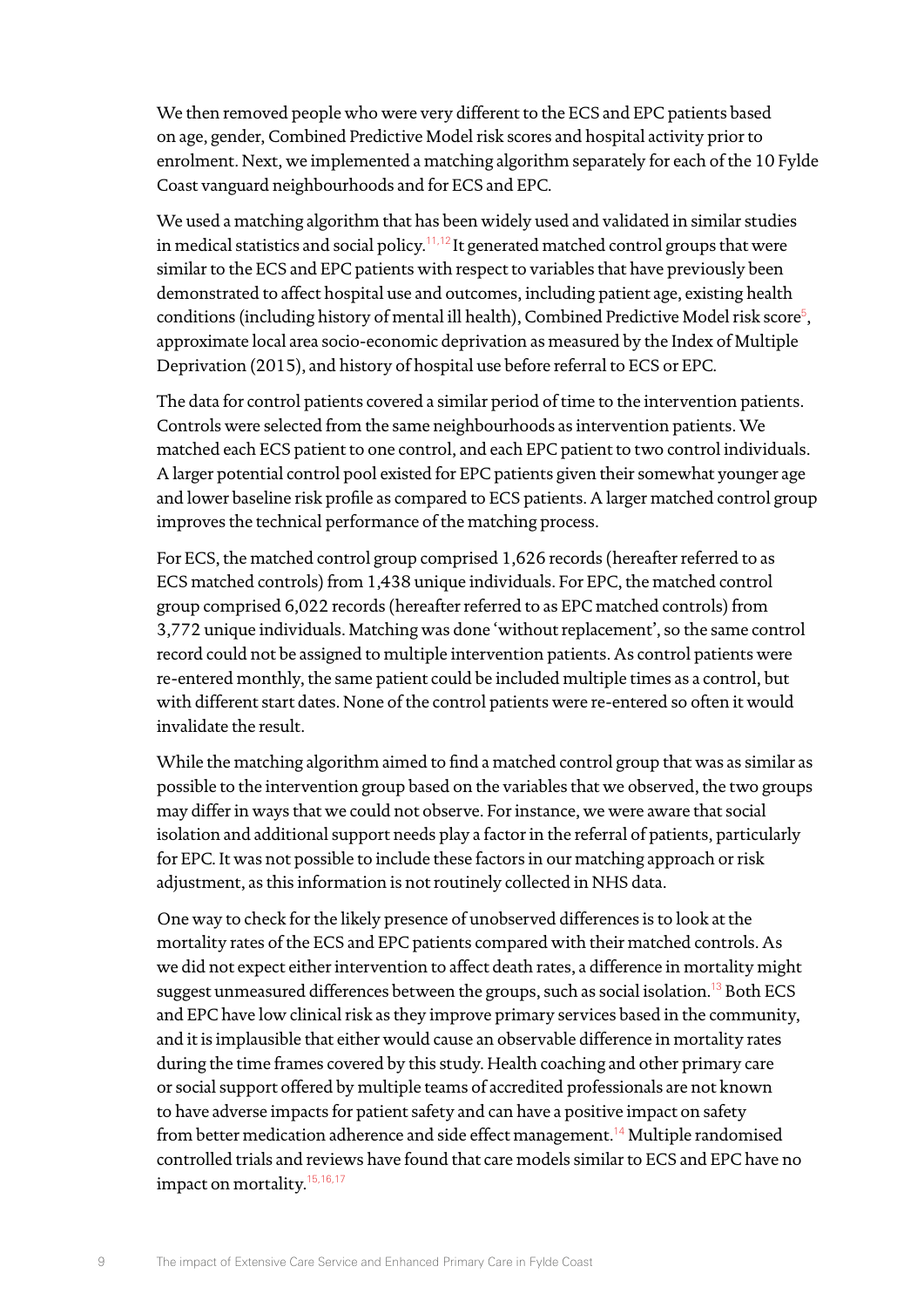We then removed people who were very different to the ECS and EPC patients based on age, gender, Combined Predictive Model risk scores and hospital activity prior to enrolment. Next, we implemented a matching algorithm separately for each of the 10 Fylde Coast vanguard neighbourhoods and for ECS and EPC.

We used a matching algorithm that has been widely used and validated in similar studies in medical statistics and social policy.[11,12] It generated matched control groups that were similar to the ECS and EPC patients with respect to variables that have previously been demonstrated to affect hospital use and outcomes, including patient age, existing health conditions (including history of mental ill health), Combined Predictive Model risk score[5], approximate local area socio-economic deprivation as measured by the Index of Multiple Deprivation (2015), and history of hospital use before referral to ECS or EPC.

The data for control patients covered a similar period of time to the intervention patients. Controls were selected from the same neighbourhoods as intervention patients. We matched each ECS patient to one control, and each EPC patient to two control individuals. A larger potential control pool existed for EPC patients given their somewhat younger age and lower baseline risk profile as compared to ECS patients. A larger matched control group improves the technical performance of the matching process.

For ECS, the matched control group comprised 1,626 records (hereafter referred to as ECS matched controls) from 1,438 unique individuals. For EPC, the matched control group comprised 6,022 records (hereafter referred to as EPC matched controls) from 3,772 unique individuals. Matching was done 'without replacement', so the same control record could not be assigned to multiple intervention patients. As control patients were re-entered monthly, the same patient could be included multiple times as a control, but with different start dates. None of the control patients were re-entered so often it would invalidate the result.

While the matching algorithm aimed to find a matched control group that was as similar as possible to the intervention group based on the variables that we observed, the two groups may differ in ways that we could not observe. For instance, we were aware that social isolation and additional support needs play a factor in the referral of patients, particularly for EPC. It was not possible to include these factors in our matching approach or risk adjustment, as this information is not routinely collected in NHS data.

One way to check for the likely presence of unobserved differences is to look at the mortality rates of the ECS and EPC patients compared with their matched controls. As we did not expect either intervention to affect death rates, a difference in mortality might suggest unmeasured differences between the groups, such as social isolation.[13] Both ECS and EPC have low clinical risk as they improve primary services based in the community, and it is implausible that either would cause an observable difference in mortality rates during the time frames covered by this study. Health coaching and other primary care or social support offered by multiple teams of accredited professionals are not known to have adverse impacts for patient safety and can have a positive impact on safety from better medication adherence and side effect management.[14] Multiple randomised controlled trials and reviews have found that care models similar to ECS and EPC have no impact on mortality.[15,16,17]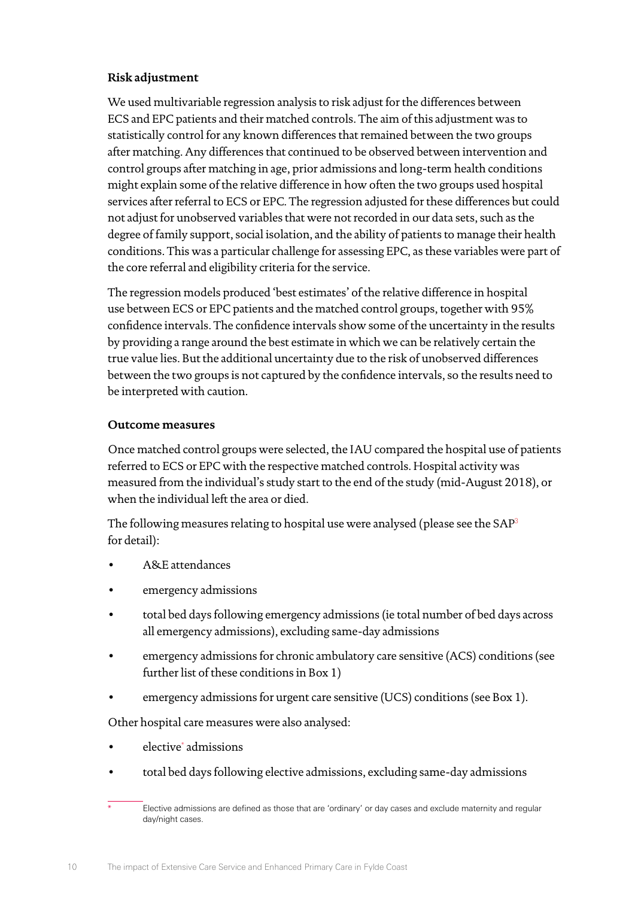### Risk adjustment

We used multivariable regression analysis to risk adjust for the differences between ECS and EPC patients and their matched controls. The aim of this adjustment was to statistically control for any known differences that remained between the two groups after matching. Any differences that continued to be observed between intervention and control groups after matching in age, prior admissions and long-term health conditions might explain some of the relative difference in how often the two groups used hospital services after referral to ECS or EPC. The regression adjusted for these differences but could not adjust for unobserved variables that were not recorded in our data sets, such as the degree of family support, social isolation, and the ability of patients to manage their health conditions. This was a particular challenge for assessing EPC, as these variables were part of the core referral and eligibility criteria for the service.

The regression models produced 'best estimates' of the relative difference in hospital use between ECS or EPC patients and the matched control groups, together with 95% confidence intervals. The confidence intervals show some of the uncertainty in the results by providing a range around the best estimate in which we can be relatively certain the true value lies. But the additional uncertainty due to the risk of unobserved differences between the two groups is not captured by the confidence intervals, so the results need to be interpreted with caution.

### Outcome measures

Once matched control groups were selected, the IAU compared the hospital use of patients referred to ECS or EPC with the respective matched controls. Hospital activity was measured from the individual's study start to the end of the study (mid-August 2018), or when the individual left the area or died.

The following measures relating to hospital use were analysed (please see the SAP[3] for detail):

- A&E attendances
- emergency admissions
- total bed days following emergency admissions (ie total number of bed days across all emergency admissions), excluding same-day admissions
- emergency admissions for chronic ambulatory care sensitive (ACS) conditions (see further list of these conditions in Box 1)
- emergency admissions for urgent care sensitive (UCS) conditions (see Box 1).

Other hospital care measures were also analysed:

- elective[*] admissions
- total bed days following elective admissions, excluding same-day admissions

[*] Elective admissions are defined as those that are 'ordinary' or day cases and exclude maternity and regular day/night cases.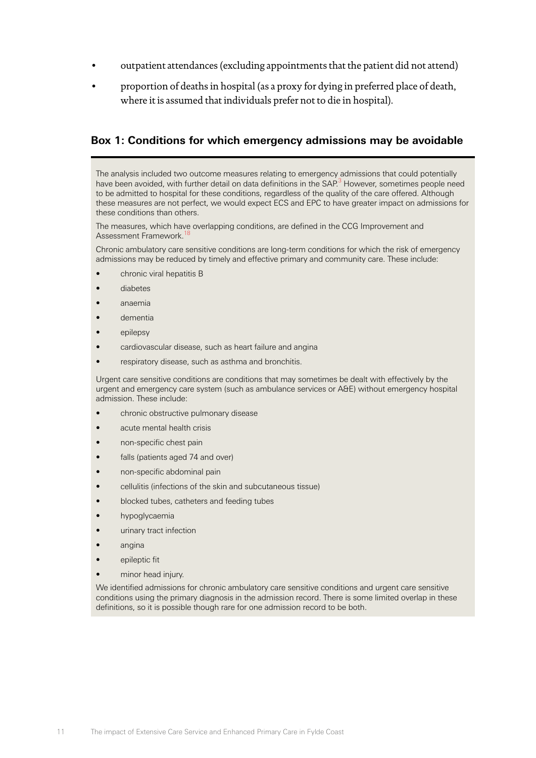- outpatient attendances (excluding appointments that the patient did not attend)
- proportion of deaths in hospital (as a proxy for dying in preferred place of death, where it is assumed that individuals prefer not to die in hospital).

### Box 1: Conditions for which emergency admissions may be avoidable

The analysis included two outcome measures relating to emergency admissions that could potentially have been avoided, with further detail on data definitions in the SAP.[3] However, sometimes people need to be admitted to hospital for these conditions, regardless of the quality of the care offered. Although these measures are not perfect, we would expect ECS and EPC to have greater impact on admissions for these conditions than others.

The measures, which have overlapping conditions, are defined in the CCG Improvement and Assessment Framework.[18]

Chronic ambulatory care sensitive conditions are long-term conditions for which the risk of emergency admissions may be reduced by timely and effective primary and community care. These include:

- chronic viral hepatitis B
- diabetes
- anaemia
- dementia
- epilepsy
- cardiovascular disease, such as heart failure and angina
- respiratory disease, such as asthma and bronchitis.

Urgent care sensitive conditions are conditions that may sometimes be dealt with effectively by the urgent and emergency care system (such as ambulance services or A&E) without emergency hospital admission. These include:

- chronic obstructive pulmonary disease
- acute mental health crisis
- non-specific chest pain
- falls (patients aged 74 and over)
- non-specific abdominal pain
- cellulitis (infections of the skin and subcutaneous tissue)
- blocked tubes, catheters and feeding tubes
- hypoglycaemia
- urinary tract infection
- angina
- epileptic fit
- minor head injury.

We identified admissions for chronic ambulatory care sensitive conditions and urgent care sensitive conditions using the primary diagnosis in the admission record. There is some limited overlap in these definitions, so it is possible though rare for one admission record to be both.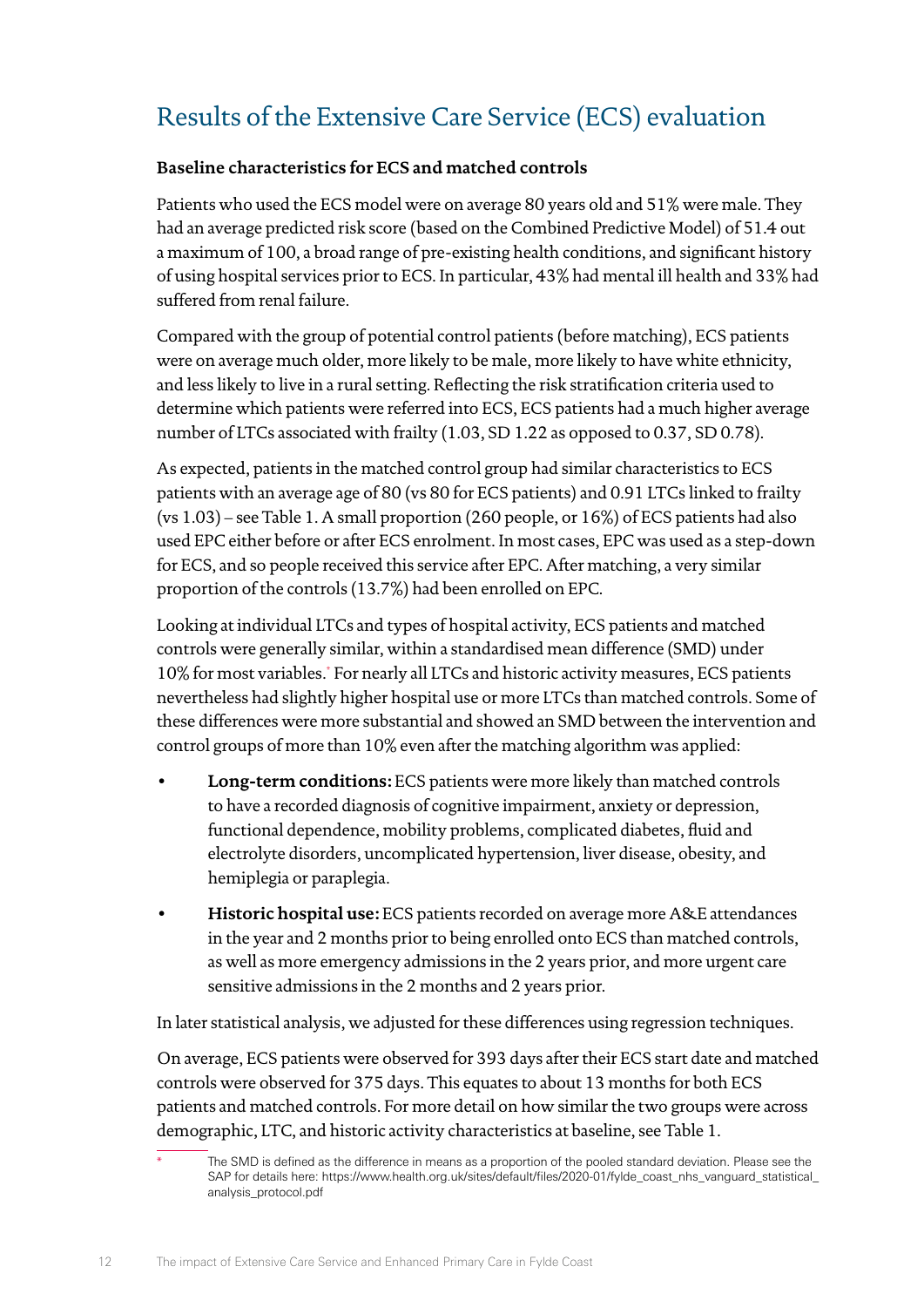# Results of the Extensive Care Service (ECS) evaluation

**Baseline characteristics for ECS and matched controls**

Patients who used the ECS model were on average 80 years old and 51% were male. They had an average predicted risk score (based on the Combined Predictive Model) of 51.4 out a maximum of 100, a broad range of pre-existing health conditions, and significant history of using hospital services prior to ECS. In particular, 43% had mental ill health and 33% had suffered from renal failure.

Compared with the group of potential control patients (before matching), ECS patients were on average much older, more likely to be male, more likely to have white ethnicity, and less likely to live in a rural setting. Reflecting the risk stratification criteria used to determine which patients were referred into ECS, ECS patients had a much higher average number of LTCs associated with frailty (1.03, SD 1.22 as opposed to 0.37, SD 0.78).

As expected, patients in the matched control group had similar characteristics to ECS patients with an average age of 80 (vs 80 for ECS patients) and 0.91 LTCs linked to frailty (vs 1.03) – see Table 1. A small proportion (260 people, or 16%) of ECS patients had also used EPC either before or after ECS enrolment. In most cases, EPC was used as a step-down for ECS, and so people received this service after EPC. After matching, a very similar proportion of the controls (13.7%) had been enrolled on EPC.

Looking at individual LTCs and types of hospital activity, ECS patients and matched controls were generally similar, within a standardised mean difference (SMD) under 10% for most variables.* For nearly all LTCs and historic activity measures, ECS patients nevertheless had slightly higher hospital use or more LTCs than matched controls. Some of these differences were more substantial and showed an SMD between the intervention and control groups of more than 10% even after the matching algorithm was applied:

- **Long-term conditions:** ECS patients were more likely than matched controls to have a recorded diagnosis of cognitive impairment, anxiety or depression, functional dependence, mobility problems, complicated diabetes, fluid and electrolyte disorders, uncomplicated hypertension, liver disease, obesity, and hemiplegia or paraplegia.
- **Historic hospital use:** ECS patients recorded on average more A&E attendances in the year and 2 months prior to being enrolled onto ECS than matched controls, as well as more emergency admissions in the 2 years prior, and more urgent care sensitive admissions in the 2 months and 2 years prior.

In later statistical analysis, we adjusted for these differences using regression techniques.

On average, ECS patients were observed for 393 days after their ECS start date and matched controls were observed for 375 days. This equates to about 13 months for both ECS patients and matched controls. For more detail on how similar the two groups were across demographic, LTC, and historic activity characteristics at baseline, see Table 1.

\* The SMD is defined as the difference in means as a proportion of the pooled standard deviation. Please see the SAP for details here: https://www.health.org.uk/sites/default/files/2020-01/fylde_coast_nhs_vanguard_statistical_analysis_protocol.pdf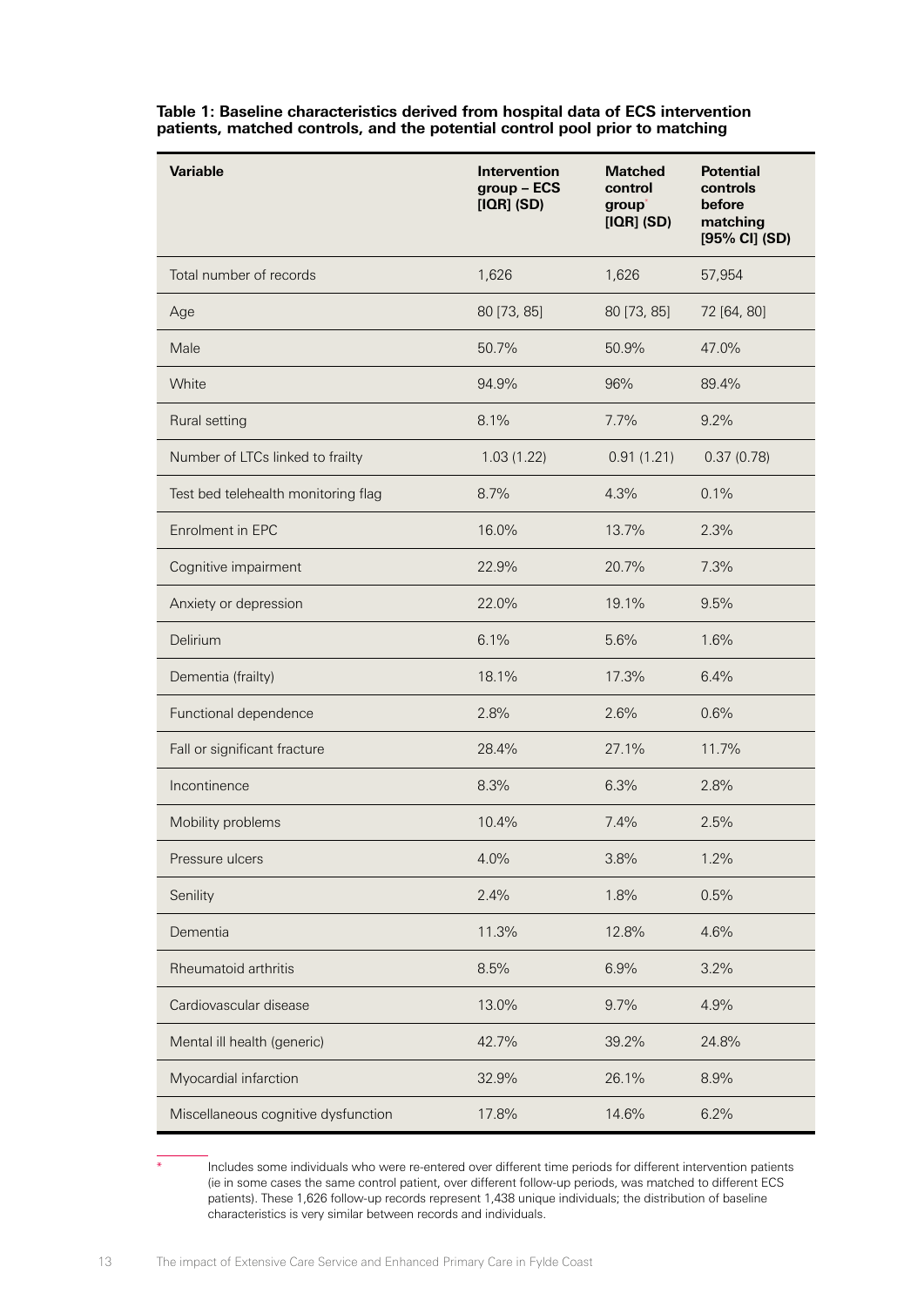**Table 1: Baseline characteristics derived from hospital data of ECS intervention patients, matched controls, and the potential control pool prior to matching**

| Variable | Intervention group – ECS [IQR] (SD) | Matched control group* [IQR] (SD) | Potential controls before matching [95% CI] (SD) |
|---|---|---|---|
| Total number of records | 1,626 | 1,626 | 57,954 |
| Age | 80 [73, 85] | 80 [73, 85] | 72 [64, 80] |
| Male | 50.7% | 50.9% | 47.0% |
| White | 94.9% | 96% | 89.4% |
| Rural setting | 8.1% | 7.7% | 9.2% |
| Number of LTCs linked to frailty | 1.03 (1.22) | 0.91 (1.21) | 0.37 (0.78) |
| Test bed telehealth monitoring flag | 8.7% | 4.3% | 0.1% |
| Enrolment in EPC | 16.0% | 13.7% | 2.3% |
| Cognitive impairment | 22.9% | 20.7% | 7.3% |
| Anxiety or depression | 22.0% | 19.1% | 9.5% |
| Delirium | 6.1% | 5.6% | 1.6% |
| Dementia (frailty) | 18.1% | 17.3% | 6.4% |
| Functional dependence | 2.8% | 2.6% | 0.6% |
| Fall or significant fracture | 28.4% | 27.1% | 11.7% |
| Incontinence | 8.3% | 6.3% | 2.8% |
| Mobility problems | 10.4% | 7.4% | 2.5% |
| Pressure ulcers | 4.0% | 3.8% | 1.2% |
| Senility | 2.4% | 1.8% | 0.5% |
| Dementia | 11.3% | 12.8% | 4.6% |
| Rheumatoid arthritis | 8.5% | 6.9% | 3.2% |
| Cardiovascular disease | 13.0% | 9.7% | 4.9% |
| Mental ill health (generic) | 42.7% | 39.2% | 24.8% |
| Myocardial infarction | 32.9% | 26.1% | 8.9% |
| Miscellaneous cognitive dysfunction | 17.8% | 14.6% | 6.2% |

\* Includes some individuals who were re-entered over different time periods for different intervention patients (ie in some cases the same control patient, over different follow-up periods, was matched to different ECS patients). These 1,626 follow-up records represent 1,438 unique individuals; the distribution of baseline characteristics is very similar between records and individuals.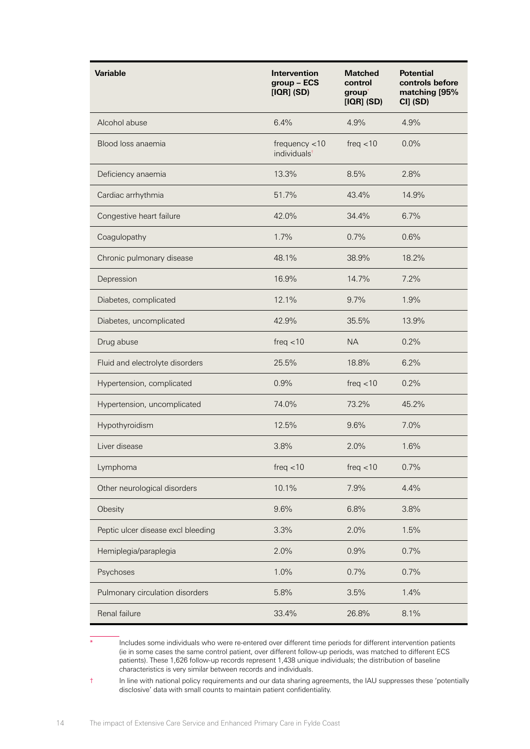| Variable | Intervention group – ECS [IQR] (SD) | Matched control group* [IQR] (SD) | Potential controls before matching [95% CI] (SD) |
|---|---|---|---|
| Alcohol abuse | 6.4% | 4.9% | 4.9% |
| Blood loss anaemia | frequency <10 individuals† | freq <10 | 0.0% |
| Deficiency anaemia | 13.3% | 8.5% | 2.8% |
| Cardiac arrhythmia | 51.7% | 43.4% | 14.9% |
| Congestive heart failure | 42.0% | 34.4% | 6.7% |
| Coagulopathy | 1.7% | 0.7% | 0.6% |
| Chronic pulmonary disease | 48.1% | 38.9% | 18.2% |
| Depression | 16.9% | 14.7% | 7.2% |
| Diabetes, complicated | 12.1% | 9.7% | 1.9% |
| Diabetes, uncomplicated | 42.9% | 35.5% | 13.9% |
| Drug abuse | freq <10 | NA | 0.2% |
| Fluid and electrolyte disorders | 25.5% | 18.8% | 6.2% |
| Hypertension, complicated | 0.9% | freq <10 | 0.2% |
| Hypertension, uncomplicated | 74.0% | 73.2% | 45.2% |
| Hypothyroidism | 12.5% | 9.6% | 7.0% |
| Liver disease | 3.8% | 2.0% | 1.6% |
| Lymphoma | freq <10 | freq <10 | 0.7% |
| Other neurological disorders | 10.1% | 7.9% | 4.4% |
| Obesity | 9.6% | 6.8% | 3.8% |
| Peptic ulcer disease excl bleeding | 3.3% | 2.0% | 1.5% |
| Hemiplegia/paraplegia | 2.0% | 0.9% | 0.7% |
| Psychoses | 1.0% | 0.7% | 0.7% |
| Pulmonary circulation disorders | 5.8% | 3.5% | 1.4% |
| Renal failure | 33.4% | 26.8% | 8.1% |

\* Includes some individuals who were re-entered over different time periods for different intervention patients (ie in some cases the same control patient, over different follow-up periods, was matched to different ECS patients). These 1,626 follow-up records represent 1,438 unique individuals; the distribution of baseline characteristics is very similar between records and individuals.

† In line with national policy requirements and our data sharing agreements, the IAU suppresses these 'potentially disclosive' data with small counts to maintain patient confidentiality.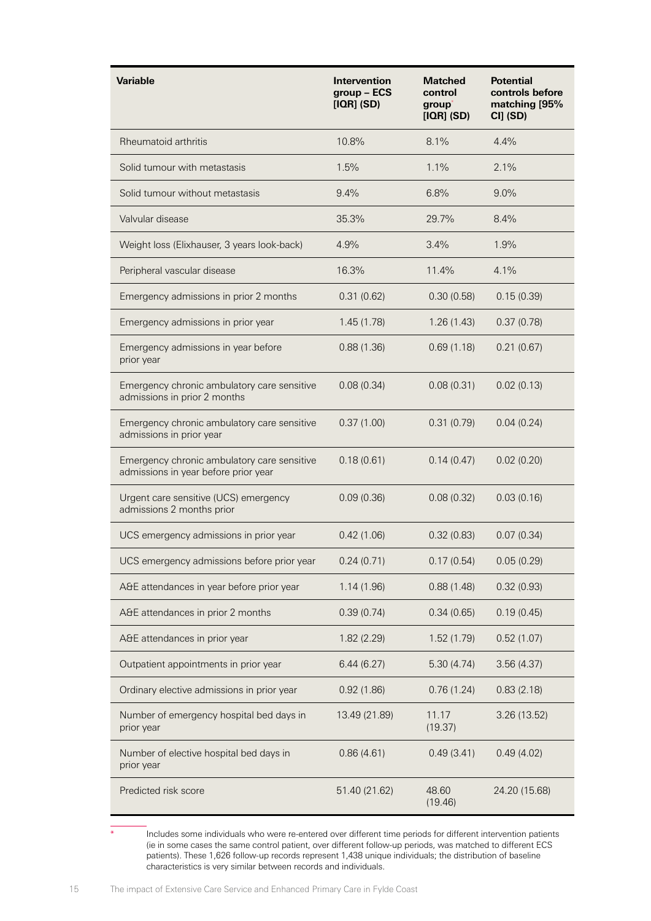| Variable | Intervention group – ECS [IQR] (SD) | Matched control group* [IQR] (SD) | Potential controls before matching [95% CI] (SD) |
|---|---|---|---|
| Rheumatoid arthritis | 10.8% | 8.1% | 4.4% |
| Solid tumour with metastasis | 1.5% | 1.1% | 2.1% |
| Solid tumour without metastasis | 9.4% | 6.8% | 9.0% |
| Valvular disease | 35.3% | 29.7% | 8.4% |
| Weight loss (Elixhauser, 3 years look-back) | 4.9% | 3.4% | 1.9% |
| Peripheral vascular disease | 16.3% | 11.4% | 4.1% |
| Emergency admissions in prior 2 months | 0.31 (0.62) | 0.30 (0.58) | 0.15 (0.39) |
| Emergency admissions in prior year | 1.45 (1.78) | 1.26 (1.43) | 0.37 (0.78) |
| Emergency admissions in year before prior year | 0.88 (1.36) | 0.69 (1.18) | 0.21 (0.67) |
| Emergency chronic ambulatory care sensitive admissions in prior 2 months | 0.08 (0.34) | 0.08 (0.31) | 0.02 (0.13) |
| Emergency chronic ambulatory care sensitive admissions in prior year | 0.37 (1.00) | 0.31 (0.79) | 0.04 (0.24) |
| Emergency chronic ambulatory care sensitive admissions in year before prior year | 0.18 (0.61) | 0.14 (0.47) | 0.02 (0.20) |
| Urgent care sensitive (UCS) emergency admissions 2 months prior | 0.09 (0.36) | 0.08 (0.32) | 0.03 (0.16) |
| UCS emergency admissions in prior year | 0.42 (1.06) | 0.32 (0.83) | 0.07 (0.34) |
| UCS emergency admissions before prior year | 0.24 (0.71) | 0.17 (0.54) | 0.05 (0.29) |
| A&E attendances in year before prior year | 1.14 (1.96) | 0.88 (1.48) | 0.32 (0.93) |
| A&E attendances in prior 2 months | 0.39 (0.74) | 0.34 (0.65) | 0.19 (0.45) |
| A&E attendances in prior year | 1.82 (2.29) | 1.52 (1.79) | 0.52 (1.07) |
| Outpatient appointments in prior year | 6.44 (6.27) | 5.30 (4.74) | 3.56 (4.37) |
| Ordinary elective admissions in prior year | 0.92 (1.86) | 0.76 (1.24) | 0.83 (2.18) |
| Number of emergency hospital bed days in prior year | 13.49 (21.89) | 11.17 (19.37) | 3.26 (13.52) |
| Number of elective hospital bed days in prior year | 0.86 (4.61) | 0.49 (3.41) | 0.49 (4.02) |
| Predicted risk score | 51.40 (21.62) | 48.60 (19.46) | 24.20 (15.68) |

\* Includes some individuals who were re-entered over different time periods for different intervention patients (ie in some cases the same control patient, over different follow-up periods, was matched to different ECS patients). These 1,626 follow-up records represent 1,438 unique individuals; the distribution of baseline characteristics is very similar between records and individuals.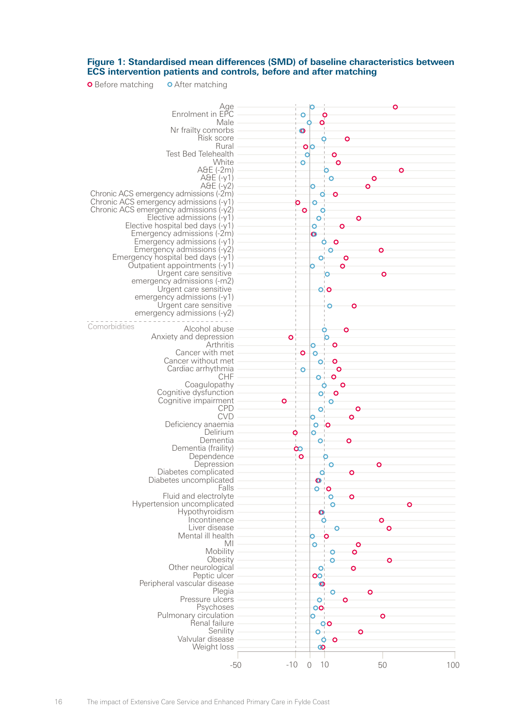**Figure 1: Standardised mean differences (SMD) of baseline characteristics between ECS intervention patients and controls, before and after matching**

Before matching
After matching

Age
Enrolment in EPC
Male
Nr frailty comorbs
Risk score
Rural
Test Bed Telehealth
White
A&E (-2m)
A&E (-y1)
A&E (-y2)
Chronic ACS emergency admissions (-2m)
Chronic ACS emergency admissions (-y1)
Chronic ACS emergency admissions (-y2)
Elective admissions (-y1)
Elective hospital bed days (-y1)
Emergency admissions (-2m)
Emergency admissions (-y1)
Emergency admissions (-y2)
Emergency hospital bed days (-y1)
Outpatient appointments (-y1)
Urgent care sensitive emergency admissions (-m2)
Urgent care sensitive emergency admissions (-y1)
Urgent care sensitive emergency admissions (-y2)

Comorbidities

Alcohol abuse
Anxiety and depression
Arthritis
Cancer with met
Cancer without met
Cardiac arrhythmia
CHF
Coagulopathy
Cognitive dysfunction
Cognitive impairment
CPD
CVD
Deficiency anaemia
Delirium
Dementia
Dementia (frailty)
Dependence
Depression
Diabetes complicated
Diabetes uncomplicated
Falls
Fluid and electrolyte
Hypertension uncomplicated
Hypothyroidism
Incontinence
Liver disease
Mental ill health
MI
Mobility
Obesity
Other neurological
Peptic ulcer
Peripheral vascular disease
Plegia
Pressure ulcers
Psychoses
Pulmonary circulation
Renal failure
Senility
Valvular disease
Weight loss

-50 -10 0 10 50 100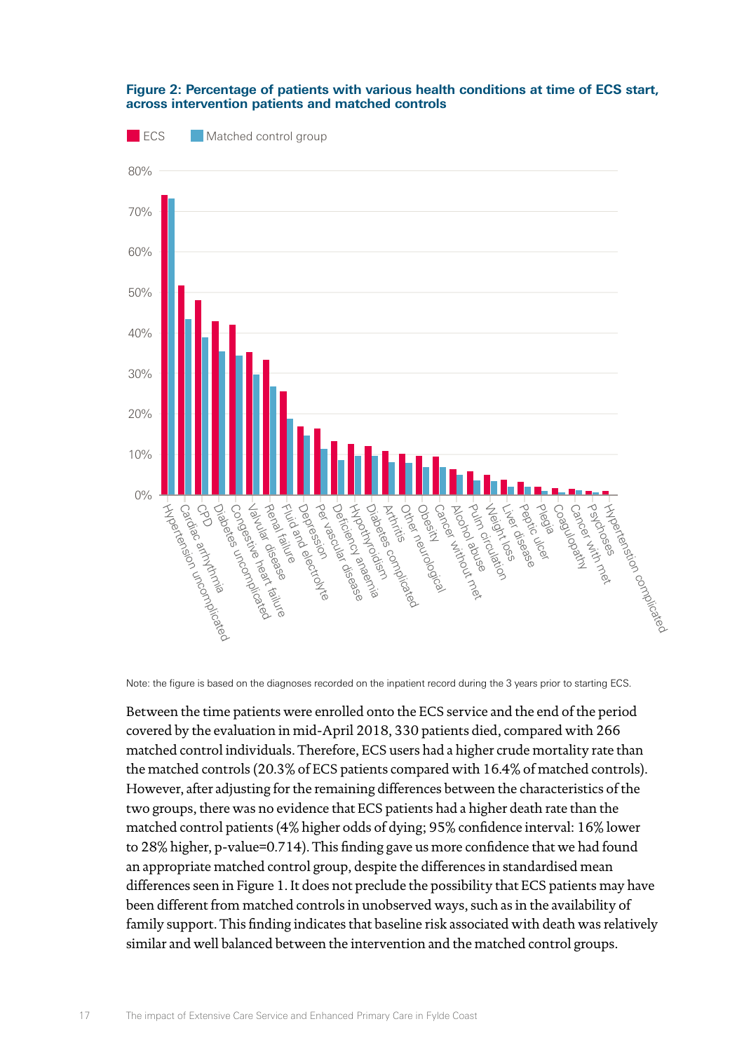**Figure 2: Percentage of patients with various health conditions at time of ECS start, across intervention patients and matched controls**

ECS
Matched control group

80%
70%
60%
50%
40%
30%
20%
10%
0%

Hypertension uncomplicated
Cardiac arrhythmia
CPD
Diabetes uncomplicated
Congestive heart failure
Valvular disease
Renal failure
Fluid and electrolyte
Depression
Per vascular disease
Deficiency anaemia
Hypothyroidism
Diabetes complicated
Arthritis
Other neurological
Obesity
Cancer without met
Alcohol abuse
Pulm circulation
Weight loss
Liver disease
Peptic ulcer
Plegia
Coagulopathy
Cancer with met
Psychoses
Hypertension complicated

Note: the figure is based on the diagnoses recorded on the inpatient record during the 3 years prior to starting ECS.

Between the time patients were enrolled onto the ECS service and the end of the period covered by the evaluation in mid-April 2018, 330 patients died, compared with 266 matched control individuals. Therefore, ECS users had a higher crude mortality rate than the matched controls (20.3% of ECS patients compared with 16.4% of matched controls). However, after adjusting for the remaining differences between the characteristics of the two groups, there was no evidence that ECS patients had a higher death rate than the matched control patients (4% higher odds of dying; 95% confidence interval: 16% lower to 28% higher, p-value=0.714). This finding gave us more confidence that we had found an appropriate matched control group, despite the differences in standardised mean differences seen in Figure 1. It does not preclude the possibility that ECS patients may have been different from matched controls in unobserved ways, such as in the availability of family support. This finding indicates that baseline risk associated with death was relatively similar and well balanced between the intervention and the matched control groups.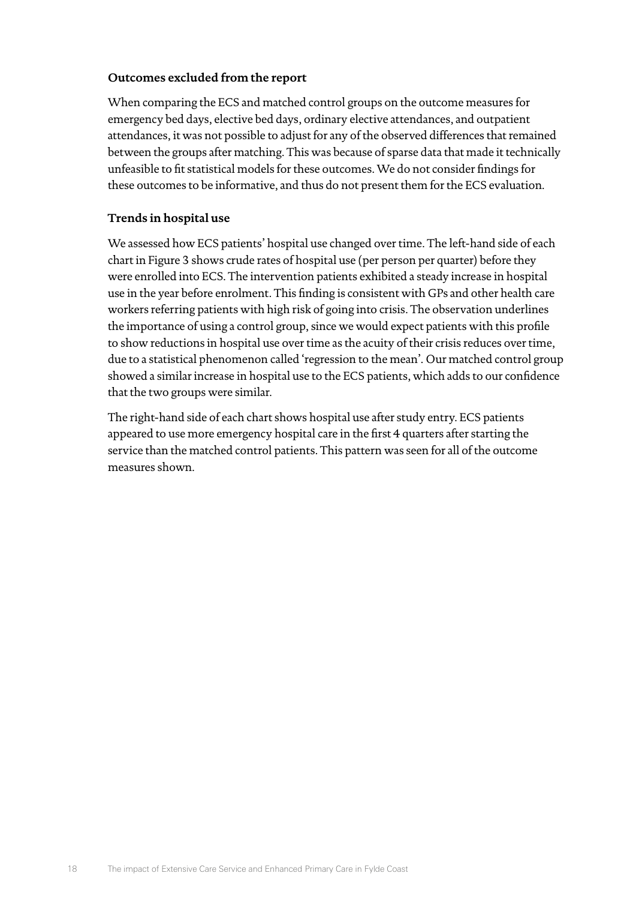### Outcomes excluded from the report

When comparing the ECS and matched control groups on the outcome measures for emergency bed days, elective bed days, ordinary elective attendances, and outpatient attendances, it was not possible to adjust for any of the observed differences that remained between the groups after matching. This was because of sparse data that made it technically unfeasible to fit statistical models for these outcomes. We do not consider findings for these outcomes to be informative, and thus do not present them for the ECS evaluation.

### Trends in hospital use

We assessed how ECS patients' hospital use changed over time. The left-hand side of each chart in Figure 3 shows crude rates of hospital use (per person per quarter) before they were enrolled into ECS. The intervention patients exhibited a steady increase in hospital use in the year before enrolment. This finding is consistent with GPs and other health care workers referring patients with high risk of going into crisis. The observation underlines the importance of using a control group, since we would expect patients with this profile to show reductions in hospital use over time as the acuity of their crisis reduces over time, due to a statistical phenomenon called 'regression to the mean'. Our matched control group showed a similar increase in hospital use to the ECS patients, which adds to our confidence that the two groups were similar.

The right-hand side of each chart shows hospital use after study entry. ECS patients appeared to use more emergency hospital care in the first 4 quarters after starting the service than the matched control patients. This pattern was seen for all of the outcome measures shown.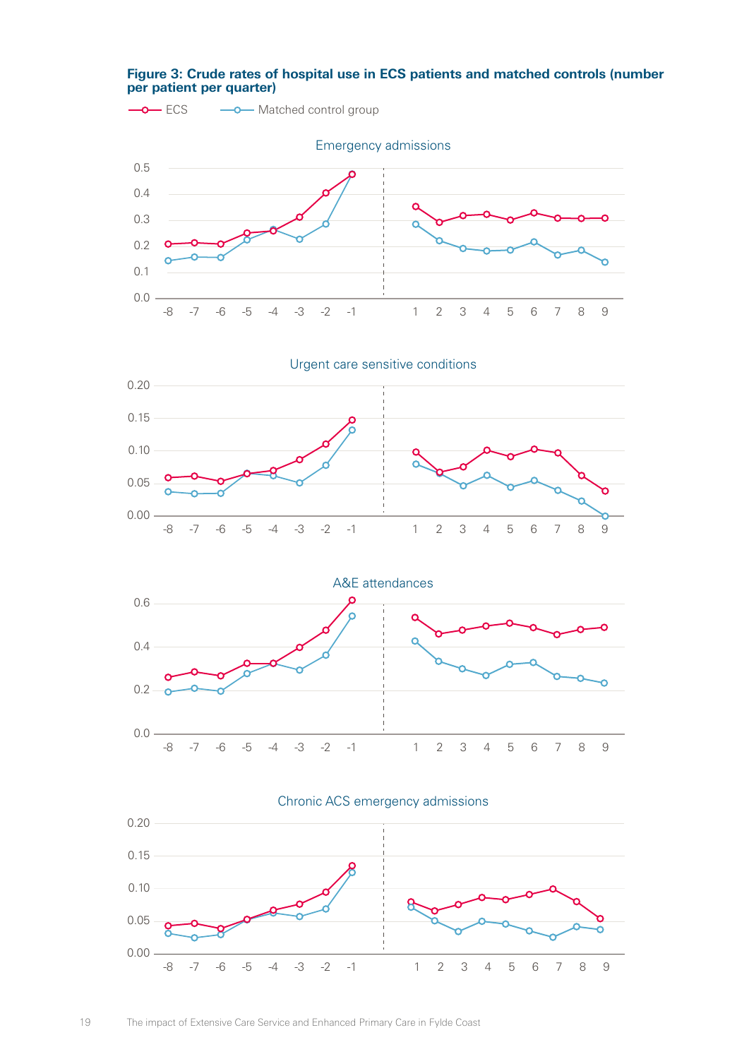**Figure 3: Crude rates of hospital use in ECS patients and matched controls (number per patient per quarter)**

ECS — Matched control group

Emergency admissions

0.5
0.4
0.3
0.2
0.1
0.0

-8 -7 -6 -5 -4 -3 -2 -1 1 2 3 4 5 6 7 8 9

Urgent care sensitive conditions

0.20
0.15
0.10
0.05
0.00

-8 -7 -6 -5 -4 -3 -2 -1 1 2 3 4 5 6 7 8 9

A&E attendances

0.6
0.4
0.2
0.0

-8 -7 -6 -5 -4 -3 -2 -1 1 2 3 4 5 6 7 8 9

Chronic ACS emergency admissions

0.20
0.15
0.10
0.05
0.00

-8 -7 -6 -5 -4 -3 -2 -1 1 2 3 4 5 6 7 8 9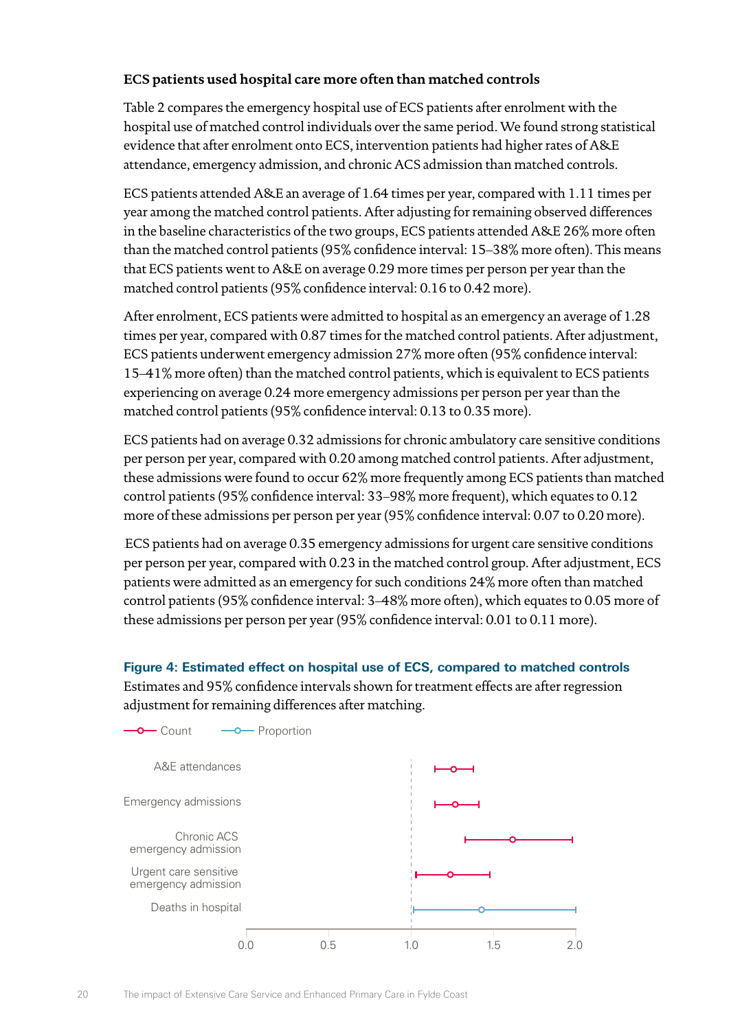**ECS patients used hospital care more often than matched controls**

Table 2 compares the emergency hospital use of ECS patients after enrolment with the hospital use of matched control individuals over the same period. We found strong statistical evidence that after enrolment onto ECS, intervention patients had higher rates of A&E attendance, emergency admission, and chronic ACS admission than matched controls.

ECS patients attended A&E an average of 1.64 times per year, compared with 1.11 times per year among the matched control patients. After adjusting for remaining observed differences in the baseline characteristics of the two groups, ECS patients attended A&E 26% more often than the matched control patients (95% confidence interval: 15–38% more often). This means that ECS patients went to A&E on average 0.29 more times per person per year than the matched control patients (95% confidence interval: 0.16 to 0.42 more).

After enrolment, ECS patients were admitted to hospital as an emergency an average of 1.28 times per year, compared with 0.87 times for the matched control patients. After adjustment, ECS patients underwent emergency admission 27% more often (95% confidence interval: 15–41% more often) than the matched control patients, which is equivalent to ECS patients experiencing on average 0.24 more emergency admissions per person per year than the matched control patients (95% confidence interval: 0.13 to 0.35 more).

ECS patients had on average 0.32 admissions for chronic ambulatory care sensitive conditions per person per year, compared with 0.20 among matched control patients. After adjustment, these admissions were found to occur 62% more frequently among ECS patients than matched control patients (95% confidence interval: 33–98% more frequent), which equates to 0.12 more of these admissions per person per year (95% confidence interval: 0.07 to 0.20 more).

ECS patients had on average 0.35 emergency admissions for urgent care sensitive conditions per person per year, compared with 0.23 in the matched control group. After adjustment, ECS patients were admitted as an emergency for such conditions 24% more often than matched control patients (95% confidence interval: 3–48% more often), which equates to 0.05 more of these admissions per person per year (95% confidence interval: 0.01 to 0.11 more).

**Figure 4: Estimated effect on hospital use of ECS, compared to matched controls**

Estimates and 95% confidence intervals shown for treatment effects are after regression adjustment for remaining differences after matching.

Count
Proportion

A&E attendances
Emergency admissions
Chronic ACS emergency admission
Urgent care sensitive emergency admission
Deaths in hospital

0.0
0.5
1.0
1.5
2.0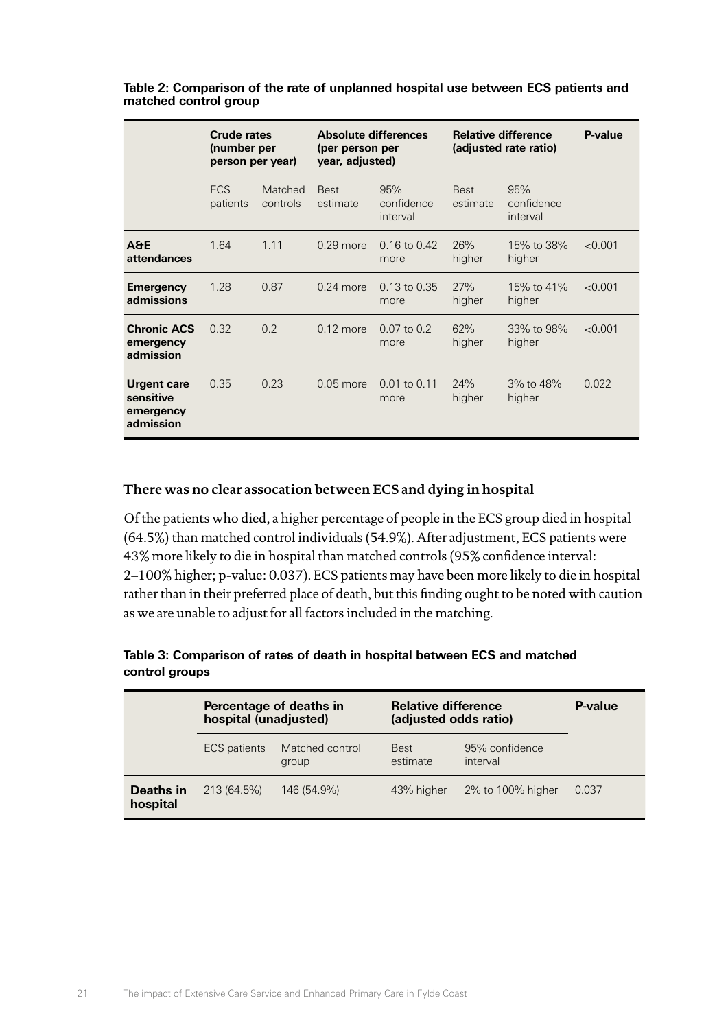**Table 2: Comparison of the rate of unplanned hospital use between ECS patients and matched control group**

| | Crude rates (number per person per year) | | Absolute differences (per person per year, adjusted) | | Relative difference (adjusted rate ratio) | | P-value |
|---|---|---|---|---|---|---|---|
| | ECS patients | Matched controls | Best estimate | 95% confidence interval | Best estimate | 95% confidence interval | |
| **A&E attendances** | 1.64 | 1.11 | 0.29 more | 0.16 to 0.42 more | 26% higher | 15% to 38% higher | <0.001 |
| **Emergency admissions** | 1.28 | 0.87 | 0.24 more | 0.13 to 0.35 more | 27% higher | 15% to 41% higher | <0.001 |
| **Chronic ACS emergency admission** | 0.32 | 0.2 | 0.12 more | 0.07 to 0.2 more | 62% higher | 33% to 98% higher | <0.001 |
| **Urgent care sensitive emergency admission** | 0.35 | 0.23 | 0.05 more | 0.01 to 0.11 more | 24% higher | 3% to 48% higher | 0.022 |

### There was no clear assocation between ECS and dying in hospital

Of the patients who died, a higher percentage of people in the ECS group died in hospital (64.5%) than matched control individuals (54.9%). After adjustment, ECS patients were 43% more likely to die in hospital than matched controls (95% confidence interval: 2–100% higher; p-value: 0.037). ECS patients may have been more likely to die in hospital rather than in their preferred place of death, but this finding ought to be noted with caution as we are unable to adjust for all factors included in the matching.

**Table 3: Comparison of rates of death in hospital between ECS and matched control groups**

| | Percentage of deaths in hospital (unadjusted) | | Relative difference (adjusted odds ratio) | | P-value |
|---|---|---|---|---|---|
| | ECS patients | Matched control group | Best estimate | 95% confidence interval | |
| **Deaths in hospital** | 213 (64.5%) | 146 (54.9%) | 43% higher | 2% to 100% higher | 0.037 |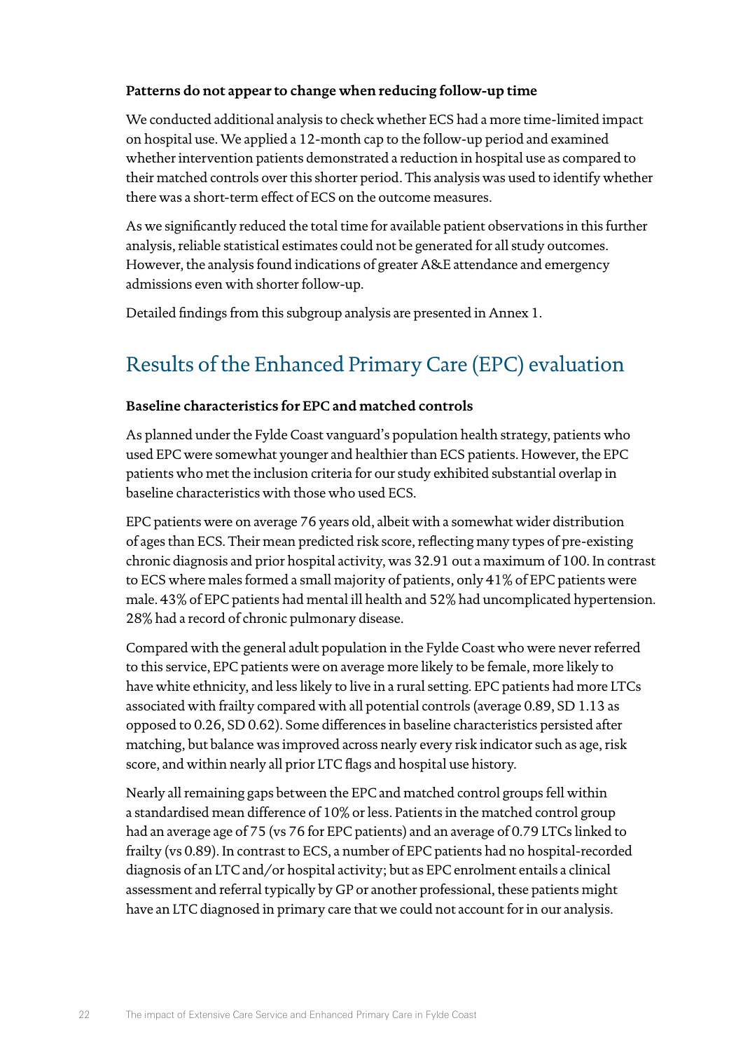**Patterns do not appear to change when reducing follow-up time**

We conducted additional analysis to check whether ECS had a more time-limited impact on hospital use. We applied a 12-month cap to the follow-up period and examined whether intervention patients demonstrated a reduction in hospital use as compared to their matched controls over this shorter period. This analysis was used to identify whether there was a short-term effect of ECS on the outcome measures.

As we significantly reduced the total time for available patient observations in this further analysis, reliable statistical estimates could not be generated for all study outcomes. However, the analysis found indications of greater A&E attendance and emergency admissions even with shorter follow-up.

Detailed findings from this subgroup analysis are presented in Annex 1.

## Results of the Enhanced Primary Care (EPC) evaluation

**Baseline characteristics for EPC and matched controls**

As planned under the Fylde Coast vanguard's population health strategy, patients who used EPC were somewhat younger and healthier than ECS patients. However, the EPC patients who met the inclusion criteria for our study exhibited substantial overlap in baseline characteristics with those who used ECS.

EPC patients were on average 76 years old, albeit with a somewhat wider distribution of ages than ECS. Their mean predicted risk score, reflecting many types of pre-existing chronic diagnosis and prior hospital activity, was 32.91 out a maximum of 100. In contrast to ECS where males formed a small majority of patients, only 41% of EPC patients were male. 43% of EPC patients had mental ill health and 52% had uncomplicated hypertension. 28% had a record of chronic pulmonary disease.

Compared with the general adult population in the Fylde Coast who were never referred to this service, EPC patients were on average more likely to be female, more likely to have white ethnicity, and less likely to live in a rural setting. EPC patients had more LTCs associated with frailty compared with all potential controls (average 0.89, SD 1.13 as opposed to 0.26, SD 0.62). Some differences in baseline characteristics persisted after matching, but balance was improved across nearly every risk indicator such as age, risk score, and within nearly all prior LTC flags and hospital use history.

Nearly all remaining gaps between the EPC and matched control groups fell within a standardised mean difference of 10% or less. Patients in the matched control group had an average age of 75 (vs 76 for EPC patients) and an average of 0.79 LTCs linked to frailty (vs 0.89). In contrast to ECS, a number of EPC patients had no hospital-recorded diagnosis of an LTC and/or hospital activity; but as EPC enrolment entails a clinical assessment and referral typically by GP or another professional, these patients might have an LTC diagnosed in primary care that we could not account for in our analysis.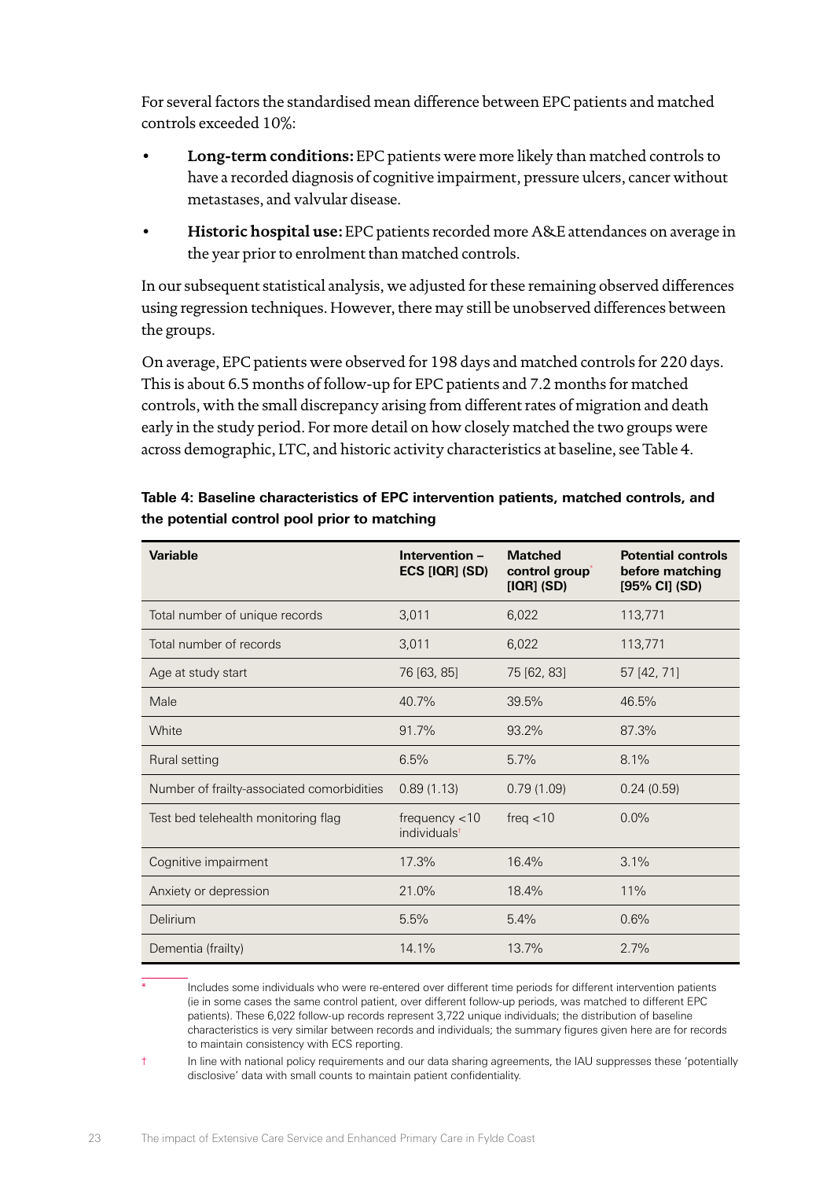For several factors the standardised mean difference between EPC patients and matched controls exceeded 10%:

- **Long-term conditions:** EPC patients were more likely than matched controls to have a recorded diagnosis of cognitive impairment, pressure ulcers, cancer without metastases, and valvular disease.
- **Historic hospital use:** EPC patients recorded more A&E attendances on average in the year prior to enrolment than matched controls.

In our subsequent statistical analysis, we adjusted for these remaining observed differences using regression techniques. However, there may still be unobserved differences between the groups.

On average, EPC patients were observed for 198 days and matched controls for 220 days. This is about 6.5 months of follow-up for EPC patients and 7.2 months for matched controls, with the small discrepancy arising from different rates of migration and death early in the study period. For more detail on how closely matched the two groups were across demographic, LTC, and historic activity characteristics at baseline, see Table 4.

**Table 4: Baseline characteristics of EPC intervention patients, matched controls, and the potential control pool prior to matching**

| Variable | Intervention – ECS [IQR] (SD) | Matched control group* [IQR] (SD) | Potential controls before matching [95% CI] (SD) |
|---|---|---|---|
| Total number of unique records | 3,011 | 6,022 | 113,771 |
| Total number of records | 3,011 | 6,022 | 113,771 |
| Age at study start | 76 [63, 85] | 75 [62, 83] | 57 [42, 71] |
| Male | 40.7% | 39.5% | 46.5% |
| White | 91.7% | 93.2% | 87.3% |
| Rural setting | 6.5% | 5.7% | 8.1% |
| Number of frailty-associated comorbidities | 0.89 (1.13) | 0.79 (1.09) | 0.24 (0.59) |
| Test bed telehealth monitoring flag | frequency <10 individuals† | freq <10 | 0.0% |
| Cognitive impairment | 17.3% | 16.4% | 3.1% |
| Anxiety or depression | 21.0% | 18.4% | 11% |
| Delirium | 5.5% | 5.4% | 0.6% |
| Dementia (frailty) | 14.1% | 13.7% | 2.7% |

\* Includes some individuals who were re-entered over different time periods for different intervention patients (ie in some cases the same control patient, over different follow-up periods, was matched to different EPC patients). These 6,022 follow-up records represent 3,722 unique individuals; the distribution of baseline characteristics is very similar between records and individuals; the summary figures given here are for records to maintain consistency with ECS reporting.

† In line with national policy requirements and our data sharing agreements, the IAU suppresses these 'potentially disclosive' data with small counts to maintain patient confidentiality.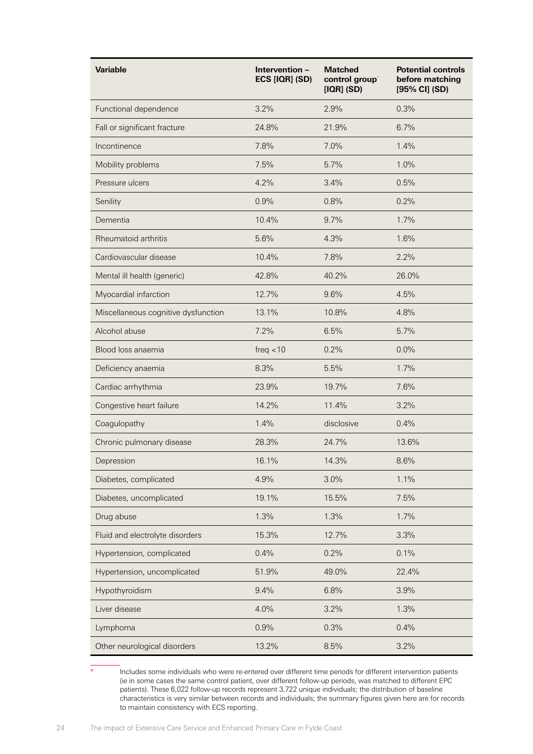| Variable | Intervention – ECS [IQR] (SD) | Matched control group* [IQR] (SD) | Potential controls before matching [95% CI] (SD) |
|---|---|---|---|
| Functional dependence | 3.2% | 2.9% | 0.3% |
| Fall or significant fracture | 24.8% | 21.9% | 6.7% |
| Incontinence | 7.8% | 7.0% | 1.4% |
| Mobility problems | 7.5% | 5.7% | 1.0% |
| Pressure ulcers | 4.2% | 3.4% | 0.5% |
| Senility | 0.9% | 0.8% | 0.2% |
| Dementia | 10.4% | 9.7% | 1.7% |
| Rheumatoid arthritis | 5.6% | 4.3% | 1.6% |
| Cardiovascular disease | 10.4% | 7.8% | 2.2% |
| Mental ill health (generic) | 42.8% | 40.2% | 26.0% |
| Myocardial infarction | 12.7% | 9.6% | 4.5% |
| Miscellaneous cognitive dysfunction | 13.1% | 10.8% | 4.8% |
| Alcohol abuse | 7.2% | 6.5% | 5.7% |
| Blood loss anaemia | freq <10 | 0.2% | 0.0% |
| Deficiency anaemia | 8.3% | 5.5% | 1.7% |
| Cardiac arrhythmia | 23.9% | 19.7% | 7.6% |
| Congestive heart failure | 14.2% | 11.4% | 3.2% |
| Coagulopathy | 1.4% | disclosive | 0.4% |
| Chronic pulmonary disease | 28.3% | 24.7% | 13.6% |
| Depression | 16.1% | 14.3% | 8.6% |
| Diabetes, complicated | 4.9% | 3.0% | 1.1% |
| Diabetes, uncomplicated | 19.1% | 15.5% | 7.5% |
| Drug abuse | 1.3% | 1.3% | 1.7% |
| Fluid and electrolyte disorders | 15.3% | 12.7% | 3.3% |
| Hypertension, complicated | 0.4% | 0.2% | 0.1% |
| Hypertension, uncomplicated | 51.9% | 49.0% | 22.4% |
| Hypothyroidism | 9.4% | 6.8% | 3.9% |
| Liver disease | 4.0% | 3.2% | 1.3% |
| Lymphoma | 0.9% | 0.3% | 0.4% |
| Other neurological disorders | 13.2% | 8.5% | 3.2% |

\* Includes some individuals who were re-entered over different time periods for different intervention patients (ie in some cases the same control patient, over different follow-up periods, was matched to different EPC patients). These 6,022 follow-up records represent 3,722 unique individuals; the distribution of baseline characteristics is very similar between records and individuals; the summary figures given here are for records to maintain consistency with ECS reporting.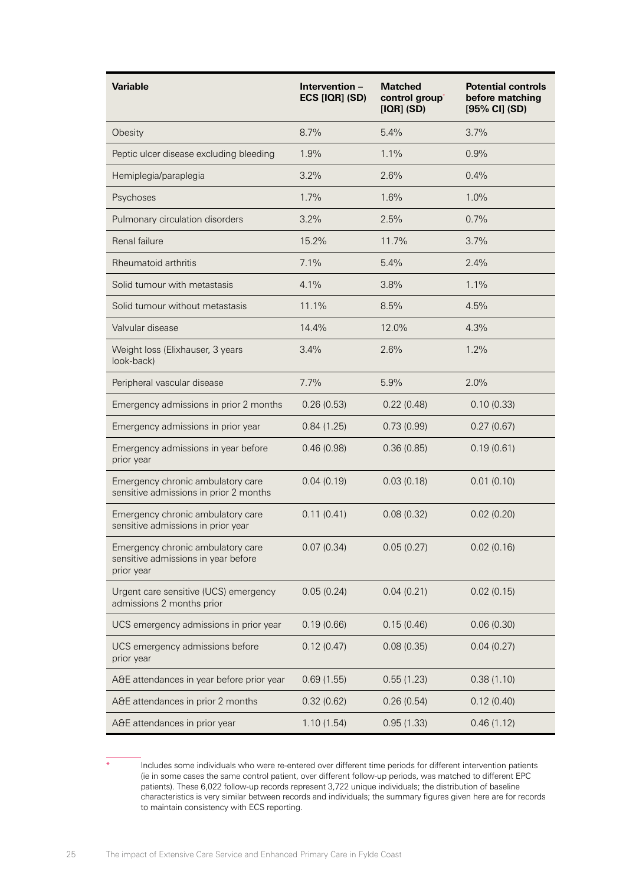| Variable | Intervention – ECS [IQR] (SD) | Matched control group* [IQR] (SD) | Potential controls before matching [95% CI] (SD) |
|---|---|---|---|
| Obesity | 8.7% | 5.4% | 3.7% |
| Peptic ulcer disease excluding bleeding | 1.9% | 1.1% | 0.9% |
| Hemiplegia/paraplegia | 3.2% | 2.6% | 0.4% |
| Psychoses | 1.7% | 1.6% | 1.0% |
| Pulmonary circulation disorders | 3.2% | 2.5% | 0.7% |
| Renal failure | 15.2% | 11.7% | 3.7% |
| Rheumatoid arthritis | 7.1% | 5.4% | 2.4% |
| Solid tumour with metastasis | 4.1% | 3.8% | 1.1% |
| Solid tumour without metastasis | 11.1% | 8.5% | 4.5% |
| Valvular disease | 14.4% | 12.0% | 4.3% |
| Weight loss (Elixhauser, 3 years look-back) | 3.4% | 2.6% | 1.2% |
| Peripheral vascular disease | 7.7% | 5.9% | 2.0% |
| Emergency admissions in prior 2 months | 0.26 (0.53) | 0.22 (0.48) | 0.10 (0.33) |
| Emergency admissions in prior year | 0.84 (1.25) | 0.73 (0.99) | 0.27 (0.67) |
| Emergency admissions in year before prior year | 0.46 (0.98) | 0.36 (0.85) | 0.19 (0.61) |
| Emergency chronic ambulatory care sensitive admissions in prior 2 months | 0.04 (0.19) | 0.03 (0.18) | 0.01 (0.10) |
| Emergency chronic ambulatory care sensitive admissions in prior year | 0.11 (0.41) | 0.08 (0.32) | 0.02 (0.20) |
| Emergency chronic ambulatory care sensitive admissions in year before prior year | 0.07 (0.34) | 0.05 (0.27) | 0.02 (0.16) |
| Urgent care sensitive (UCS) emergency admissions 2 months prior | 0.05 (0.24) | 0.04 (0.21) | 0.02 (0.15) |
| UCS emergency admissions in prior year | 0.19 (0.66) | 0.15 (0.46) | 0.06 (0.30) |
| UCS emergency admissions before prior year | 0.12 (0.47) | 0.08 (0.35) | 0.04 (0.27) |
| A&E attendances in year before prior year | 0.69 (1.55) | 0.55 (1.23) | 0.38 (1.10) |
| A&E attendances in prior 2 months | 0.32 (0.62) | 0.26 (0.54) | 0.12 (0.40) |
| A&E attendances in prior year | 1.10 (1.54) | 0.95 (1.33) | 0.46 (1.12) |

\* Includes some individuals who were re-entered over different time periods for different intervention patients (ie in some cases the same control patient, over different follow-up periods, was matched to different EPC patients). These 6,022 follow-up records represent 3,722 unique individuals; the distribution of baseline characteristics is very similar between records and individuals; the summary figures given here are for records to maintain consistency with ECS reporting.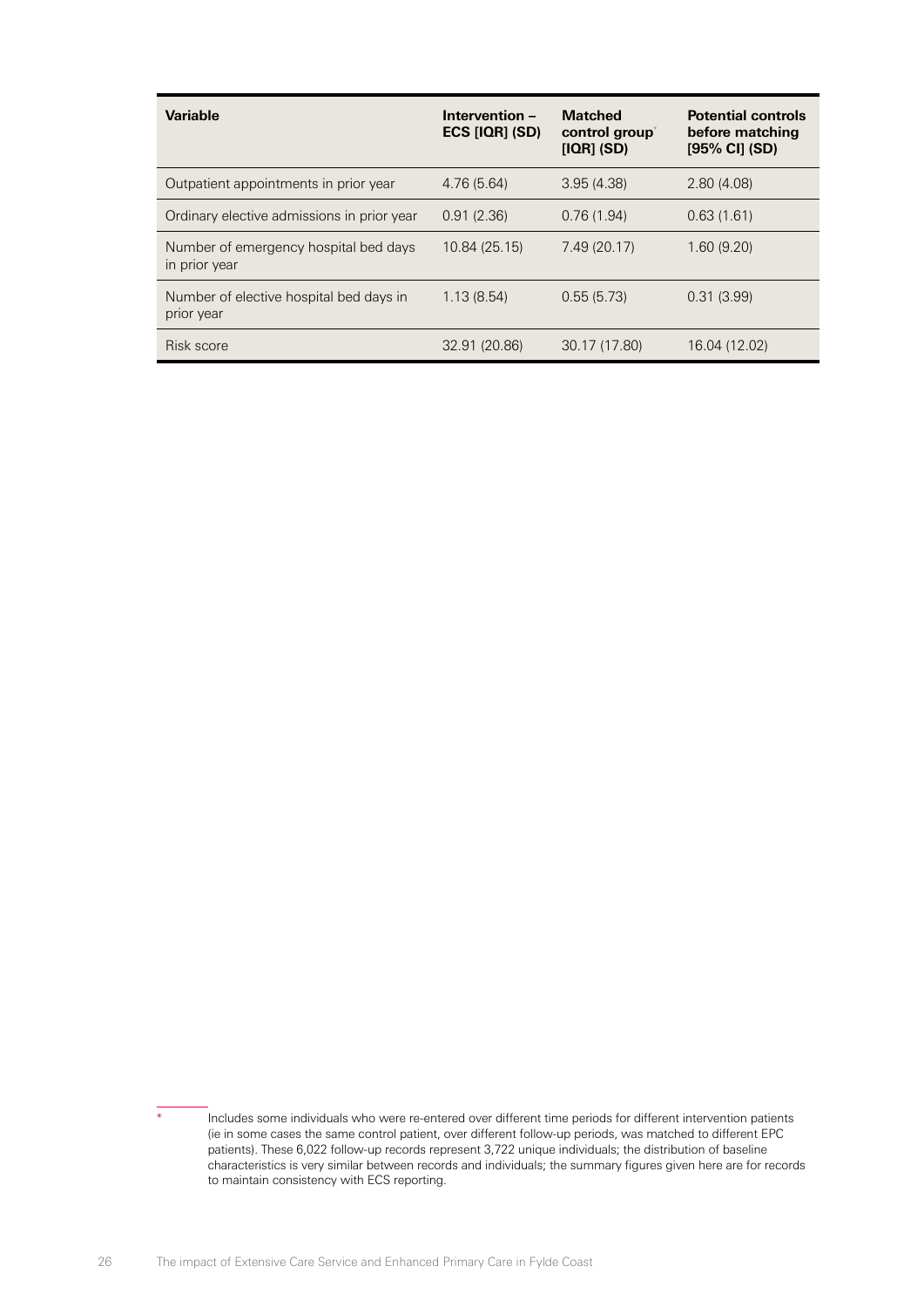| Variable | Intervention – ECS [IQR] (SD) | Matched control group* [IQR] (SD) | Potential controls before matching [95% CI] (SD) |
|---|---|---|---|
| Outpatient appointments in prior year | 4.76 (5.64) | 3.95 (4.38) | 2.80 (4.08) |
| Ordinary elective admissions in prior year | 0.91 (2.36) | 0.76 (1.94) | 0.63 (1.61) |
| Number of emergency hospital bed days in prior year | 10.84 (25.15) | 7.49 (20.17) | 1.60 (9.20) |
| Number of elective hospital bed days in prior year | 1.13 (8.54) | 0.55 (5.73) | 0.31 (3.99) |
| Risk score | 32.91 (20.86) | 30.17 (17.80) | 16.04 (12.02) |

* Includes some individuals who were re-entered over different time periods for different intervention patients (ie in some cases the same control patient, over different follow-up periods, was matched to different EPC patients). These 6,022 follow-up records represent 3,722 unique individuals; the distribution of baseline characteristics is very similar between records and individuals; the summary figures given here are for records to maintain consistency with ECS reporting.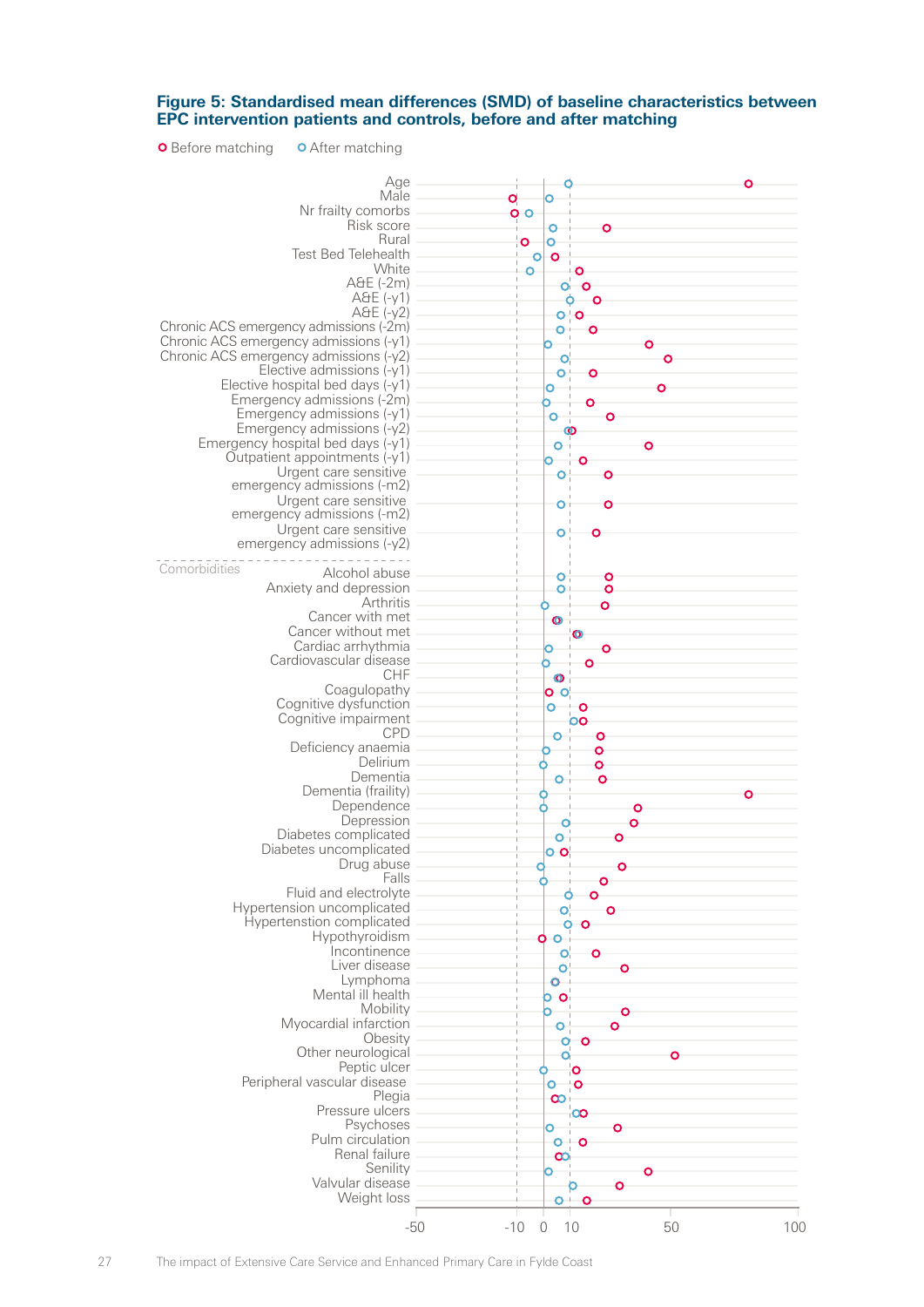**Figure 5: Standardised mean differences (SMD) of baseline characteristics between EPC intervention patients and controls, before and after matching**

Before matching
After matching

Age
Male
Nr frailty comorbs
Risk score
Rural
Test Bed Telehealth
White
A&E (-2m)
A&E (-y1)
A&E (-y2)
Chronic ACS emergency admissions (-2m)
Chronic ACS emergency admissions (-y1)
Chronic ACS emergency admissions (-y2)
Elective admissions (-y1)
Elective hospital bed days (-y1)
Emergency admissions (-2m)
Emergency admissions (-y1)
Emergency admissions (-y2)
Emergency hospital bed days (-y1)
Outpatient appointments (-y1)
Urgent care sensitive emergency admissions (-m2)
Urgent care sensitive emergency admissions (-m2)
Urgent care sensitive emergency admissions (-y2)

Comorbidities
Alcohol abuse
Anxiety and depression
Arthritis
Cancer with met
Cancer without met
Cardiac arrhythmia
Cardiovascular disease
CHF
Coagulopathy
Cognitive dysfunction
Cognitive impairment
CPD
Deficiency anaemia
Delirium
Dementia
Dementia (fraility)
Dependence
Depression
Diabetes complicated
Diabetes uncomplicated
Drug abuse
Falls
Fluid and electrolyte
Hypertension uncomplicated
Hypertenstion complicated
Hypothyroidism
Incontinence
Liver disease
Lymphoma
Mental ill health
Mobility
Myocardial infarction
Obesity
Other neurological
Peptic ulcer
Peripheral vascular disease
Plegia
Pressure ulcers
Psychoses
Pulm circulation
Renal failure
Senility
Valvular disease
Weight loss

-50 -10 0 10 50 100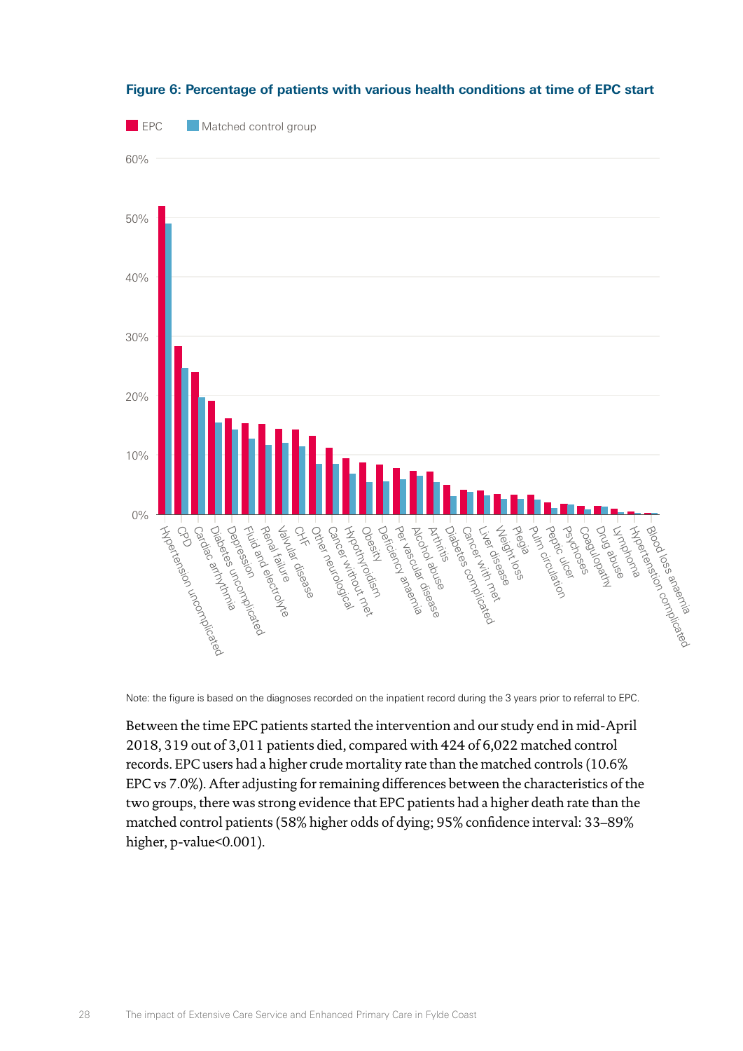**Figure 6: Percentage of patients with various health conditions at time of EPC start**

EPC
Matched control group

60%
50%
40%
30%
20%
10%
0%

Hypertension uncomplicated
CPD
Cardiac arrhythmia
Diabetes uncomplicated
Depression
Fluid and electrolyte
Renal failure
Valvular disease
CHF
Other neurological
Cancer without met
Hypothyroidism
Obesity
Deficiency anaemia
Per vascular disease
Alcohol abuse
Arthritis
Diabetes complicated
Cancer with met
Liver disease
Weight loss
Plegia
Pulm circulation
Peptic ulcer
Psychoses
Coagulopathy
Drug abuse
Lymphoma
Hypertension complicated
Blood loss anaemia

Note: the figure is based on the diagnoses recorded on the inpatient record during the 3 years prior to referral to EPC.

Between the time EPC patients started the intervention and our study end in mid-April 2018, 319 out of 3,011 patients died, compared with 424 of 6,022 matched control records. EPC users had a higher crude mortality rate than the matched controls (10.6% EPC vs 7.0%). After adjusting for remaining differences between the characteristics of the two groups, there was strong evidence that EPC patients had a higher death rate than the matched control patients (58% higher odds of dying; 95% confidence interval: 33–89% higher, p-value<0.001).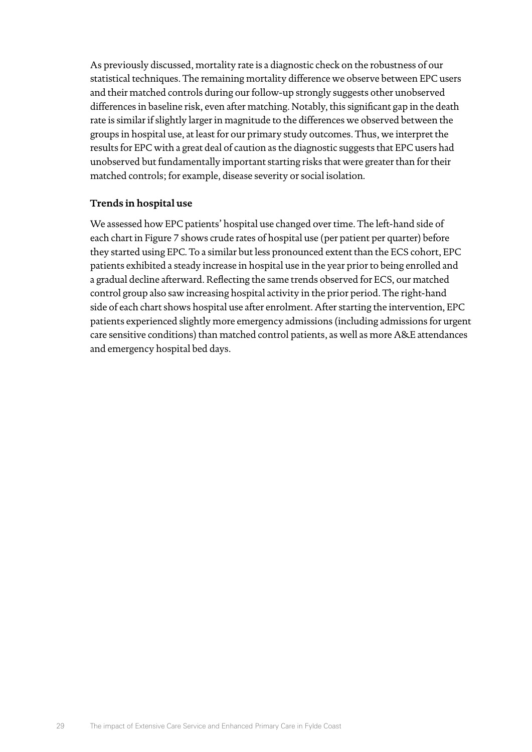As previously discussed, mortality rate is a diagnostic check on the robustness of our statistical techniques. The remaining mortality difference we observe between EPC users and their matched controls during our follow-up strongly suggests other unobserved differences in baseline risk, even after matching. Notably, this significant gap in the death rate is similar if slightly larger in magnitude to the differences we observed between the groups in hospital use, at least for our primary study outcomes. Thus, we interpret the results for EPC with a great deal of caution as the diagnostic suggests that EPC users had unobserved but fundamentally important starting risks that were greater than for their matched controls; for example, disease severity or social isolation.

### Trends in hospital use

We assessed how EPC patients' hospital use changed over time. The left-hand side of each chart in Figure 7 shows crude rates of hospital use (per patient per quarter) before they started using EPC. To a similar but less pronounced extent than the ECS cohort, EPC patients exhibited a steady increase in hospital use in the year prior to being enrolled and a gradual decline afterward. Reflecting the same trends observed for ECS, our matched control group also saw increasing hospital activity in the prior period. The right-hand side of each chart shows hospital use after enrolment. After starting the intervention, EPC patients experienced slightly more emergency admissions (including admissions for urgent care sensitive conditions) than matched control patients, as well as more A&E attendances and emergency hospital bed days.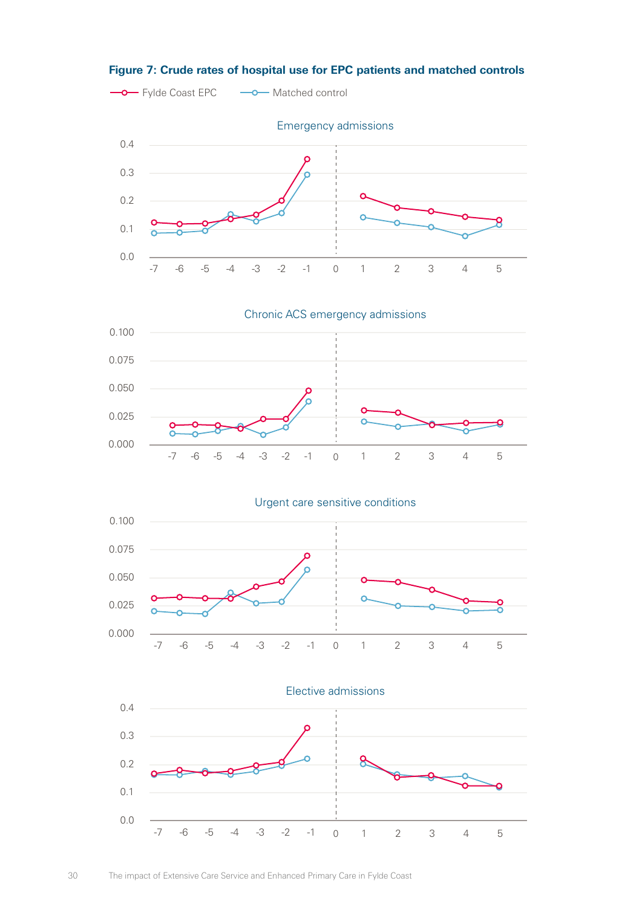**Figure 7: Crude rates of hospital use for EPC patients and matched controls**

Fylde Coast EPC
Matched control

Emergency admissions

0.4
0.3
0.2
0.1
0.0

-7 -6 -5 -4 -3 -2 -1 0 1 2 3 4 5

Chronic ACS emergency admissions

0.100
0.075
0.050
0.025
0.000

-7 -6 -5 -4 -3 -2 -1 0 1 2 3 4 5

Urgent care sensitive conditions

0.100
0.075
0.050
0.025
0.000

-7 -6 -5 -4 -3 -2 -1 0 1 2 3 4 5

Elective admissions

0.4
0.3
0.2
0.1
0.0

-7 -6 -5 -4 -3 -2 -1 0 1 2 3 4 5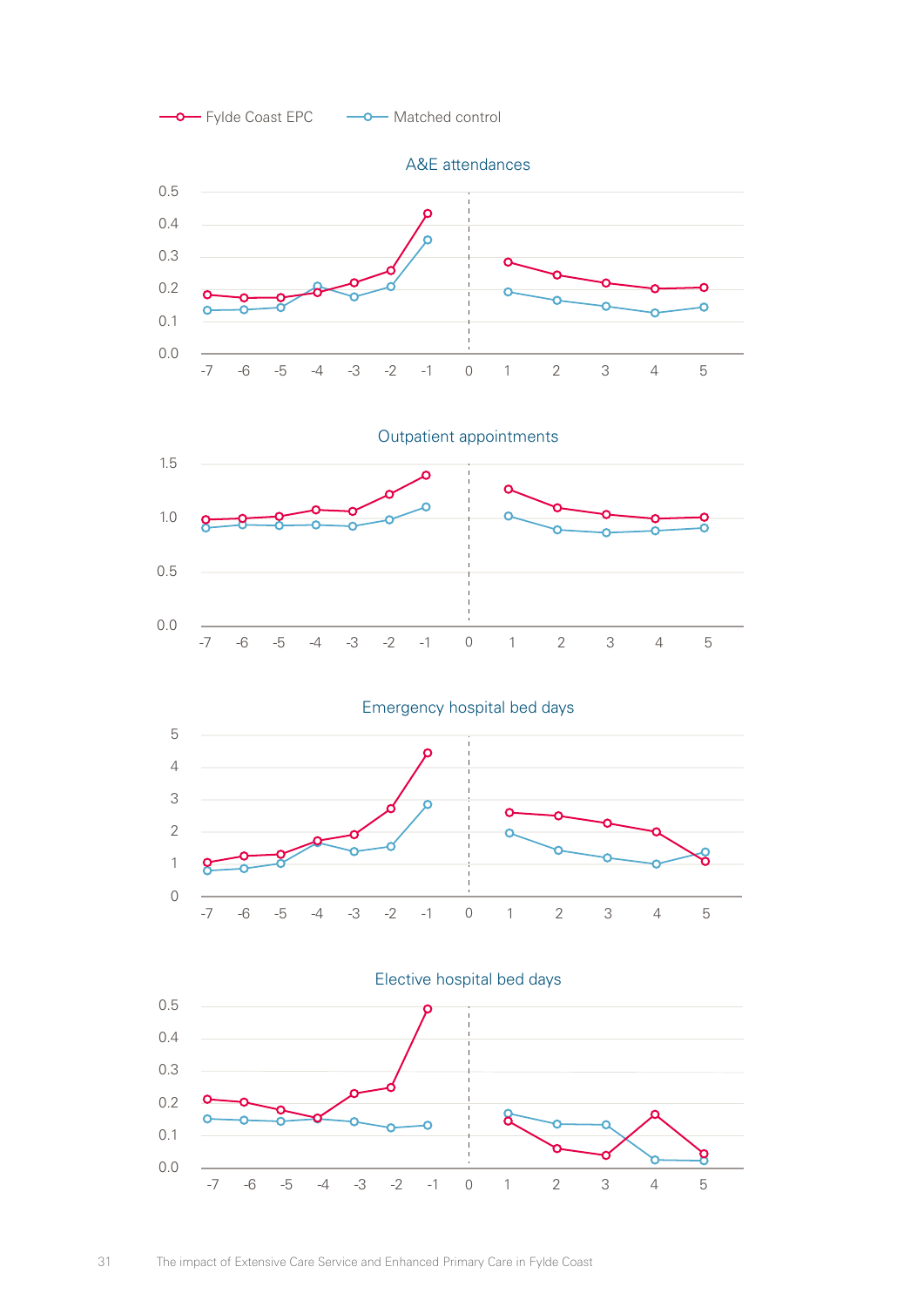Fylde Coast EPC
Matched control

A&E attendances

0.5
0.4
0.3
0.2
0.1
0.0

-7 -6 -5 -4 -3 -2 -1 0 1 2 3 4 5

Outpatient appointments

1.5
1.0
0.5
0.0

-7 -6 -5 -4 -3 -2 -1 0 1 2 3 4 5

Emergency hospital bed days

5
4
3
2
1
0

-7 -6 -5 -4 -3 -2 -1 0 1 2 3 4 5

Elective hospital bed days

0.5
0.4
0.3
0.2
0.1
0.0

-7 -6 -5 -4 -3 -2 -1 0 1 2 3 4 5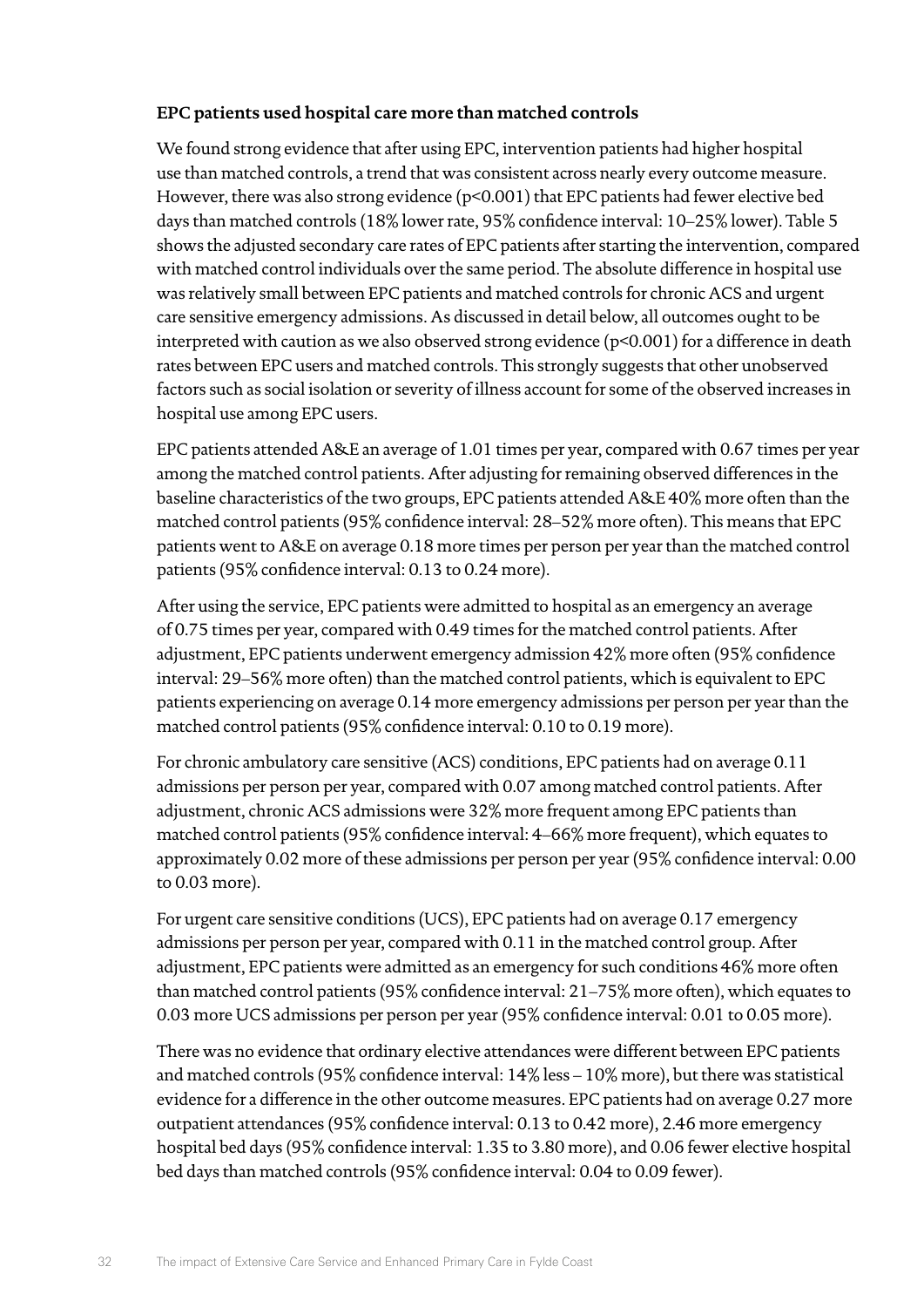**EPC patients used hospital care more than matched controls**

We found strong evidence that after using EPC, intervention patients had higher hospital use than matched controls, a trend that was consistent across nearly every outcome measure. However, there was also strong evidence ($p<0.001$) that EPC patients had fewer elective bed days than matched controls (18% lower rate, 95% confidence interval: 10–25% lower). Table 5 shows the adjusted secondary care rates of EPC patients after starting the intervention, compared with matched control individuals over the same period. The absolute difference in hospital use was relatively small between EPC patients and matched controls for chronic ACS and urgent care sensitive emergency admissions. As discussed in detail below, all outcomes ought to be interpreted with caution as we also observed strong evidence ($p<0.001$) for a difference in death rates between EPC users and matched controls. This strongly suggests that other unobserved factors such as social isolation or severity of illness account for some of the observed increases in hospital use among EPC users.

EPC patients attended A&E an average of 1.01 times per year, compared with 0.67 times per year among the matched control patients. After adjusting for remaining observed differences in the baseline characteristics of the two groups, EPC patients attended A&E 40% more often than the matched control patients (95% confidence interval: 28–52% more often). This means that EPC patients went to A&E on average 0.18 more times per person per year than the matched control patients (95% confidence interval: 0.13 to 0.24 more).

After using the service, EPC patients were admitted to hospital as an emergency an average of 0.75 times per year, compared with 0.49 times for the matched control patients. After adjustment, EPC patients underwent emergency admission 42% more often (95% confidence interval: 29–56% more often) than the matched control patients, which is equivalent to EPC patients experiencing on average 0.14 more emergency admissions per person per year than the matched control patients (95% confidence interval: 0.10 to 0.19 more).

For chronic ambulatory care sensitive (ACS) conditions, EPC patients had on average 0.11 admissions per person per year, compared with 0.07 among matched control patients. After adjustment, chronic ACS admissions were 32% more frequent among EPC patients than matched control patients (95% confidence interval: 4–66% more frequent), which equates to approximately 0.02 more of these admissions per person per year (95% confidence interval: 0.00 to 0.03 more).

For urgent care sensitive conditions (UCS), EPC patients had on average 0.17 emergency admissions per person per year, compared with 0.11 in the matched control group. After adjustment, EPC patients were admitted as an emergency for such conditions 46% more often than matched control patients (95% confidence interval: 21–75% more often), which equates to 0.03 more UCS admissions per person per year (95% confidence interval: 0.01 to 0.05 more).

There was no evidence that ordinary elective attendances were different between EPC patients and matched controls (95% confidence interval: 14% less – 10% more), but there was statistical evidence for a difference in the other outcome measures. EPC patients had on average 0.27 more outpatient attendances (95% confidence interval: 0.13 to 0.42 more), 2.46 more emergency hospital bed days (95% confidence interval: 1.35 to 3.80 more), and 0.06 fewer elective hospital bed days than matched controls (95% confidence interval: 0.04 to 0.09 fewer).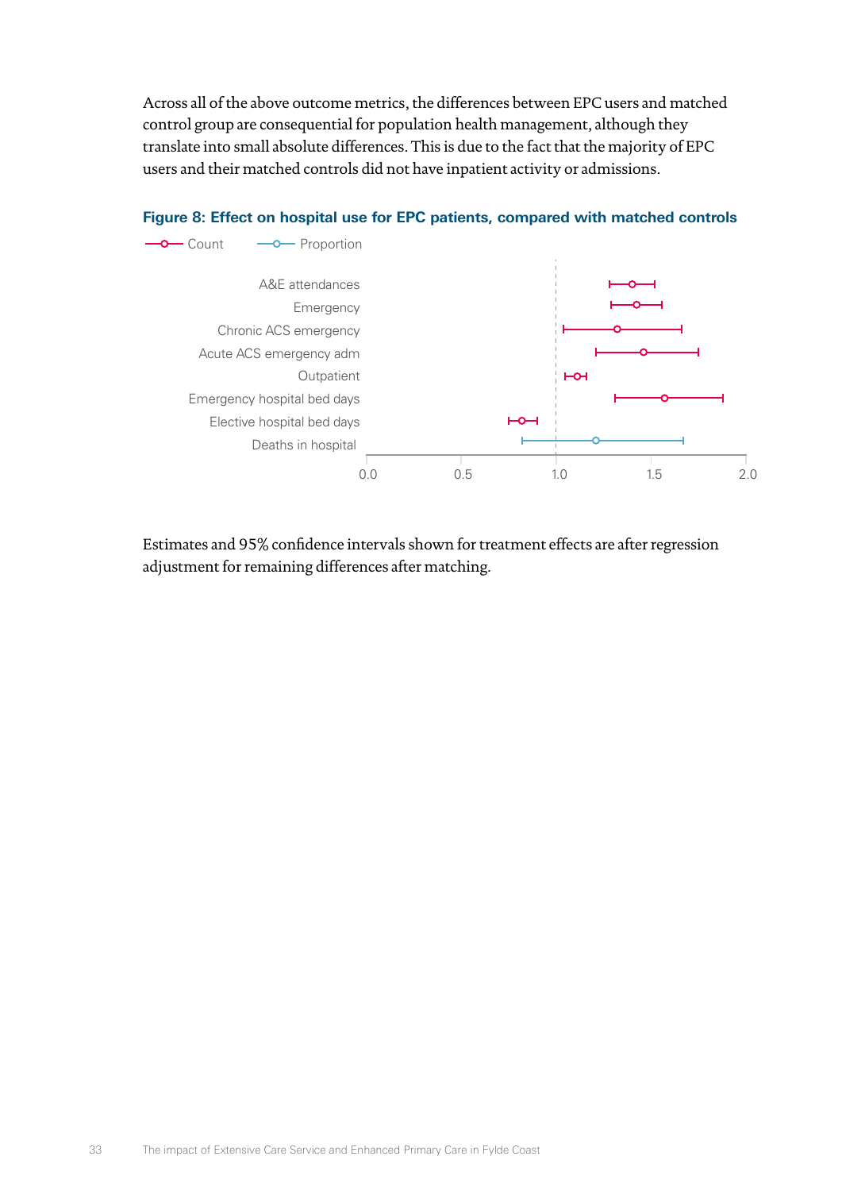Across all of the above outcome metrics, the differences between EPC users and matched control group are consequential for population health management, although they translate into small absolute differences. This is due to the fact that the majority of EPC users and their matched controls did not have inpatient activity or admissions.

**Figure 8: Effect on hospital use for EPC patients, compared with matched controls**

Count
Proportion

A&E attendances
Emergency
Chronic ACS emergency
Acute ACS emergency adm
Outpatient
Emergency hospital bed days
Elective hospital bed days
Deaths in hospital

0.0
0.5
1.0
1.5
2.0

Estimates and 95% confidence intervals shown for treatment effects are after regression adjustment for remaining differences after matching.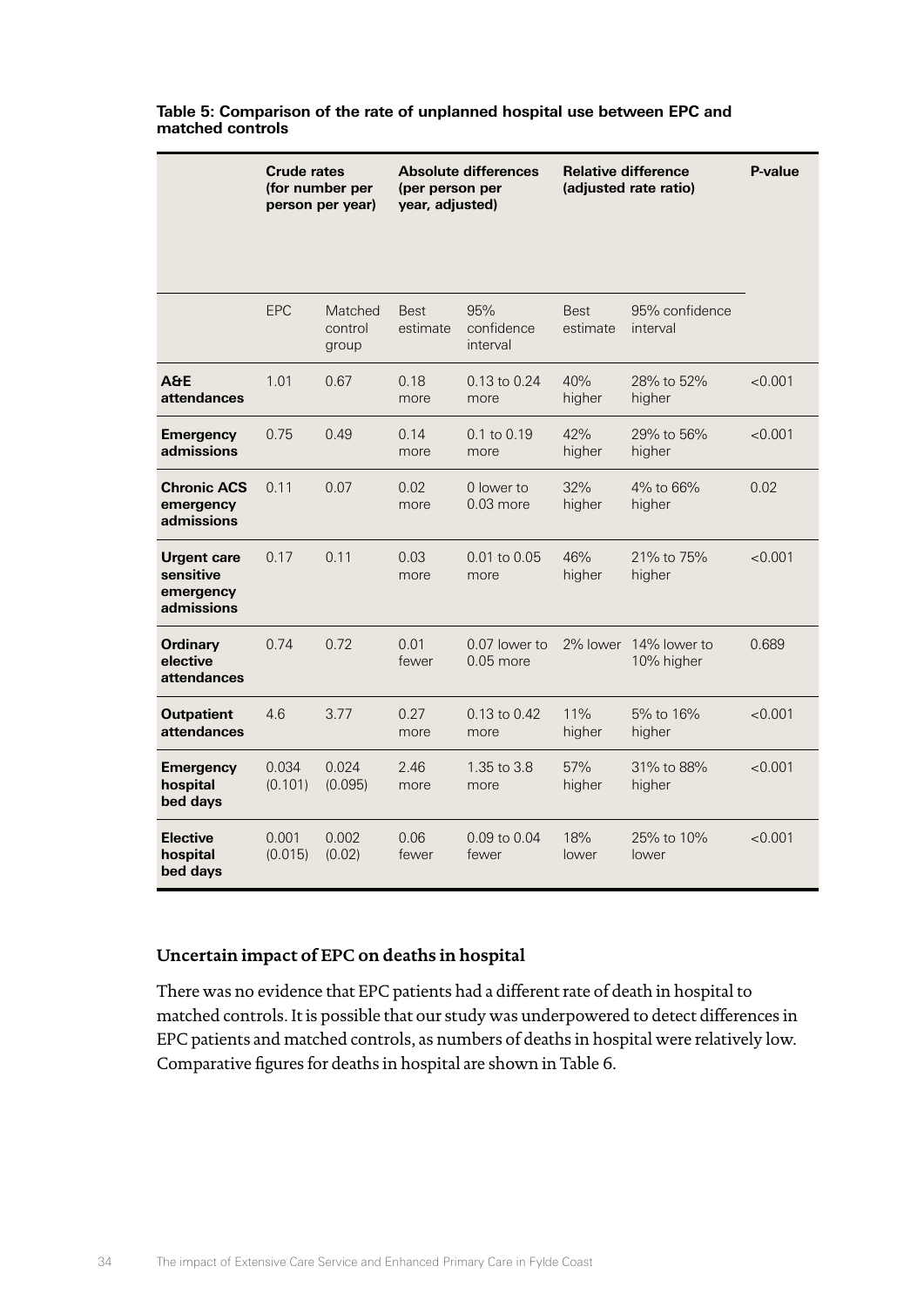**Table 5: Comparison of the rate of unplanned hospital use between EPC and matched controls**

| | Crude rates (for number per person per year) | | Absolute differences (per person per year, adjusted) | | Relative difference (adjusted rate ratio) | | P-value |
|---|---|---|---|---|---|---|---|
| | EPC | Matched control group | Best estimate | 95% confidence interval | Best estimate | 95% confidence interval | |
| **A&E attendances** | 1.01 | 0.67 | 0.18 more | 0.13 to 0.24 more | 40% higher | 28% to 52% higher | <0.001 |
| **Emergency admissions** | 0.75 | 0.49 | 0.14 more | 0.1 to 0.19 more | 42% higher | 29% to 56% higher | <0.001 |
| **Chronic ACS emergency admissions** | 0.11 | 0.07 | 0.02 more | 0 lower to 0.03 more | 32% higher | 4% to 66% higher | 0.02 |
| **Urgent care sensitive emergency admissions** | 0.17 | 0.11 | 0.03 more | 0.01 to 0.05 more | 46% higher | 21% to 75% higher | <0.001 |
| **Ordinary elective attendances** | 0.74 | 0.72 | 0.01 fewer | 0.07 lower to 0.05 more | 2% lower | 14% lower to 10% higher | 0.689 |
| **Outpatient attendances** | 4.6 | 3.77 | 0.27 more | 0.13 to 0.42 more | 11% higher | 5% to 16% higher | <0.001 |
| **Emergency hospital bed days** | 0.034 (0.101) | 0.024 (0.095) | 2.46 more | 1.35 to 3.8 more | 57% higher | 31% to 88% higher | <0.001 |
| **Elective hospital bed days** | 0.001 (0.015) | 0.002 (0.02) | 0.06 fewer | 0.09 to 0.04 fewer | 18% lower | 25% to 10% lower | <0.001 |

## Uncertain impact of EPC on deaths in hospital

There was no evidence that EPC patients had a different rate of death in hospital to matched controls. It is possible that our study was underpowered to detect differences in EPC patients and matched controls, as numbers of deaths in hospital were relatively low. Comparative figures for deaths in hospital are shown in Table 6.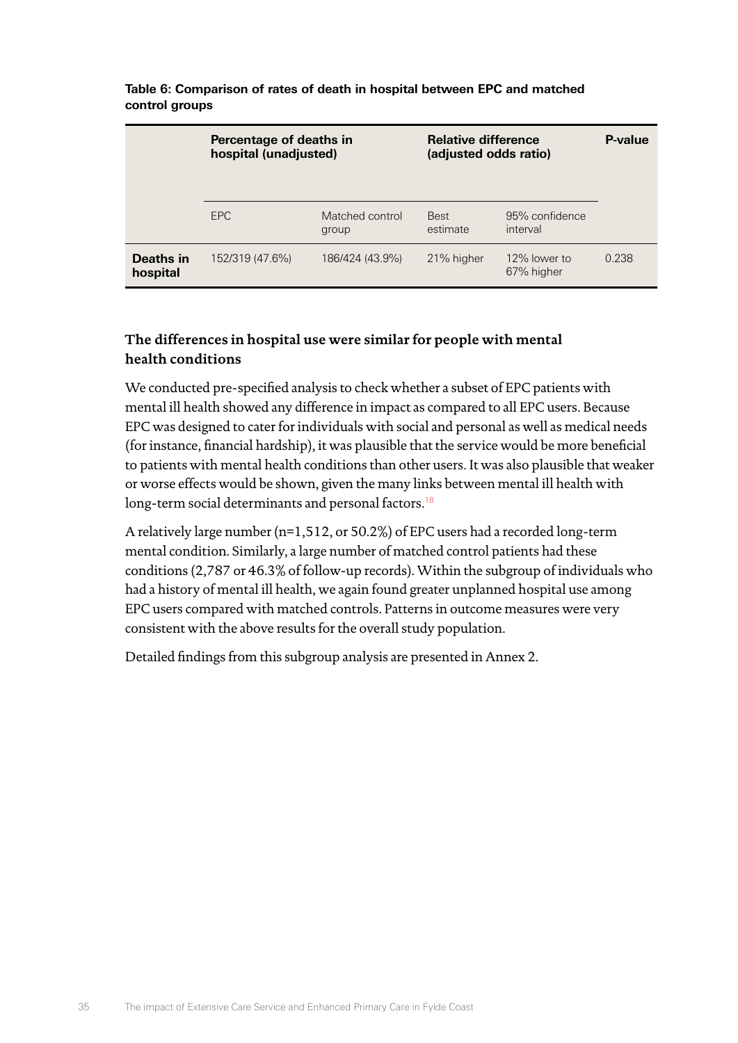**Table 6: Comparison of rates of death in hospital between EPC and matched control groups**

| | Percentage of deaths in hospital (unadjusted) | | Relative difference (adjusted odds ratio) | | P-value |
|---|---|---|---|---|---|
| | EPC | Matched control group | Best estimate | 95% confidence interval | |
| **Deaths in hospital** | 152/319 (47.6%) | 186/424 (43.9%) | 21% higher | 12% lower to 67% higher | 0.238 |

## The differences in hospital use were similar for people with mental health conditions

We conducted pre-specified analysis to check whether a subset of EPC patients with mental ill health showed any difference in impact as compared to all EPC users. Because EPC was designed to cater for individuals with social and personal as well as medical needs (for instance, financial hardship), it was plausible that the service would be more beneficial to patients with mental health conditions than other users. It was also plausible that weaker or worse effects would be shown, given the many links between mental ill health with long-term social determinants and personal factors.[18]

A relatively large number (n=1,512, or 50.2%) of EPC users had a recorded long-term mental condition. Similarly, a large number of matched control patients had these conditions (2,787 or 46.3% of follow-up records). Within the subgroup of individuals who had a history of mental ill health, we again found greater unplanned hospital use among EPC users compared with matched controls. Patterns in outcome measures were very consistent with the above results for the overall study population.

Detailed findings from this subgroup analysis are presented in Annex 2.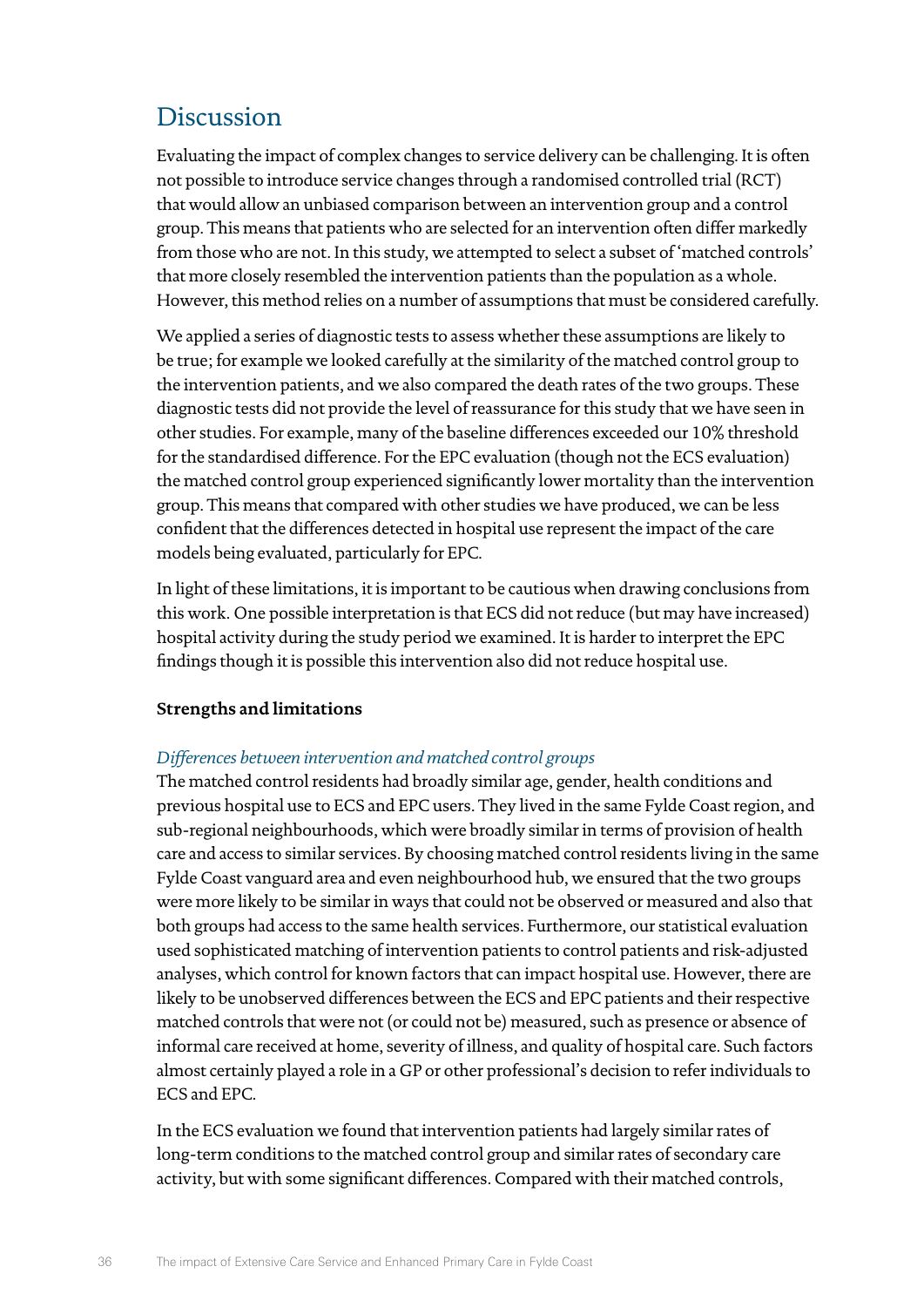## Discussion

Evaluating the impact of complex changes to service delivery can be challenging. It is often not possible to introduce service changes through a randomised controlled trial (RCT) that would allow an unbiased comparison between an intervention group and a control group. This means that patients who are selected for an intervention often differ markedly from those who are not. In this study, we attempted to select a subset of 'matched controls' that more closely resembled the intervention patients than the population as a whole. However, this method relies on a number of assumptions that must be considered carefully.

We applied a series of diagnostic tests to assess whether these assumptions are likely to be true; for example we looked carefully at the similarity of the matched control group to the intervention patients, and we also compared the death rates of the two groups. These diagnostic tests did not provide the level of reassurance for this study that we have seen in other studies. For example, many of the baseline differences exceeded our 10% threshold for the standardised difference. For the EPC evaluation (though not the ECS evaluation) the matched control group experienced significantly lower mortality than the intervention group. This means that compared with other studies we have produced, we can be less confident that the differences detected in hospital use represent the impact of the care models being evaluated, particularly for EPC.

In light of these limitations, it is important to be cautious when drawing conclusions from this work. One possible interpretation is that ECS did not reduce (but may have increased) hospital activity during the study period we examined. It is harder to interpret the EPC findings though it is possible this intervention also did not reduce hospital use.

### Strengths and limitations

#### *Differences between intervention and matched control groups*

The matched control residents had broadly similar age, gender, health conditions and previous hospital use to ECS and EPC users. They lived in the same Fylde Coast region, and sub-regional neighbourhoods, which were broadly similar in terms of provision of health care and access to similar services. By choosing matched control residents living in the same Fylde Coast vanguard area and even neighbourhood hub, we ensured that the two groups were more likely to be similar in ways that could not be observed or measured and also that both groups had access to the same health services. Furthermore, our statistical evaluation used sophisticated matching of intervention patients to control patients and risk-adjusted analyses, which control for known factors that can impact hospital use. However, there are likely to be unobserved differences between the ECS and EPC patients and their respective matched controls that were not (or could not be) measured, such as presence or absence of informal care received at home, severity of illness, and quality of hospital care. Such factors almost certainly played a role in a GP or other professional's decision to refer individuals to ECS and EPC.

In the ECS evaluation we found that intervention patients had largely similar rates of long-term conditions to the matched control group and similar rates of secondary care activity, but with some significant differences. Compared with their matched controls,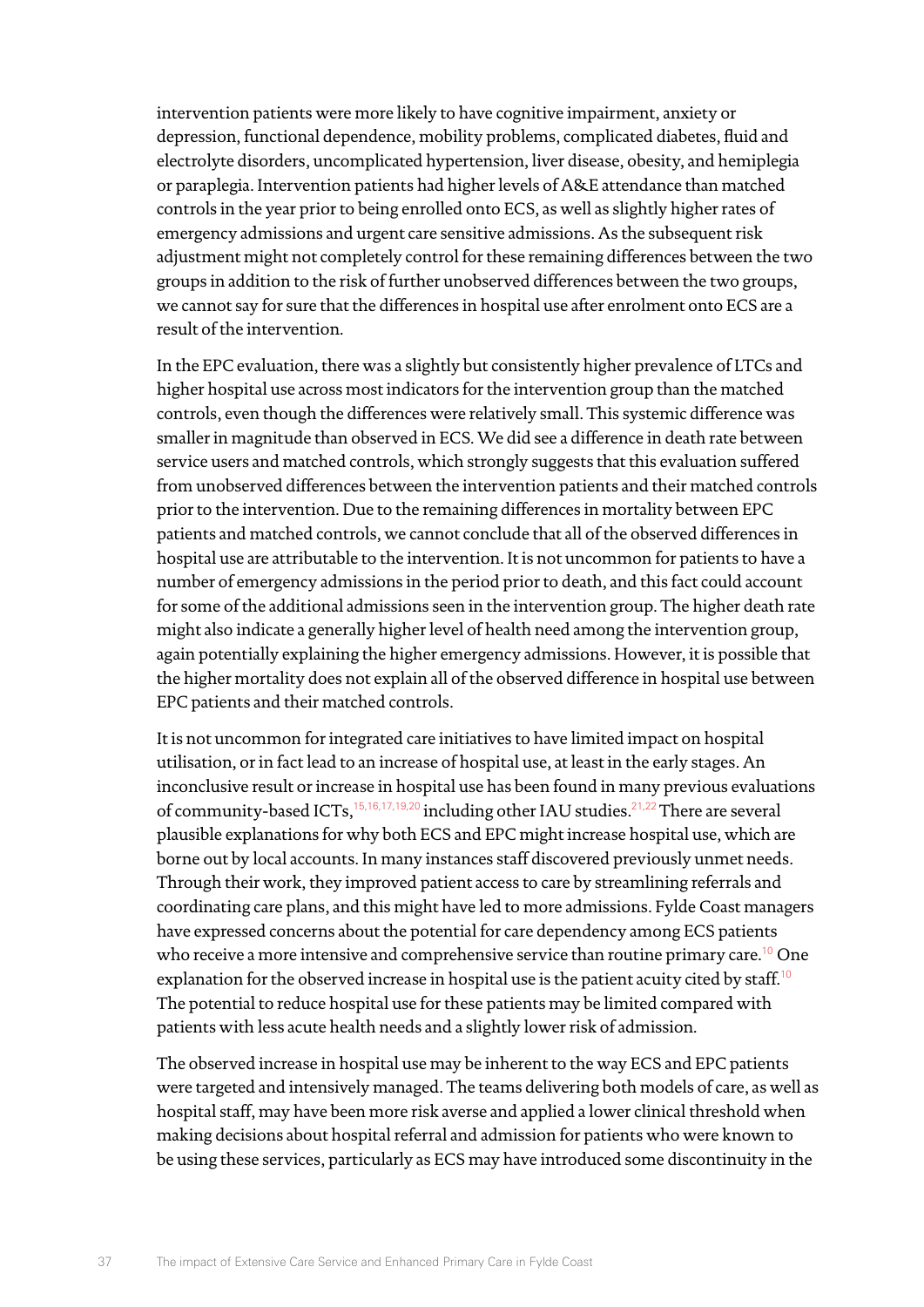intervention patients were more likely to have cognitive impairment, anxiety or depression, functional dependence, mobility problems, complicated diabetes, fluid and electrolyte disorders, uncomplicated hypertension, liver disease, obesity, and hemiplegia or paraplegia. Intervention patients had higher levels of A&E attendance than matched controls in the year prior to being enrolled onto ECS, as well as slightly higher rates of emergency admissions and urgent care sensitive admissions. As the subsequent risk adjustment might not completely control for these remaining differences between the two groups in addition to the risk of further unobserved differences between the two groups, we cannot say for sure that the differences in hospital use after enrolment onto ECS are a result of the intervention.

In the EPC evaluation, there was a slightly but consistently higher prevalence of LTCs and higher hospital use across most indicators for the intervention group than the matched controls, even though the differences were relatively small. This systemic difference was smaller in magnitude than observed in ECS. We did see a difference in death rate between service users and matched controls, which strongly suggests that this evaluation suffered from unobserved differences between the intervention patients and their matched controls prior to the intervention. Due to the remaining differences in mortality between EPC patients and matched controls, we cannot conclude that all of the observed differences in hospital use are attributable to the intervention. It is not uncommon for patients to have a number of emergency admissions in the period prior to death, and this fact could account for some of the additional admissions seen in the intervention group. The higher death rate might also indicate a generally higher level of health need among the intervention group, again potentially explaining the higher emergency admissions. However, it is possible that the higher mortality does not explain all of the observed difference in hospital use between EPC patients and their matched controls.

It is not uncommon for integrated care initiatives to have limited impact on hospital utilisation, or in fact lead to an increase of hospital use, at least in the early stages. An inconclusive result or increase in hospital use has been found in many previous evaluations of community-based ICTs,[15,16,17,19,20] including other IAU studies.[21,22] There are several plausible explanations for why both ECS and EPC might increase hospital use, which are borne out by local accounts. In many instances staff discovered previously unmet needs. Through their work, they improved patient access to care by streamlining referrals and coordinating care plans, and this might have led to more admissions. Fylde Coast managers have expressed concerns about the potential for care dependency among ECS patients who receive a more intensive and comprehensive service than routine primary care.[10] One explanation for the observed increase in hospital use is the patient acuity cited by staff.[10] The potential to reduce hospital use for these patients may be limited compared with patients with less acute health needs and a slightly lower risk of admission.

The observed increase in hospital use may be inherent to the way ECS and EPC patients were targeted and intensively managed. The teams delivering both models of care, as well as hospital staff, may have been more risk averse and applied a lower clinical threshold when making decisions about hospital referral and admission for patients who were known to be using these services, particularly as ECS may have introduced some discontinuity in the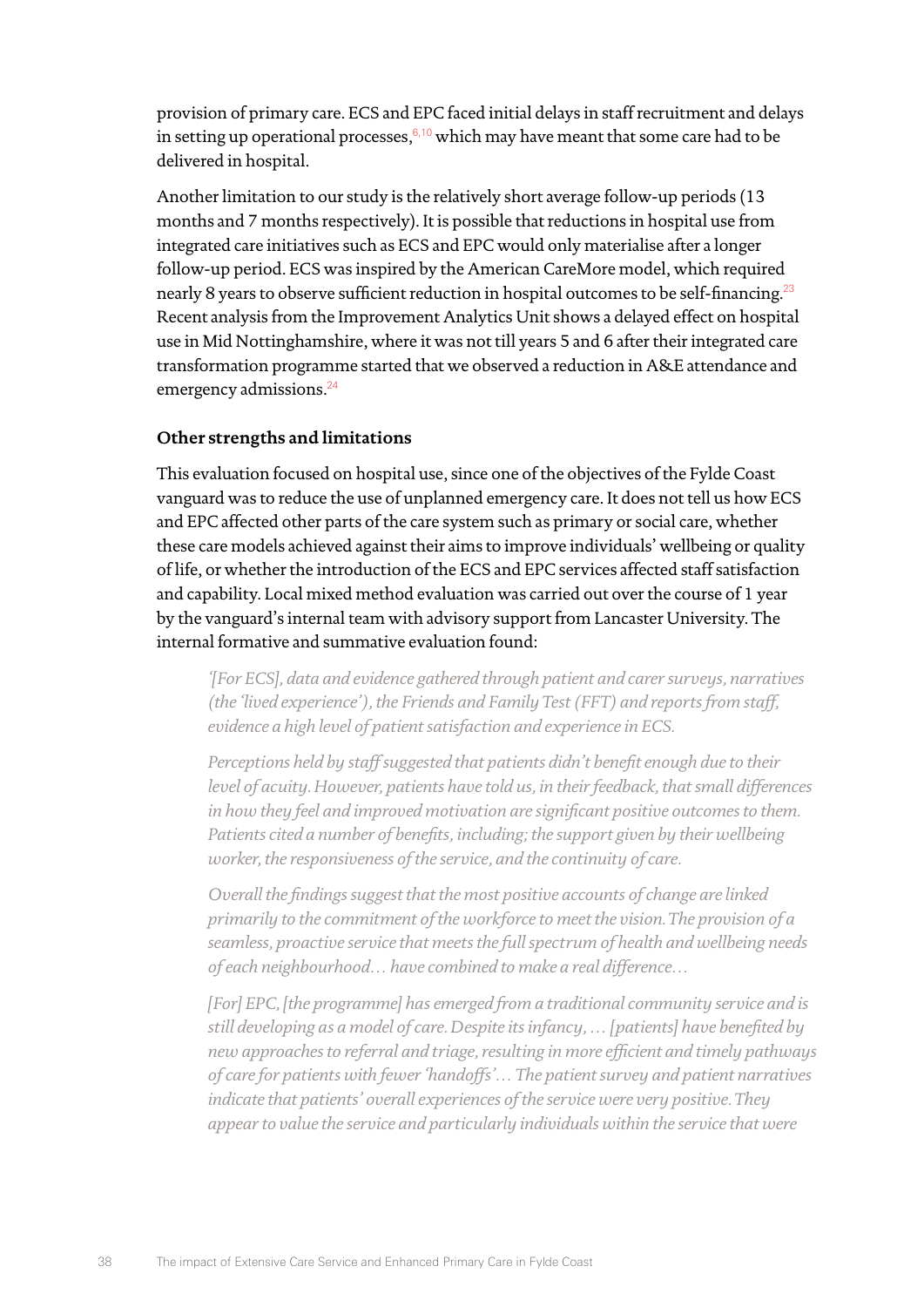provision of primary care. ECS and EPC faced initial delays in staff recruitment and delays in setting up operational processes,[6,10] which may have meant that some care had to be delivered in hospital.

Another limitation to our study is the relatively short average follow-up periods (13 months and 7 months respectively). It is possible that reductions in hospital use from integrated care initiatives such as ECS and EPC would only materialise after a longer follow-up period. ECS was inspired by the American CareMore model, which required nearly 8 years to observe sufficient reduction in hospital outcomes to be self-financing.[23] Recent analysis from the Improvement Analytics Unit shows a delayed effect on hospital use in Mid Nottinghamshire, where it was not till years 5 and 6 after their integrated care transformation programme started that we observed a reduction in A&E attendance and emergency admissions.[24]

### Other strengths and limitations

This evaluation focused on hospital use, since one of the objectives of the Fylde Coast vanguard was to reduce the use of unplanned emergency care. It does not tell us how ECS and EPC affected other parts of the care system such as primary or social care, whether these care models achieved against their aims to improve individuals' wellbeing or quality of life, or whether the introduction of the ECS and EPC services affected staff satisfaction and capability. Local mixed method evaluation was carried out over the course of 1 year by the vanguard's internal team with advisory support from Lancaster University. The internal formative and summative evaluation found:

> *'[For ECS], data and evidence gathered through patient and carer surveys, narratives (the 'lived experience'), the Friends and Family Test (FFT) and reports from staff, evidence a high level of patient satisfaction and experience in ECS.*
>
> *Perceptions held by staff suggested that patients didn't benefit enough due to their level of acuity. However, patients have told us, in their feedback, that small differences in how they feel and improved motivation are significant positive outcomes to them. Patients cited a number of benefits, including; the support given by their wellbeing worker, the responsiveness of the service, and the continuity of care.*
>
> *Overall the findings suggest that the most positive accounts of change are linked primarily to the commitment of the workforce to meet the vision. The provision of a seamless, proactive service that meets the full spectrum of health and wellbeing needs of each neighbourhood… have combined to make a real difference…*
>
> *[For] EPC, [the programme] has emerged from a traditional community service and is still developing as a model of care. Despite its infancy, … [patients] have benefited by new approaches to referral and triage, resulting in more efficient and timely pathways of care for patients with fewer 'handoffs'… The patient survey and patient narratives indicate that patients' overall experiences of the service were very positive. They appear to value the service and particularly individuals within the service that were*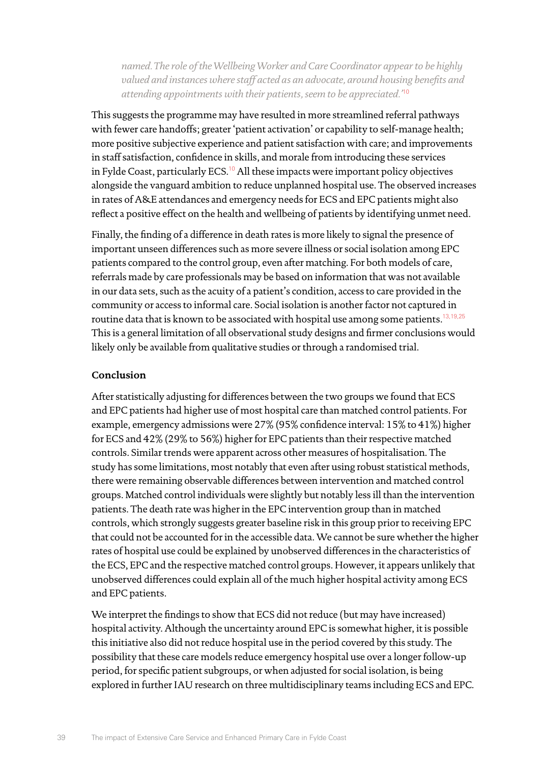*named. The role of the Wellbeing Worker and Care Coordinator appear to be highly valued and instances where staff acted as an advocate, around housing benefits and attending appointments with their patients, seem to be appreciated.'*[10]

This suggests the programme may have resulted in more streamlined referral pathways with fewer care handoffs; greater 'patient activation' or capability to self-manage health; more positive subjective experience and patient satisfaction with care; and improvements in staff satisfaction, confidence in skills, and morale from introducing these services in Fylde Coast, particularly ECS.[10] All these impacts were important policy objectives alongside the vanguard ambition to reduce unplanned hospital use. The observed increases in rates of A&E attendances and emergency needs for ECS and EPC patients might also reflect a positive effect on the health and wellbeing of patients by identifying unmet need.

Finally, the finding of a difference in death rates is more likely to signal the presence of important unseen differences such as more severe illness or social isolation among EPC patients compared to the control group, even after matching. For both models of care, referrals made by care professionals may be based on information that was not available in our data sets, such as the acuity of a patient's condition, access to care provided in the community or access to informal care. Social isolation is another factor not captured in routine data that is known to be associated with hospital use among some patients.[13,19,25] This is a general limitation of all observational study designs and firmer conclusions would likely only be available from qualitative studies or through a randomised trial.

**Conclusion**

After statistically adjusting for differences between the two groups we found that ECS and EPC patients had higher use of most hospital care than matched control patients. For example, emergency admissions were 27% (95% confidence interval: 15% to 41%) higher for ECS and 42% (29% to 56%) higher for EPC patients than their respective matched controls. Similar trends were apparent across other measures of hospitalisation. The study has some limitations, most notably that even after using robust statistical methods, there were remaining observable differences between intervention and matched control groups. Matched control individuals were slightly but notably less ill than the intervention patients. The death rate was higher in the EPC intervention group than in matched controls, which strongly suggests greater baseline risk in this group prior to receiving EPC that could not be accounted for in the accessible data. We cannot be sure whether the higher rates of hospital use could be explained by unobserved differences in the characteristics of the ECS, EPC and the respective matched control groups. However, it appears unlikely that unobserved differences could explain all of the much higher hospital activity among ECS and EPC patients.

We interpret the findings to show that ECS did not reduce (but may have increased) hospital activity. Although the uncertainty around EPC is somewhat higher, it is possible this initiative also did not reduce hospital use in the period covered by this study. The possibility that these care models reduce emergency hospital use over a longer follow-up period, for specific patient subgroups, or when adjusted for social isolation, is being explored in further IAU research on three multidisciplinary teams including ECS and EPC.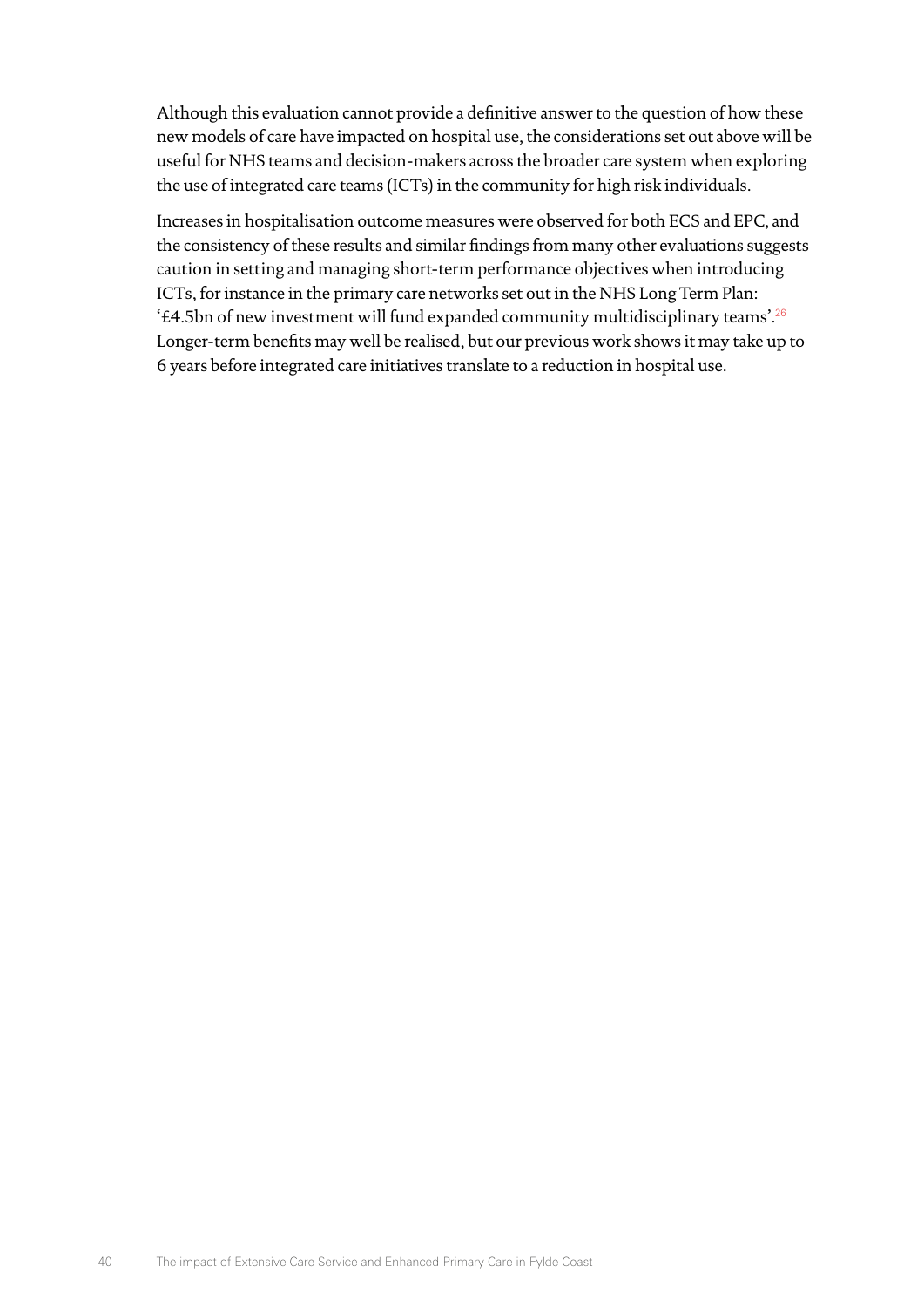Although this evaluation cannot provide a definitive answer to the question of how these new models of care have impacted on hospital use, the considerations set out above will be useful for NHS teams and decision-makers across the broader care system when exploring the use of integrated care teams (ICTs) in the community for high risk individuals.

Increases in hospitalisation outcome measures were observed for both ECS and EPC, and the consistency of these results and similar findings from many other evaluations suggests caution in setting and managing short-term performance objectives when introducing ICTs, for instance in the primary care networks set out in the NHS Long Term Plan: '£4.5bn of new investment will fund expanded community multidisciplinary teams'.[26] Longer-term benefits may well be realised, but our previous work shows it may take up to 6 years before integrated care initiatives translate to a reduction in hospital use.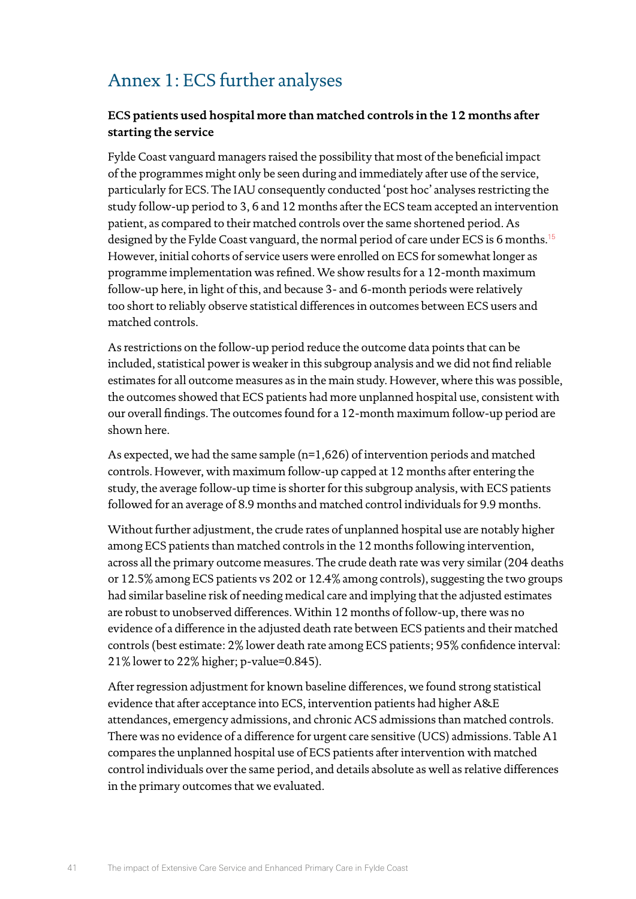# Annex 1: ECS further analyses

**ECS patients used hospital more than matched controls in the 12 months after starting the service**

Fylde Coast vanguard managers raised the possibility that most of the beneficial impact of the programmes might only be seen during and immediately after use of the service, particularly for ECS. The IAU consequently conducted 'post hoc' analyses restricting the study follow-up period to 3, 6 and 12 months after the ECS team accepted an intervention patient, as compared to their matched controls over the same shortened period. As designed by the Fylde Coast vanguard, the normal period of care under ECS is 6 months.[15] However, initial cohorts of service users were enrolled on ECS for somewhat longer as programme implementation was refined. We show results for a 12-month maximum follow-up here, in light of this, and because 3- and 6-month periods were relatively too short to reliably observe statistical differences in outcomes between ECS users and matched controls.

As restrictions on the follow-up period reduce the outcome data points that can be included, statistical power is weaker in this subgroup analysis and we did not find reliable estimates for all outcome measures as in the main study. However, where this was possible, the outcomes showed that ECS patients had more unplanned hospital use, consistent with our overall findings. The outcomes found for a 12-month maximum follow-up period are shown here.

As expected, we had the same sample (n=1,626) of intervention periods and matched controls. However, with maximum follow-up capped at 12 months after entering the study, the average follow-up time is shorter for this subgroup analysis, with ECS patients followed for an average of 8.9 months and matched control individuals for 9.9 months.

Without further adjustment, the crude rates of unplanned hospital use are notably higher among ECS patients than matched controls in the 12 months following intervention, across all the primary outcome measures. The crude death rate was very similar (204 deaths or 12.5% among ECS patients vs 202 or 12.4% among controls), suggesting the two groups had similar baseline risk of needing medical care and implying that the adjusted estimates are robust to unobserved differences. Within 12 months of follow-up, there was no evidence of a difference in the adjusted death rate between ECS patients and their matched controls (best estimate: 2% lower death rate among ECS patients; 95% confidence interval: 21% lower to 22% higher; p-value=0.845).

After regression adjustment for known baseline differences, we found strong statistical evidence that after acceptance into ECS, intervention patients had higher A&E attendances, emergency admissions, and chronic ACS admissions than matched controls. There was no evidence of a difference for urgent care sensitive (UCS) admissions. Table A1 compares the unplanned hospital use of ECS patients after intervention with matched control individuals over the same period, and details absolute as well as relative differences in the primary outcomes that we evaluated.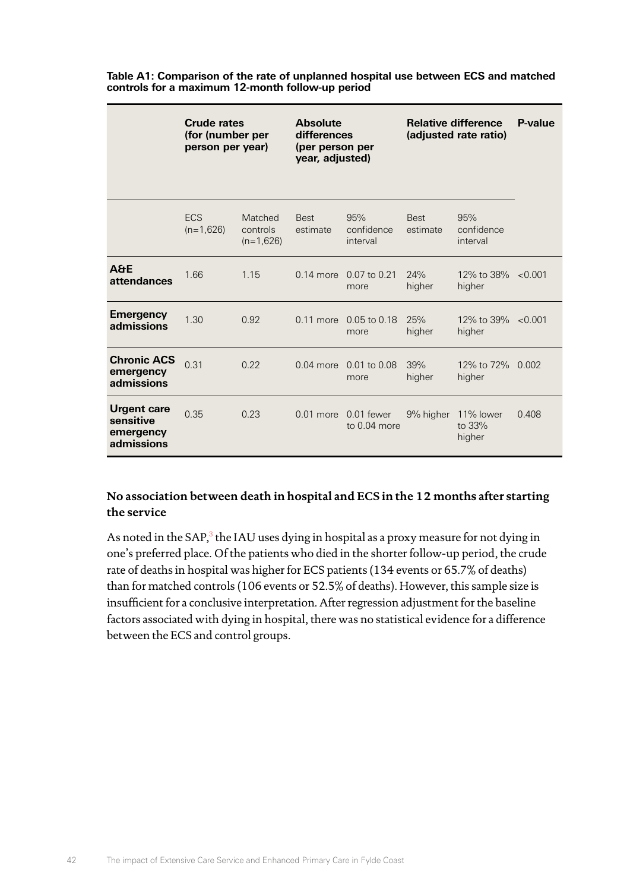**Table A1: Comparison of the rate of unplanned hospital use between ECS and matched controls for a maximum 12-month follow-up period**

| | Crude rates (for (number per person per year) | | Absolute differences (per person per year, adjusted) | | Relative difference (adjusted rate ratio) | | P-value |
|---|---|---|---|---|---|---|---|
| | ECS (n=1,626) | Matched controls (n=1,626) | Best estimate | 95% confidence interval | Best estimate | 95% confidence interval | |
| **A&E attendances** | 1.66 | 1.15 | 0.14 more | 0.07 to 0.21 more | 24% higher | 12% to 38% higher | <0.001 |
| **Emergency admissions** | 1.30 | 0.92 | 0.11 more | 0.05 to 0.18 more | 25% higher | 12% to 39% higher | <0.001 |
| **Chronic ACS emergency admissions** | 0.31 | 0.22 | 0.04 more | 0.01 to 0.08 more | 39% higher | 12% to 72% higher | 0.002 |
| **Urgent care sensitive emergency admissions** | 0.35 | 0.23 | 0.01 more | 0.01 fewer to 0.04 more | 9% higher | 11% lower to 33% higher | 0.408 |

## No association between death in hospital and ECS in the 12 months after starting the service

As noted in the SAP,[3] the IAU uses dying in hospital as a proxy measure for not dying in one's preferred place. Of the patients who died in the shorter follow-up period, the crude rate of deaths in hospital was higher for ECS patients (134 events or 65.7% of deaths) than for matched controls (106 events or 52.5% of deaths). However, this sample size is insufficient for a conclusive interpretation. After regression adjustment for the baseline factors associated with dying in hospital, there was no statistical evidence for a difference between the ECS and control groups.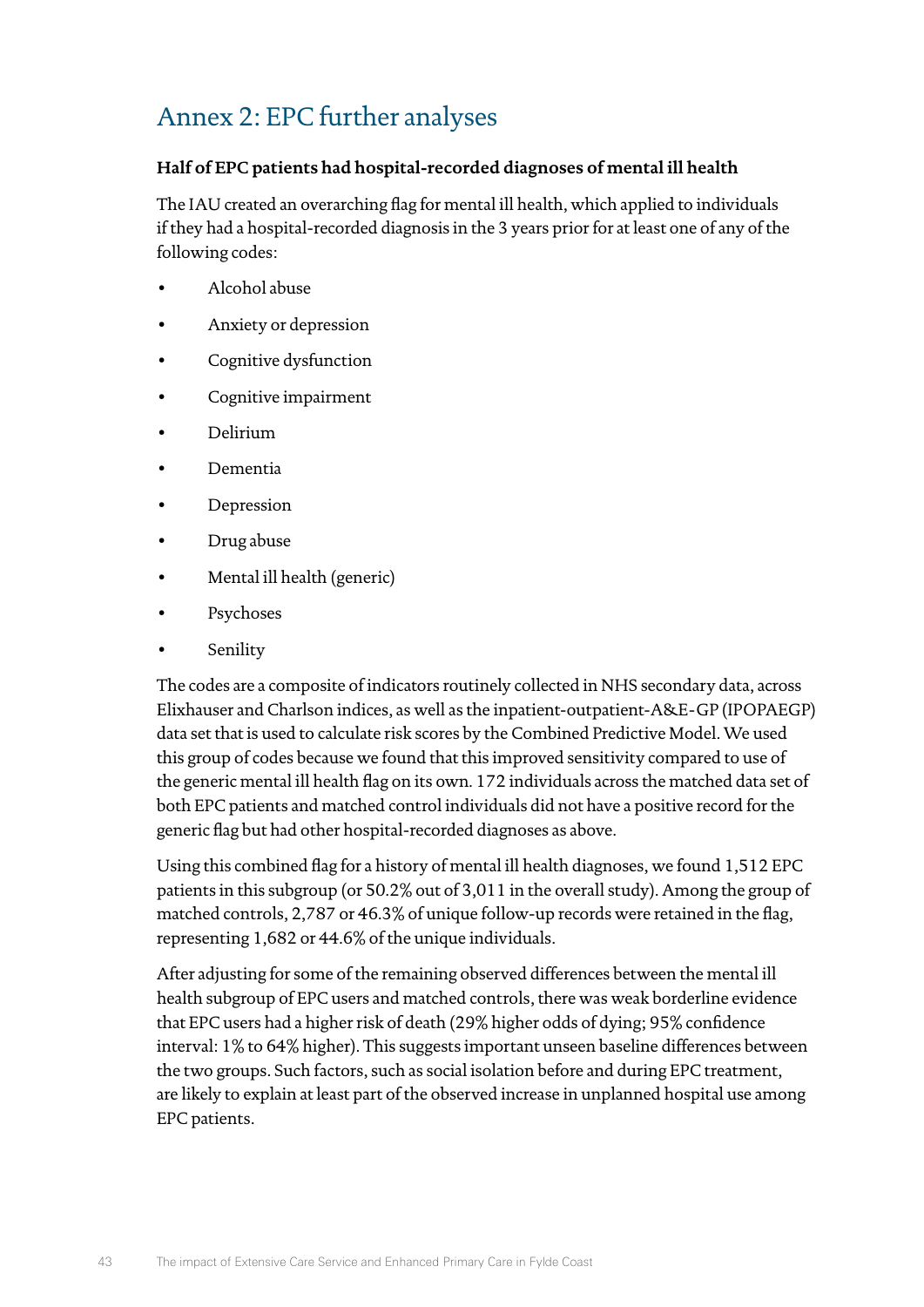# Annex 2: EPC further analyses

**Half of EPC patients had hospital-recorded diagnoses of mental ill health**

The IAU created an overarching flag for mental ill health, which applied to individuals if they had a hospital-recorded diagnosis in the 3 years prior for at least one of any of the following codes:

- Alcohol abuse
- Anxiety or depression
- Cognitive dysfunction
- Cognitive impairment
- Delirium
- Dementia
- Depression
- Drug abuse
- Mental ill health (generic)
- Psychoses
- Senility

The codes are a composite of indicators routinely collected in NHS secondary data, across Elixhauser and Charlson indices, as well as the inpatient-outpatient-A&E-GP (IPOPAEGP) data set that is used to calculate risk scores by the Combined Predictive Model. We used this group of codes because we found that this improved sensitivity compared to use of the generic mental ill health flag on its own. 172 individuals across the matched data set of both EPC patients and matched control individuals did not have a positive record for the generic flag but had other hospital-recorded diagnoses as above.

Using this combined flag for a history of mental ill health diagnoses, we found 1,512 EPC patients in this subgroup (or 50.2% out of 3,011 in the overall study). Among the group of matched controls, 2,787 or 46.3% of unique follow-up records were retained in the flag, representing 1,682 or 44.6% of the unique individuals.

After adjusting for some of the remaining observed differences between the mental ill health subgroup of EPC users and matched controls, there was weak borderline evidence that EPC users had a higher risk of death (29% higher odds of dying; 95% confidence interval: 1% to 64% higher). This suggests important unseen baseline differences between the two groups. Such factors, such as social isolation before and during EPC treatment, are likely to explain at least part of the observed increase in unplanned hospital use among EPC patients.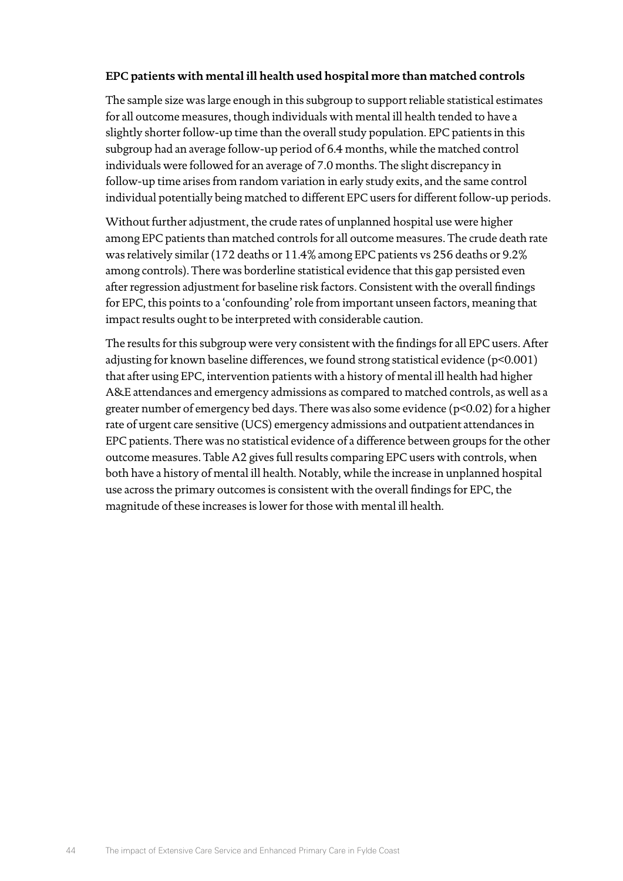**EPC patients with mental ill health used hospital more than matched controls**

The sample size was large enough in this subgroup to support reliable statistical estimates for all outcome measures, though individuals with mental ill health tended to have a slightly shorter follow-up time than the overall study population. EPC patients in this subgroup had an average follow-up period of 6.4 months, while the matched control individuals were followed for an average of 7.0 months. The slight discrepancy in follow-up time arises from random variation in early study exits, and the same control individual potentially being matched to different EPC users for different follow-up periods.

Without further adjustment, the crude rates of unplanned hospital use were higher among EPC patients than matched controls for all outcome measures. The crude death rate was relatively similar (172 deaths or 11.4% among EPC patients vs 256 deaths or 9.2% among controls). There was borderline statistical evidence that this gap persisted even after regression adjustment for baseline risk factors. Consistent with the overall findings for EPC, this points to a 'confounding' role from important unseen factors, meaning that impact results ought to be interpreted with considerable caution.

The results for this subgroup were very consistent with the findings for all EPC users. After adjusting for known baseline differences, we found strong statistical evidence ($p<0.001$) that after using EPC, intervention patients with a history of mental ill health had higher A&E attendances and emergency admissions as compared to matched controls, as well as a greater number of emergency bed days. There was also some evidence ($p<0.02$) for a higher rate of urgent care sensitive (UCS) emergency admissions and outpatient attendances in EPC patients. There was no statistical evidence of a difference between groups for the other outcome measures. Table A2 gives full results comparing EPC users with controls, when both have a history of mental ill health. Notably, while the increase in unplanned hospital use across the primary outcomes is consistent with the overall findings for EPC, the magnitude of these increases is lower for those with mental ill health.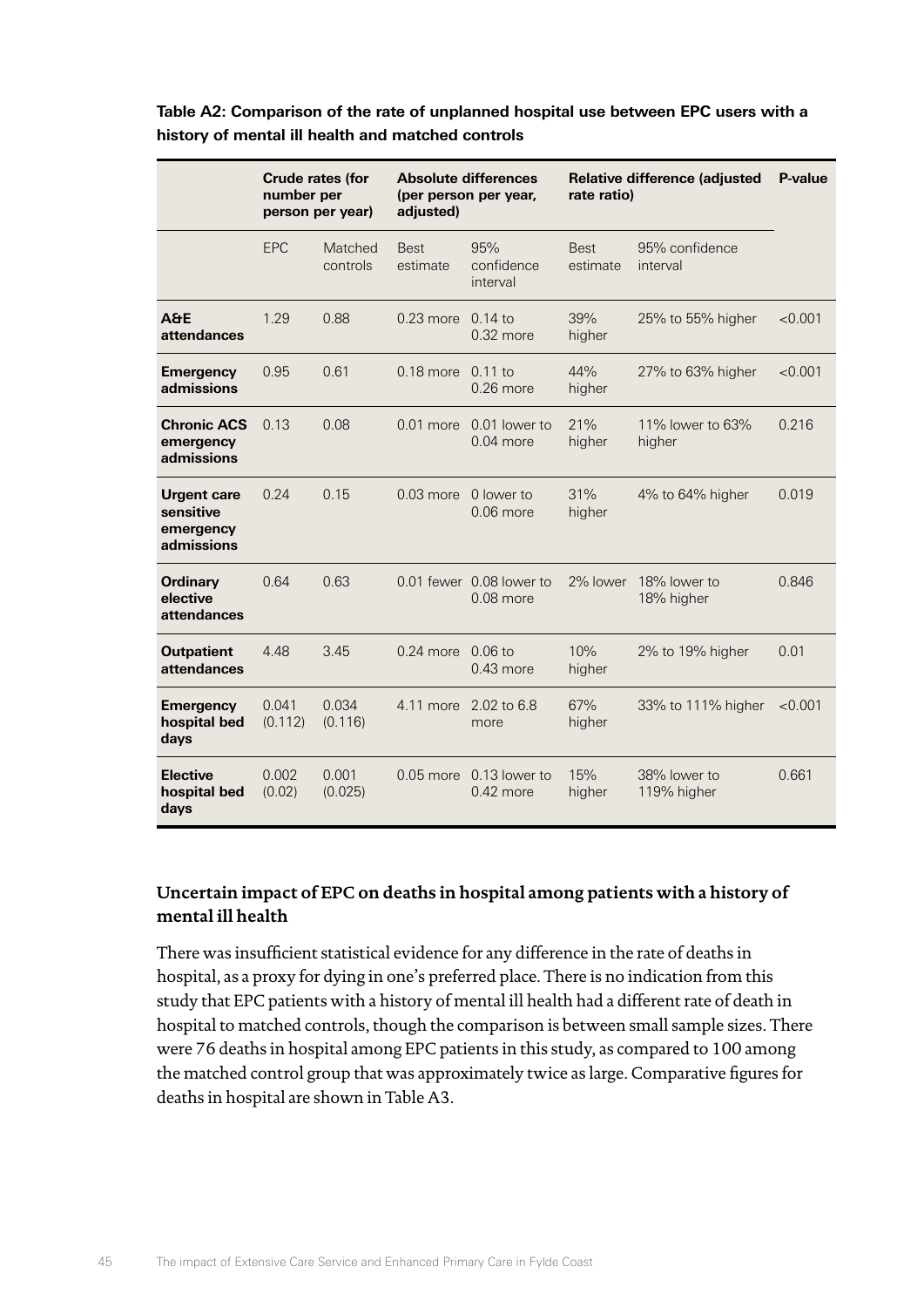**Table A2: Comparison of the rate of unplanned hospital use between EPC users with a history of mental ill health and matched controls**

| | Crude rates (for number per person per year) | | Absolute differences (per person per year, adjusted) | | Relative difference (adjusted rate ratio) | | P-value |
|---|---|---|---|---|---|---|---|
| | EPC | Matched controls | Best estimate | 95% confidence interval | Best estimate | 95% confidence interval | |
| **A&E attendances** | 1.29 | 0.88 | 0.23 more | 0.14 to 0.32 more | 39% higher | 25% to 55% higher | <0.001 |
| **Emergency admissions** | 0.95 | 0.61 | 0.18 more | 0.11 to 0.26 more | 44% higher | 27% to 63% higher | <0.001 |
| **Chronic ACS emergency admissions** | 0.13 | 0.08 | 0.01 more | 0.01 lower to 0.04 more | 21% higher | 11% lower to 63% higher | 0.216 |
| **Urgent care sensitive emergency admissions** | 0.24 | 0.15 | 0.03 more | 0 lower to 0.06 more | 31% higher | 4% to 64% higher | 0.019 |
| **Ordinary elective attendances** | 0.64 | 0.63 | 0.01 fewer | 0.08 lower to 0.08 more | 2% lower | 18% lower to 18% higher | 0.846 |
| **Outpatient attendances** | 4.48 | 3.45 | 0.24 more | 0.06 to 0.43 more | 10% higher | 2% to 19% higher | 0.01 |
| **Emergency hospital bed days** | 0.041 (0.112) | 0.034 (0.116) | 4.11 more | 2.02 to 6.8 more | 67% higher | 33% to 111% higher | <0.001 |
| **Elective hospital bed days** | 0.002 (0.02) | 0.001 (0.025) | 0.05 more | 0.13 lower to 0.42 more | 15% higher | 38% lower to 119% higher | 0.661 |

### Uncertain impact of EPC on deaths in hospital among patients with a history of mental ill health

There was insufficient statistical evidence for any difference in the rate of deaths in hospital, as a proxy for dying in one's preferred place. There is no indication from this study that EPC patients with a history of mental ill health had a different rate of death in hospital to matched controls, though the comparison is between small sample sizes. There were 76 deaths in hospital among EPC patients in this study, as compared to 100 among the matched control group that was approximately twice as large. Comparative figures for deaths in hospital are shown in Table A3.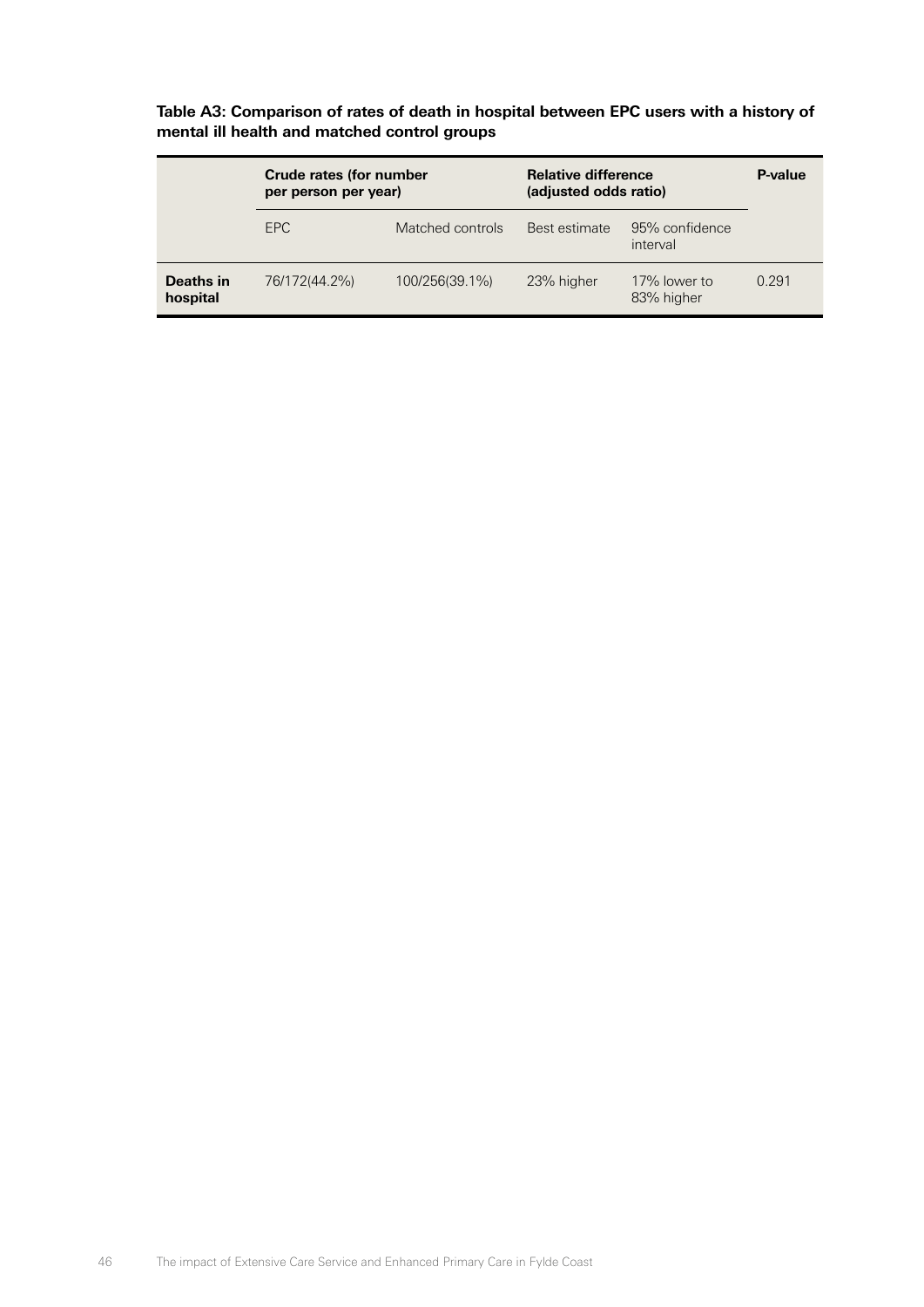**Table A3: Comparison of rates of death in hospital between EPC users with a history of mental ill health and matched control groups**

| | Crude rates (for number per person per year) | | Relative difference (adjusted odds ratio) | | P-value |
|---|---|---|---|---|---|
| | EPC | Matched controls | Best estimate | 95% confidence interval | |
| **Deaths in hospital** | 76/172(44.2%) | 100/256(39.1%) | 23% higher | 17% lower to 83% higher | 0.291 |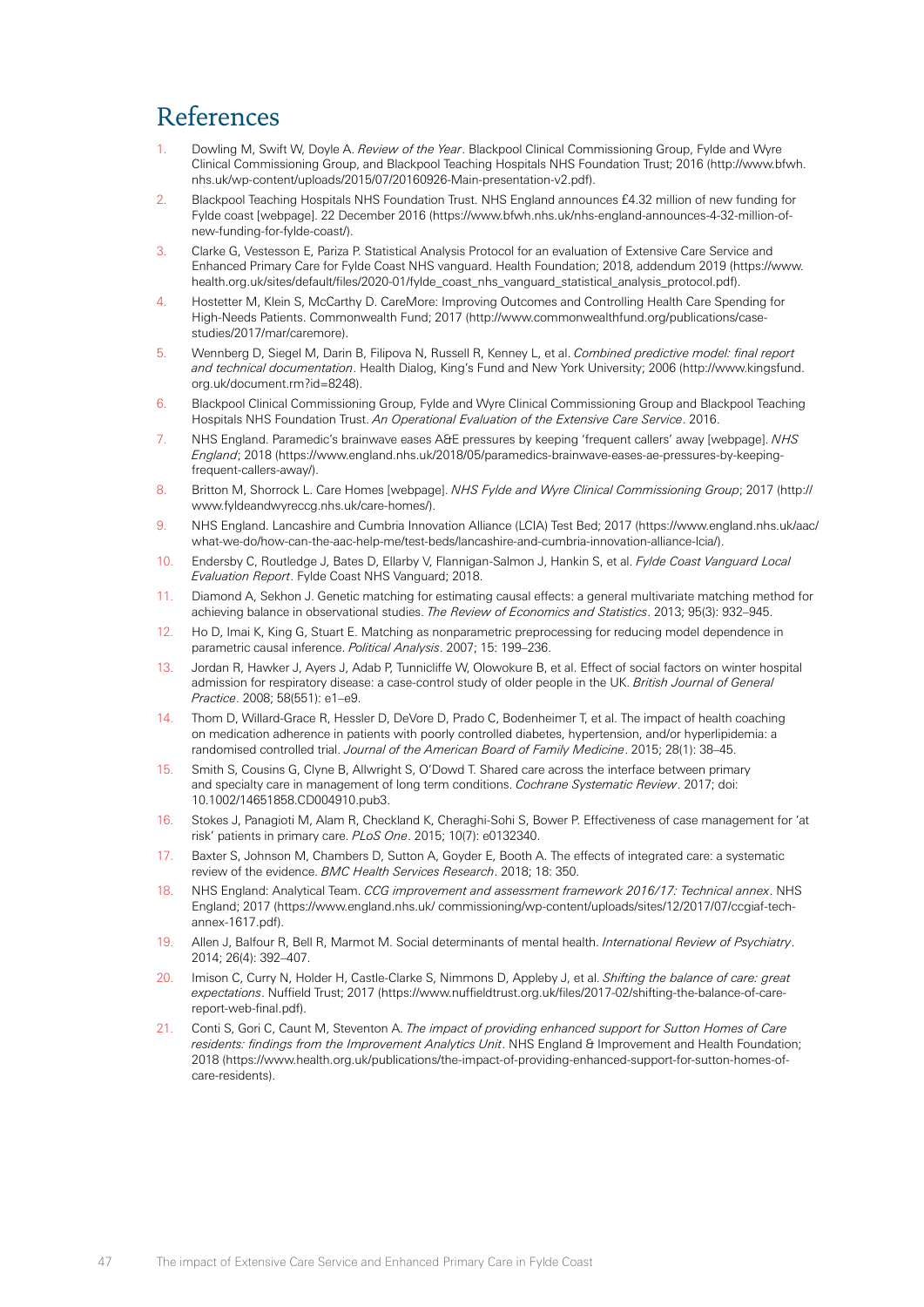# References

1. Dowling M, Swift W, Doyle A. *Review of the Year*. Blackpool Clinical Commissioning Group, Fylde and Wyre Clinical Commissioning Group, and Blackpool Teaching Hospitals NHS Foundation Trust; 2016 (http://www.bfwh.nhs.uk/wp-content/uploads/2015/07/20160926-Main-presentation-v2.pdf).
2. Blackpool Teaching Hospitals NHS Foundation Trust. NHS England announces £4.32 million of new funding for Fylde coast [webpage]. 22 December 2016 (https://www.bfwh.nhs.uk/nhs-england-announces-4-32-million-of-new-funding-for-fylde-coast/).
3. Clarke G, Vestesson E, Pariza P. Statistical Analysis Protocol for an evaluation of Extensive Care Service and Enhanced Primary Care for Fylde Coast NHS vanguard. Health Foundation; 2018, addendum 2019 (https://www.health.org.uk/sites/default/files/2020-01/fylde_coast_nhs_vanguard_statistical_analysis_protocol.pdf).
4. Hostetter M, Klein S, McCarthy D. CareMore: Improving Outcomes and Controlling Health Care Spending for High-Needs Patients. Commonwealth Fund; 2017 (http://www.commonwealthfund.org/publications/case-studies/2017/mar/caremore).
5. Wennberg D, Siegel M, Darin B, Filipova N, Russell R, Kenney L, et al. *Combined predictive model: final report and technical documentation*. Health Dialog, King's Fund and New York University; 2006 (http://www.kingsfund.org.uk/document.rm?id=8248).
6. Blackpool Clinical Commissioning Group, Fylde and Wyre Clinical Commissioning Group and Blackpool Teaching Hospitals NHS Foundation Trust. *An Operational Evaluation of the Extensive Care Service*. 2016.
7. NHS England. Paramedic's brainwave eases A&E pressures by keeping 'frequent callers' away [webpage]. *NHS England*; 2018 (https://www.england.nhs.uk/2018/05/paramedics-brainwave-eases-ae-pressures-by-keeping-frequent-callers-away/).
8. Britton M, Shorrock L. Care Homes [webpage]. *NHS Fylde and Wyre Clinical Commissioning Group*; 2017 (http://www.fyldeandwyreccg.nhs.uk/care-homes/).
9. NHS England. Lancashire and Cumbria Innovation Alliance (LCIA) Test Bed; 2017 (https://www.england.nhs.uk/aac/what-we-do/how-can-the-aac-help-me/test-beds/lancashire-and-cumbria-innovation-alliance-lcia/).
10. Endersby C, Routledge J, Bates D, Ellarby V, Flannigan-Salmon J, Hankin S, et al. *Fylde Coast Vanguard Local Evaluation Report*. Fylde Coast NHS Vanguard; 2018.
11. Diamond A, Sekhon J. Genetic matching for estimating causal effects: a general multivariate matching method for achieving balance in observational studies. *The Review of Economics and Statistics*. 2013; 95(3): 932–945.
12. Ho D, Imai K, King G, Stuart E. Matching as nonparametric preprocessing for reducing model dependence in parametric causal inference. *Political Analysis*. 2007; 15: 199–236.
13. Jordan R, Hawker J, Ayers J, Adab P, Tunnicliffe W, Olowokure B, et al. Effect of social factors on winter hospital admission for respiratory disease: a case-control study of older people in the UK. *British Journal of General Practice*. 2008; 58(551): e1–e9.
14. Thom D, Willard-Grace R, Hessler D, DeVore D, Prado C, Bodenheimer T, et al. The impact of health coaching on medication adherence in patients with poorly controlled diabetes, hypertension, and/or hyperlipidemia: a randomised controlled trial. *Journal of the American Board of Family Medicine*. 2015; 28(1): 38–45.
15. Smith S, Cousins G, Clyne B, Allwright S, O'Dowd T. Shared care across the interface between primary and specialty care in management of long term conditions. *Cochrane Systematic Review*. 2017; doi: 10.1002/14651858.CD004910.pub3.
16. Stokes J, Panagioti M, Alam R, Checkland K, Cheraghi-Sohi S, Bower P. Effectiveness of case management for 'at risk' patients in primary care. *PLoS One*. 2015; 10(7): e0132340.
17. Baxter S, Johnson M, Chambers D, Sutton A, Goyder E, Booth A. The effects of integrated care: a systematic review of the evidence. *BMC Health Services Research*. 2018; 18: 350.
18. NHS England: Analytical Team. *CCG improvement and assessment framework 2016/17: Technical annex*. NHS England; 2017 (https://www.england.nhs.uk/ commissioning/wp-content/uploads/sites/12/2017/07/ccgiaf-tech-annex-1617.pdf).
19. Allen J, Balfour R, Bell R, Marmot M. Social determinants of mental health. *International Review of Psychiatry*. 2014; 26(4): 392–407.
20. Imison C, Curry N, Holder H, Castle-Clarke S, Nimmons D, Appleby J, et al. *Shifting the balance of care: great expectations*. Nuffield Trust; 2017 (https://www.nuffieldtrust.org.uk/files/2017-02/shifting-the-balance-of-care-report-web-final.pdf).
21. Conti S, Gori C, Caunt M, Steventon A. *The impact of providing enhanced support for Sutton Homes of Care residents: findings from the Improvement Analytics Unit*. NHS England & Improvement and Health Foundation; 2018 (https://www.health.org.uk/publications/the-impact-of-providing-enhanced-support-for-sutton-homes-of-care-residents).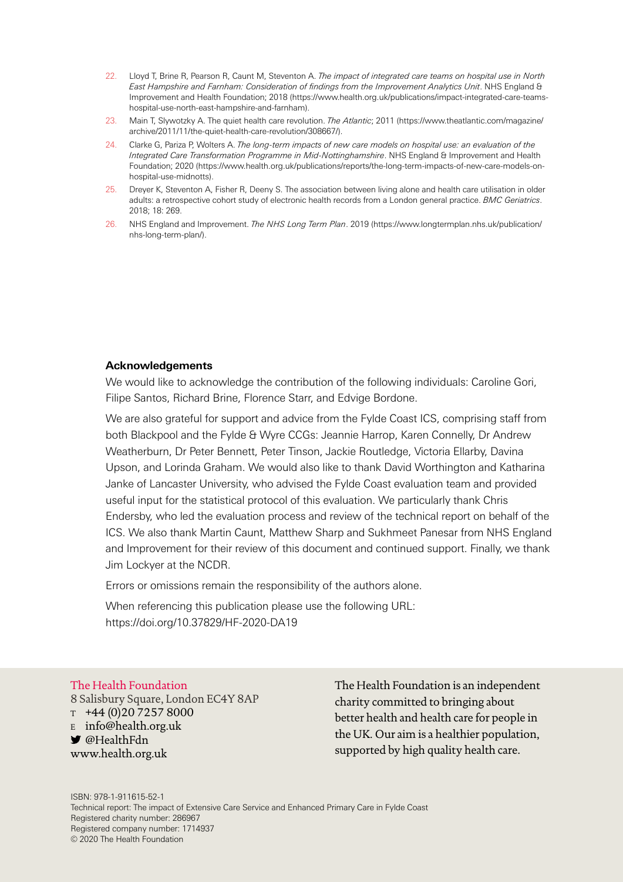22. Lloyd T, Brine R, Pearson R, Caunt M, Steventon A. *The impact of integrated care teams on hospital use in North East Hampshire and Farnham: Consideration of findings from the Improvement Analytics Unit*. NHS England & Improvement and Health Foundation; 2018 (https://www.health.org.uk/publications/impact-integrated-care-teams-hospital-use-north-east-hampshire-and-farnham).
23. Main T, Slywotzky A. The quiet health care revolution. *The Atlantic*; 2011 (https://www.theatlantic.com/magazine/archive/2011/11/the-quiet-health-care-revolution/308667/).
24. Clarke G, Pariza P, Wolters A. *The long-term impacts of new care models on hospital use: an evaluation of the Integrated Care Transformation Programme in Mid-Nottinghamshire*. NHS England & Improvement and Health Foundation; 2020 (https://www.health.org.uk/publications/reports/the-long-term-impacts-of-new-care-models-on-hospital-use-midnotts).
25. Dreyer K, Steventon A, Fisher R, Deeny S. The association between living alone and health care utilisation in older adults: a retrospective cohort study of electronic health records from a London general practice. *BMC Geriatrics*. 2018; 18: 269.
26. NHS England and Improvement. *The NHS Long Term Plan*. 2019 (https://www.longtermplan.nhs.uk/publication/nhs-long-term-plan/).

**Acknowledgements**

We would like to acknowledge the contribution of the following individuals: Caroline Gori, Filipe Santos, Richard Brine, Florence Starr, and Edvige Bordone.

We are also grateful for support and advice from the Fylde Coast ICS, comprising staff from both Blackpool and the Fylde & Wyre CCGs: Jeannie Harrop, Karen Connelly, Dr Andrew Weatherburn, Dr Peter Bennett, Peter Tinson, Jackie Routledge, Victoria Ellarby, Davina Upson, and Lorinda Graham. We would also like to thank David Worthington and Katharina Janke of Lancaster University, who advised the Fylde Coast evaluation team and provided useful input for the statistical protocol of this evaluation. We particularly thank Chris Endersby, who led the evaluation process and review of the technical report on behalf of the ICS. We also thank Martin Caunt, Matthew Sharp and Sukhmeet Panesar from NHS England and Improvement for their review of this document and continued support. Finally, we thank Jim Lockyer at the NCDR.

Errors or omissions remain the responsibility of the authors alone.

When referencing this publication please use the following URL:
https://doi.org/10.37829/HF-2020-DA19

The Health Foundation
8 Salisbury Square, London EC4Y 8AP
T +44 (0)20 7257 8000
E info@health.org.uk
@HealthFdn
www.health.org.uk

The Health Foundation is an independent charity committed to bringing about better health and health care for people in the UK. Our aim is a healthier population, supported by high quality health care.

ISBN: 978-1-911615-52-1
Technical report: The impact of Extensive Care Service and Enhanced Primary Care in Fylde Coast
Registered charity number: 286967
Registered company number: 1714937
© 2020 The Health Foundation